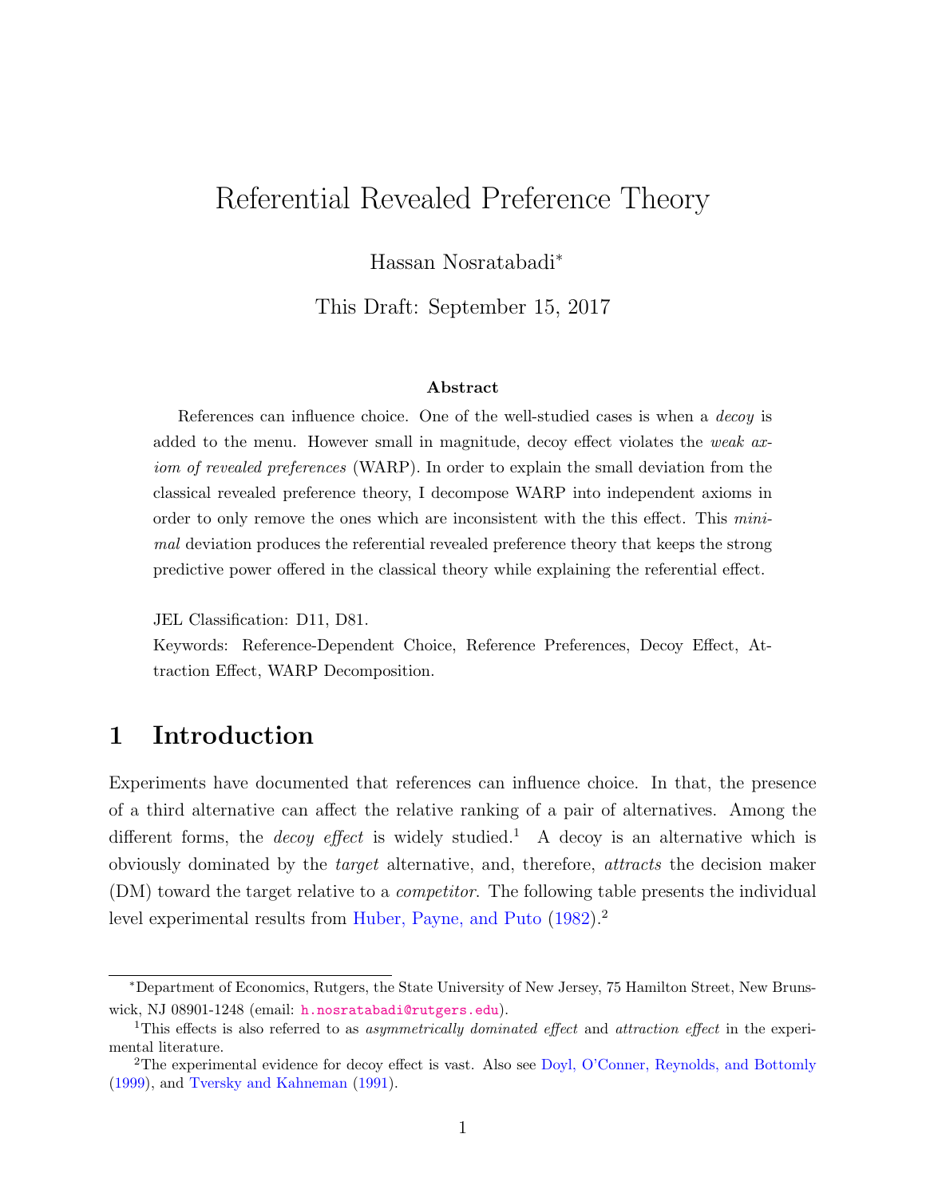# Referential Revealed Preference Theory

Hassan Nosratabadi*

This Draft: September 15, 2017

**Abstract**

References can influence choice. One of the well-studied cases is when a *decoy* is added to the menu. However small in magnitude, decoy effect violates the *weak axiom of revealed preferences* (WARP). In order to explain the small deviation from the classical revealed preference theory, I decompose WARP into independent axioms in order to only remove the ones which are inconsistent with the this effect. This *minimal* deviation produces the referential revealed preference theory that keeps the strong predictive power offered in the classical theory while explaining the referential effect.

JEL Classification: D11, D81.

Keywords: Reference-Dependent Choice, Reference Preferences, Decoy Effect, Attraction Effect, WARP Decomposition.

## 1 Introduction

Experiments have documented that references can influence choice. In that, the presence of a third alternative can affect the relative ranking of a pair of alternatives. Among the different forms, the *decoy effect* is widely studied.[1] A decoy is an alternative which is obviously dominated by the *target* alternative, and, therefore, *attracts* the decision maker (DM) toward the target relative to a *competitor*. The following table presents the individual level experimental results from Huber, Payne, and Puto (1982).[2]

*Department of Economics, Rutgers, the State University of New Jersey, 75 Hamilton Street, New Brunswick, NJ 08901-1248 (email: h.nosratabadi@rutgers.edu).

[1] This effects is also referred to as *asymmetrically dominated effect* and *attraction effect* in the experimental literature.

[2] The experimental evidence for decoy effect is vast. Also see Doyl, O'Conner, Reynolds, and Bottomly (1999), and Tversky and Kahneman (1991).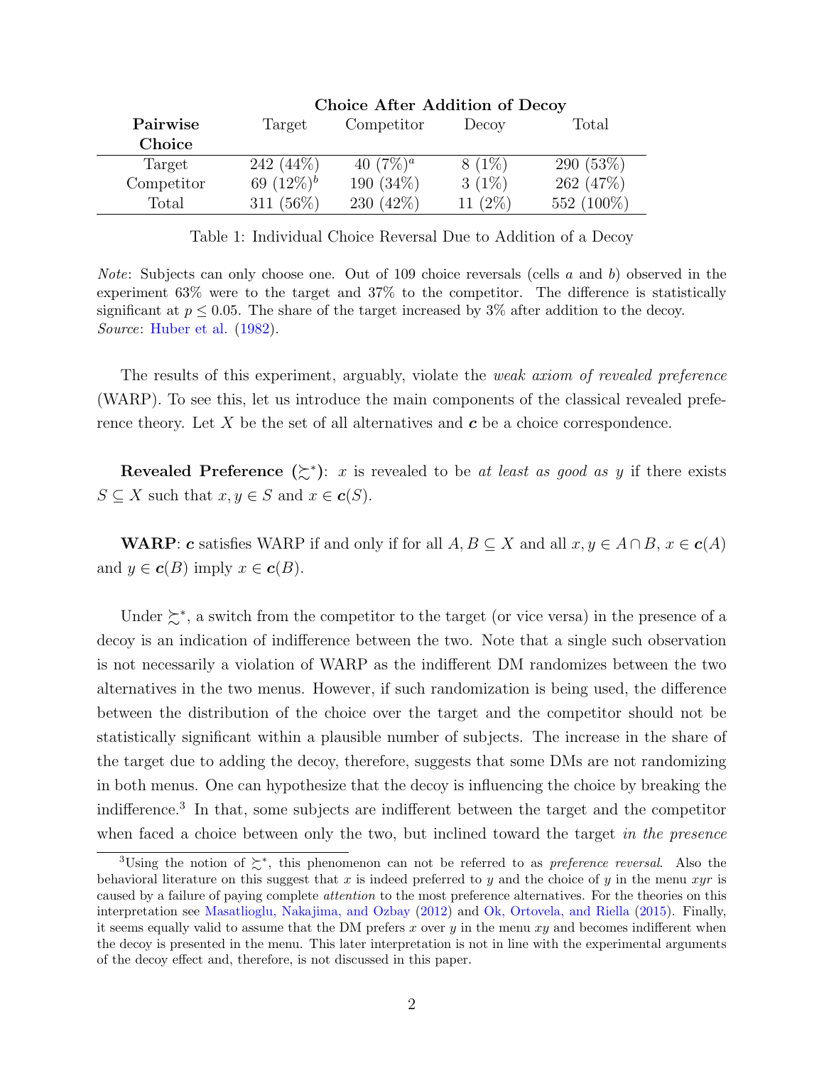| Pairwise Choice | Choice After Addition of Decoy | | | |
|---|---|---|---|---|
| | Target | Competitor | Decoy | Total |
| Target | 242 (44%) | 40 (7%)[a] | 8 (1%) | 290 (53%) |
| Competitor | 69 (12%)[b] | 190 (34%) | 3 (1%) | 262 (47%) |
| Total | 311 (56%) | 230 (42%) | 11 (2%) | 552 (100%) |

Table 1: Individual Choice Reversal Due to Addition of a Decoy

*Note*: Subjects can only choose one. Out of 109 choice reversals (cells *a* and *b*) observed in the experiment 63% were to the target and 37% to the competitor. The difference is statistically significant at $p \leq 0.05$. The share of the target increased by 3% after addition to the decoy.
*Source*: Huber et al. (1982).

The results of this experiment, arguably, violate the *weak axiom of revealed preference* (WARP). To see this, let us introduce the main components of the classical revealed preference theory. Let $X$ be the set of all alternatives and $\boldsymbol{c}$ be a choice correspondence.

**Revealed Preference ($\succsim^*$)**: $x$ is revealed to be *at least as good as* $y$ if there exists $S \subseteq X$ such that $x, y \in S$ and $x \in \boldsymbol{c}(S)$.

**WARP**: $\boldsymbol{c}$ satisfies WARP if and only if for all $A, B \subseteq X$ and all $x, y \in A \cap B$, $x \in \boldsymbol{c}(A)$ and $y \in \boldsymbol{c}(B)$ imply $x \in \boldsymbol{c}(B)$.

Under $\succsim^*$, a switch from the competitor to the target (or vice versa) in the presence of a decoy is an indication of indifference between the two. Note that a single such observation is not necessarily a violation of WARP as the indifferent DM randomizes between the two alternatives in the two menus. However, if such randomization is being used, the difference between the distribution of the choice over the target and the competitor should not be statistically significant within a plausible number of subjects. The increase in the share of the target due to adding the decoy, therefore, suggests that some DMs are not randomizing in both menus. One can hypothesize that the decoy is influencing the choice by breaking the indifference.[3] In that, some subjects are indifferent between the target and the competitor when faced a choice between only the two, but inclined toward the target *in the presence*

[3]Using the notion of $\succsim^*$, this phenomenon can not be referred to as *preference reversal*. Also the behavioral literature on this suggest that $x$ is indeed preferred to $y$ and the choice of $y$ in the menu $xyr$ is caused by a failure of paying complete *attention* to the most preference alternatives. For the theories on this interpretation see Masatlioglu, Nakajima, and Ozbay (2012) and Ok, Ortovela, and Riella (2015). Finally, it seems equally valid to assume that the DM prefers $x$ over $y$ in the menu $xy$ and becomes indifferent when the decoy is presented in the menu. This later interpretation is not in line with the experimental arguments of the decoy effect and, therefore, is not discussed in this paper.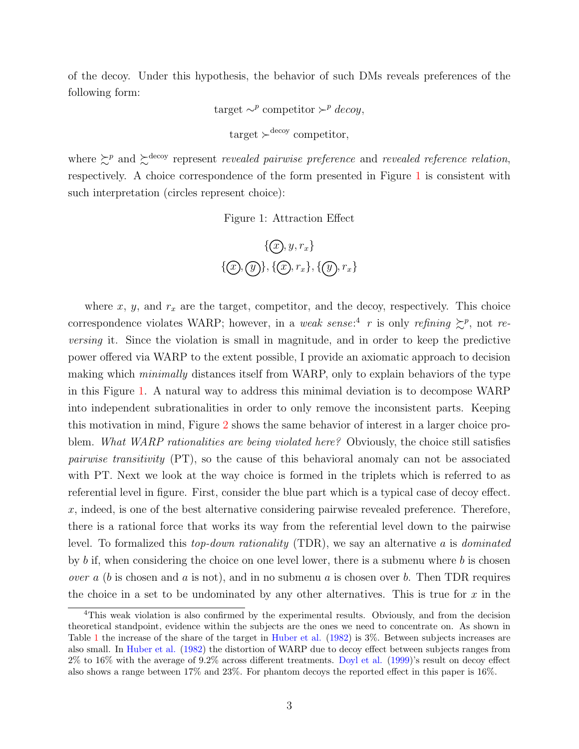of the decoy. Under this hypothesis, the behavior of such DMs reveals preferences of the following form:

$$\text{target} \sim^p \text{competitor} \succ^p \textit{decoy},$$

$$\text{target} \succ^{\text{decoy}} \text{competitor},$$

where $\succsim^p$ and $\succsim^{\text{decoy}}$ represent *revealed pairwise preference* and *revealed reference relation*, respectively. A choice correspondence of the form presented in Figure 1 is consistent with such interpretation (circles represent choice):

Figure 1: Attraction Effect

$$\{\textcircled{x}, y, r_x\}$$

$$\{\textcircled{x}, \textcircled{y}\}, \{\textcircled{x}, r_x\}, \{\textcircled{y}, r_x\}$$

where $x$, $y$, and $r_x$ are the target, competitor, and the decoy, respectively. This choice correspondence violates WARP; however, in a *weak sense*:[4] $r$ is only *refining* $\succsim^p$, not *reversing* it. Since the violation is small in magnitude, and in order to keep the predictive power offered via WARP to the extent possible, I provide an axiomatic approach to decision making which *minimally* distances itself from WARP, only to explain behaviors of the type in this Figure 1. A natural way to address this minimal deviation is to decompose WARP into independent subrationalities in order to only remove the inconsistent parts. Keeping this motivation in mind, Figure 2 shows the same behavior of interest in a larger choice problem. *What WARP rationalities are being violated here?* Obviously, the choice still satisfies *pairwise transitivity* (PT), so the cause of this behavioral anomaly can not be associated with PT. Next we look at the way choice is formed in the triplets which is referred to as referential level in figure. First, consider the blue part which is a typical case of decoy effect. $x$, indeed, is one of the best alternative considering pairwise revealed preference. Therefore, there is a rational force that works its way from the referential level down to the pairwise level. To formalized this *top-down rationality* (TDR), we say an alternative $a$ is *dominated* by $b$ if, when considering the choice on one level lower, there is a submenu where $b$ is chosen *over* $a$ ($b$ is chosen and $a$ is not), and in no submenu $a$ is chosen over $b$. Then TDR requires the choice in a set to be undominated by any other alternatives. This is true for $x$ in the

[4]This weak violation is also confirmed by the experimental results. Obviously, and from the decision theoretical standpoint, evidence within the subjects are the ones we need to concentrate on. As shown in Table 1 the increase of the share of the target in Huber et al. (1982) is 3%. Between subjects increases are also small. In Huber et al. (1982) the distortion of WARP due to decoy effect between subjects ranges from 2% to 16% with the average of 9.2% across different treatments. Doyl et al. (1999)'s result on decoy effect also shows a range between 17% and 23%. For phantom decoys the reported effect in this paper is 16%.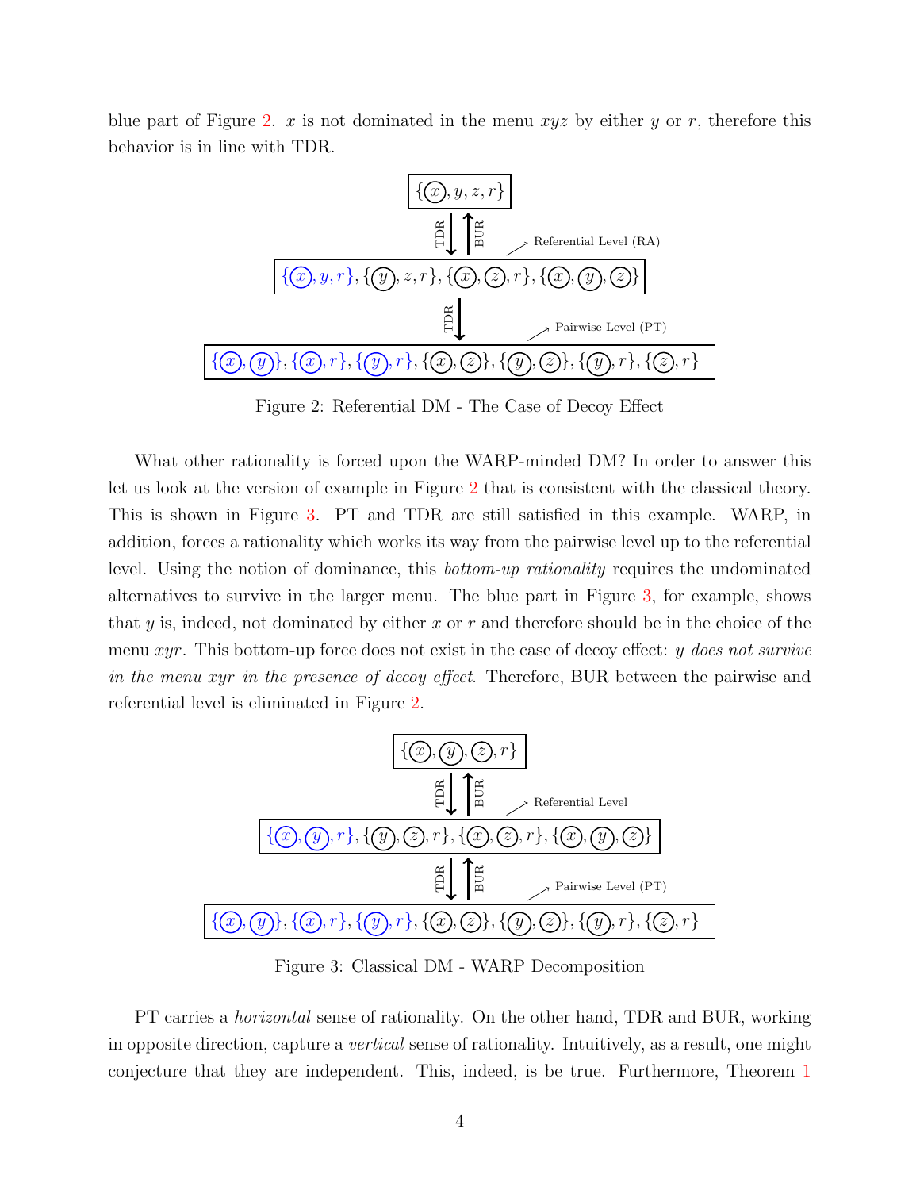blue part of Figure 2. $x$ is not dominated in the menu $xyz$ by either $y$ or $r$, therefore this behavior is in line with TDR.

$$\{\textcircled{x}, y, z, r\}$$

TDR ↓ ↑ BUR — Referential Level (RA)

$$\{\textcircled{x}, y, r\}, \{\textcircled{y}, z, r\}, \{\textcircled{x}, \textcircled{z}, r\}, \{\textcircled{x}, \textcircled{y}, \textcircled{z}\}$$

TDR ↓ — Pairwise Level (PT)

$$\{\textcircled{x}, \textcircled{y}\}, \{\textcircled{x}, r\}, \{\textcircled{y}, r\}, \{\textcircled{x}, \textcircled{z}\}, \{\textcircled{y}, \textcircled{z}\}, \{\textcircled{y}, r\}, \{\textcircled{z}, r\}$$

Figure 2: Referential DM - The Case of Decoy Effect

What other rationality is forced upon the WARP-minded DM? In order to answer this let us look at the version of example in Figure 2 that is consistent with the classical theory. This is shown in Figure 3. PT and TDR are still satisfied in this example. WARP, in addition, forces a rationality which works its way from the pairwise level up to the referential level. Using the notion of dominance, this *bottom-up rationality* requires the undominated alternatives to survive in the larger menu. The blue part in Figure 3, for example, shows that $y$ is, indeed, not dominated by either $x$ or $r$ and therefore should be in the choice of the menu $xyr$. This bottom-up force does not exist in the case of decoy effect: *$y$ does not survive in the menu $xyr$ in the presence of decoy effect.* Therefore, BUR between the pairwise and referential level is eliminated in Figure 2.

$$\{\textcircled{x}, \textcircled{y}, \textcircled{z}, r\}$$

TDR ↓ ↑ BUR — Referential Level

$$\{\textcircled{x}, \textcircled{y}, r\}, \{\textcircled{y}, \textcircled{z}, r\}, \{\textcircled{x}, \textcircled{z}, r\}, \{\textcircled{x}, \textcircled{y}, \textcircled{z}\}$$

TDR ↓ ↑ BUR — Pairwise Level (PT)

$$\{\textcircled{x}, \textcircled{y}\}, \{\textcircled{x}, r\}, \{\textcircled{y}, r\}, \{\textcircled{x}, \textcircled{z}\}, \{\textcircled{y}, \textcircled{z}\}, \{\textcircled{y}, r\}, \{\textcircled{z}, r\}$$

Figure 3: Classical DM - WARP Decomposition

PT carries a *horizontal* sense of rationality. On the other hand, TDR and BUR, working in opposite direction, capture a *vertical* sense of rationality. Intuitively, as a result, one might conjecture that they are independent. This, indeed, is be true. Furthermore, Theorem 1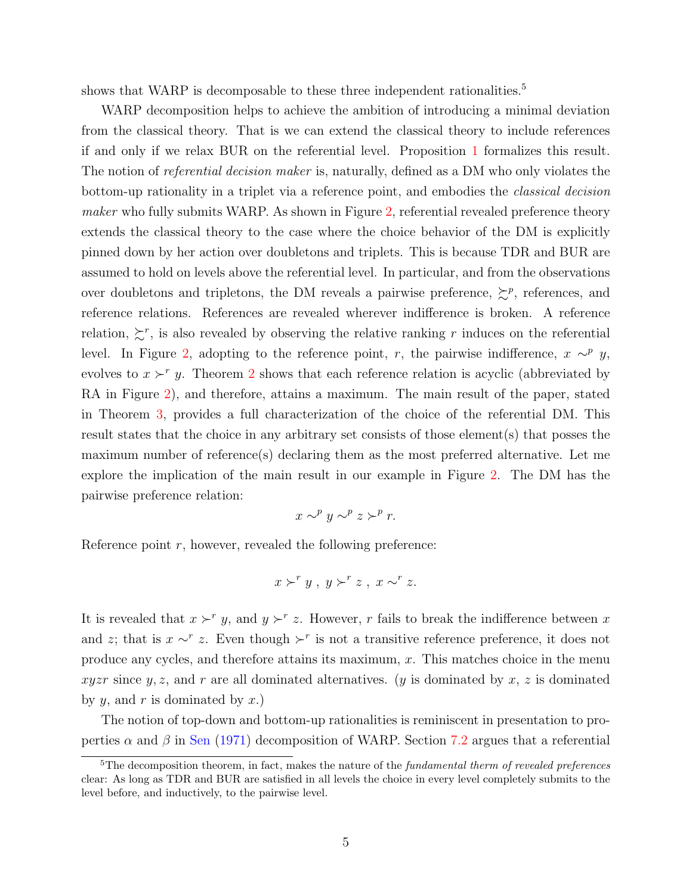shows that WARP is decomposable to these three independent rationalities.[5]

WARP decomposition helps to achieve the ambition of introducing a minimal deviation from the classical theory. That is we can extend the classical theory to include references if and only if we relax BUR on the referential level. Proposition 1 formalizes this result. The notion of *referential decision maker* is, naturally, defined as a DM who only violates the bottom-up rationality in a triplet via a reference point, and embodies the *classical decision maker* who fully submits WARP. As shown in Figure 2, referential revealed preference theory extends the classical theory to the case where the choice behavior of the DM is explicitly pinned down by her action over doubletons and triplets. This is because TDR and BUR are assumed to hold on levels above the referential level. In particular, and from the observations over doubletons and tripletons, the DM reveals a pairwise preference, $\succsim^p$, references, and reference relations. References are revealed wherever indifference is broken. A reference relation, $\succsim^r$, is also revealed by observing the relative ranking $r$ induces on the referential level. In Figure 2, adopting to the reference point, $r$, the pairwise indifference, $x \sim^p y$, evolves to $x \succ^r y$. Theorem 2 shows that each reference relation is acyclic (abbreviated by RA in Figure 2), and therefore, attains a maximum. The main result of the paper, stated in Theorem 3, provides a full characterization of the choice of the referential DM. This result states that the choice in any arbitrary set consists of those element(s) that posses the maximum number of reference(s) declaring them as the most preferred alternative. Let me explore the implication of the main result in our example in Figure 2. The DM has the pairwise preference relation:

$$x \sim^p y \sim^p z \succ^p r.$$

Reference point $r$, however, revealed the following preference:

$$x \succ^r y \ , \ y \succ^r z \ , \ x \sim^r z.$$

It is revealed that $x \succ^r y$, and $y \succ^r z$. However, $r$ fails to break the indifference between $x$ and $z$; that is $x \sim^r z$. Even though $\succ^r$ is not a transitive reference preference, it does not produce any cycles, and therefore attains its maximum, $x$. This matches choice in the menu $xyzr$ since $y, z$, and $r$ are all dominated alternatives. ($y$ is dominated by $x$, $z$ is dominated by $y$, and $r$ is dominated by $x$.)

The notion of top-down and bottom-up rationalities is reminiscent in presentation to properties $\alpha$ and $\beta$ in Sen (1971) decomposition of WARP. Section 7.2 argues that a referential

[5] The decomposition theorem, in fact, makes the nature of the *fundamental therm of revealed preferences* clear: As long as TDR and BUR are satisfied in all levels the choice in every level completely submits to the level before, and inductively, to the pairwise level.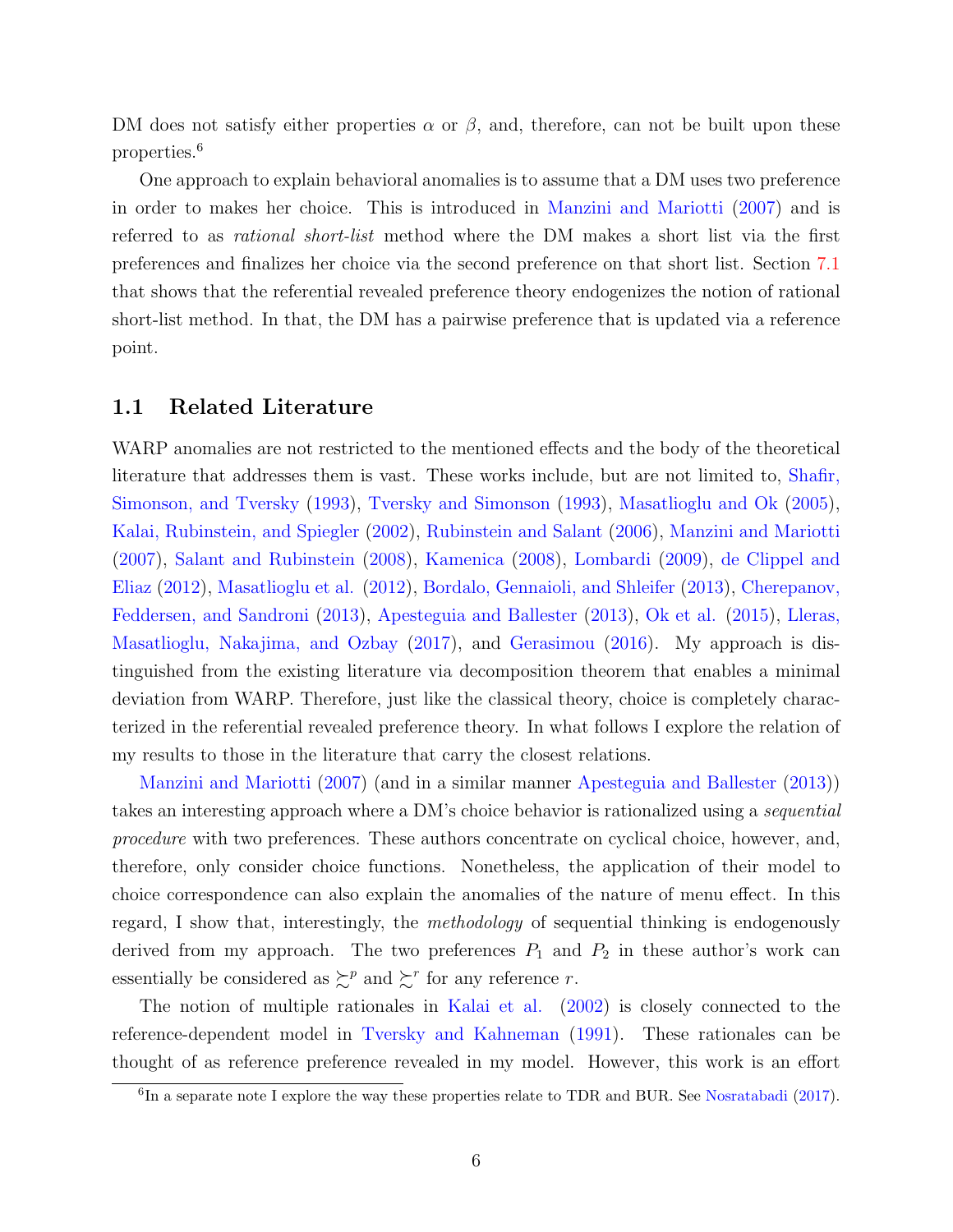DM does not satisfy either properties $\alpha$ or $\beta$, and, therefore, can not be built upon these properties.[6]

One approach to explain behavioral anomalies is to assume that a DM uses two preference in order to makes her choice. This is introduced in Manzini and Mariotti (2007) and is referred to as *rational short-list* method where the DM makes a short list via the first preferences and finalizes her choice via the second preference on that short list. Section 7.1 that shows that the referential revealed preference theory endogenizes the notion of rational short-list method. In that, the DM has a pairwise preference that is updated via a reference point.

## 1.1 Related Literature

WARP anomalies are not restricted to the mentioned effects and the body of the theoretical literature that addresses them is vast. These works include, but are not limited to, Shafir, Simonson, and Tversky (1993), Tversky and Simonson (1993), Masatlioglu and Ok (2005), Kalai, Rubinstein, and Spiegler (2002), Rubinstein and Salant (2006), Manzini and Mariotti (2007), Salant and Rubinstein (2008), Kamenica (2008), Lombardi (2009), de Clippel and Eliaz (2012), Masatlioglu et al. (2012), Bordalo, Gennaioli, and Shleifer (2013), Cherepanov, Feddersen, and Sandroni (2013), Apesteguia and Ballester (2013), Ok et al. (2015), Lleras, Masatlioglu, Nakajima, and Ozbay (2017), and Gerasimou (2016). My approach is distinguished from the existing literature via decomposition theorem that enables a minimal deviation from WARP. Therefore, just like the classical theory, choice is completely characterized in the referential revealed preference theory. In what follows I explore the relation of my results to those in the literature that carry the closest relations.

Manzini and Mariotti (2007) (and in a similar manner Apesteguia and Ballester (2013)) takes an interesting approach where a DM's choice behavior is rationalized using a *sequential procedure* with two preferences. These authors concentrate on cyclical choice, however, and, therefore, only consider choice functions. Nonetheless, the application of their model to choice correspondence can also explain the anomalies of the nature of menu effect. In this regard, I show that, interestingly, the *methodology* of sequential thinking is endogenously derived from my approach. The two preferences $P_1$ and $P_2$ in these author's work can essentially be considered as $\succsim^p$ and $\succsim^r$ for any reference $r$.

The notion of multiple rationales in Kalai et al. (2002) is closely connected to the reference-dependent model in Tversky and Kahneman (1991). These rationales can be thought of as reference preference revealed in my model. However, this work is an effort

[6] In a separate note I explore the way these properties relate to TDR and BUR. See Nosratabadi (2017).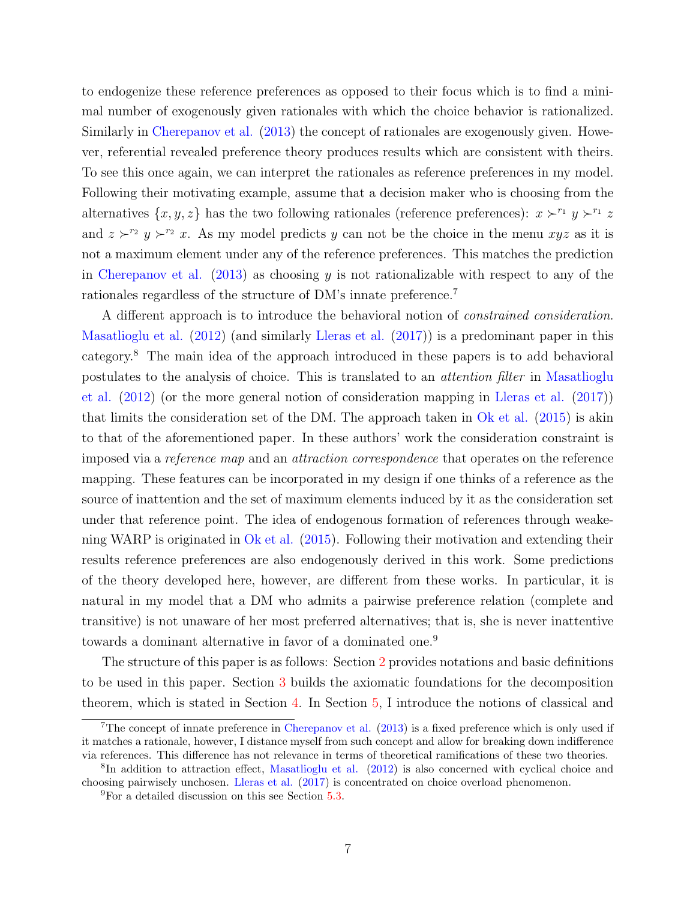to endogenize these reference preferences as opposed to their focus which is to find a minimal number of exogenously given rationales with which the choice behavior is rationalized. Similarly in Cherepanov et al. (2013) the concept of rationales are exogenously given. However, referential revealed preference theory produces results which are consistent with theirs. To see this once again, we can interpret the rationales as reference preferences in my model. Following their motivating example, assume that a decision maker who is choosing from the alternatives $\{x, y, z\}$ has the two following rationales (reference preferences): $x \succ^{r_1} y \succ^{r_1} z$ and $z \succ^{r_2} y \succ^{r_2} x$. As my model predicts $y$ can not be the choice in the menu $xyz$ as it is not a maximum element under any of the reference preferences. This matches the prediction in Cherepanov et al. (2013) as choosing $y$ is not rationalizable with respect to any of the rationales regardless of the structure of DM's innate preference.[7]

A different approach is to introduce the behavioral notion of *constrained consideration*. Masatlioglu et al. (2012) (and similarly Lleras et al. (2017)) is a predominant paper in this category.[8] The main idea of the approach introduced in these papers is to add behavioral postulates to the analysis of choice. This is translated to an *attention filter* in Masatlioglu et al. (2012) (or the more general notion of consideration mapping in Lleras et al. (2017)) that limits the consideration set of the DM. The approach taken in Ok et al. (2015) is akin to that of the aforementioned paper. In these authors' work the consideration constraint is imposed via a *reference map* and an *attraction correspondence* that operates on the reference mapping. These features can be incorporated in my design if one thinks of a reference as the source of inattention and the set of maximum elements induced by it as the consideration set under that reference point. The idea of endogenous formation of references through weakening WARP is originated in Ok et al. (2015). Following their motivation and extending their results reference preferences are also endogenously derived in this work. Some predictions of the theory developed here, however, are different from these works. In particular, it is natural in my model that a DM who admits a pairwise preference relation (complete and transitive) is not unaware of her most preferred alternatives; that is, she is never inattentive towards a dominant alternative in favor of a dominated one.[9]

The structure of this paper is as follows: Section 2 provides notations and basic definitions to be used in this paper. Section 3 builds the axiomatic foundations for the decomposition theorem, which is stated in Section 4. In Section 5, I introduce the notions of classical and

[7] The concept of innate preference in Cherepanov et al. (2013) is a fixed preference which is only used if it matches a rationale, however, I distance myself from such concept and allow for breaking down indifference via references. This difference has not relevance in terms of theoretical ramifications of these two theories.

[8] In addition to attraction effect, Masatlioglu et al. (2012) is also concerned with cyclical choice and choosing pairwisely unchosen. Lleras et al. (2017) is concentrated on choice overload phenomenon.

[9] For a detailed discussion on this see Section 5.3.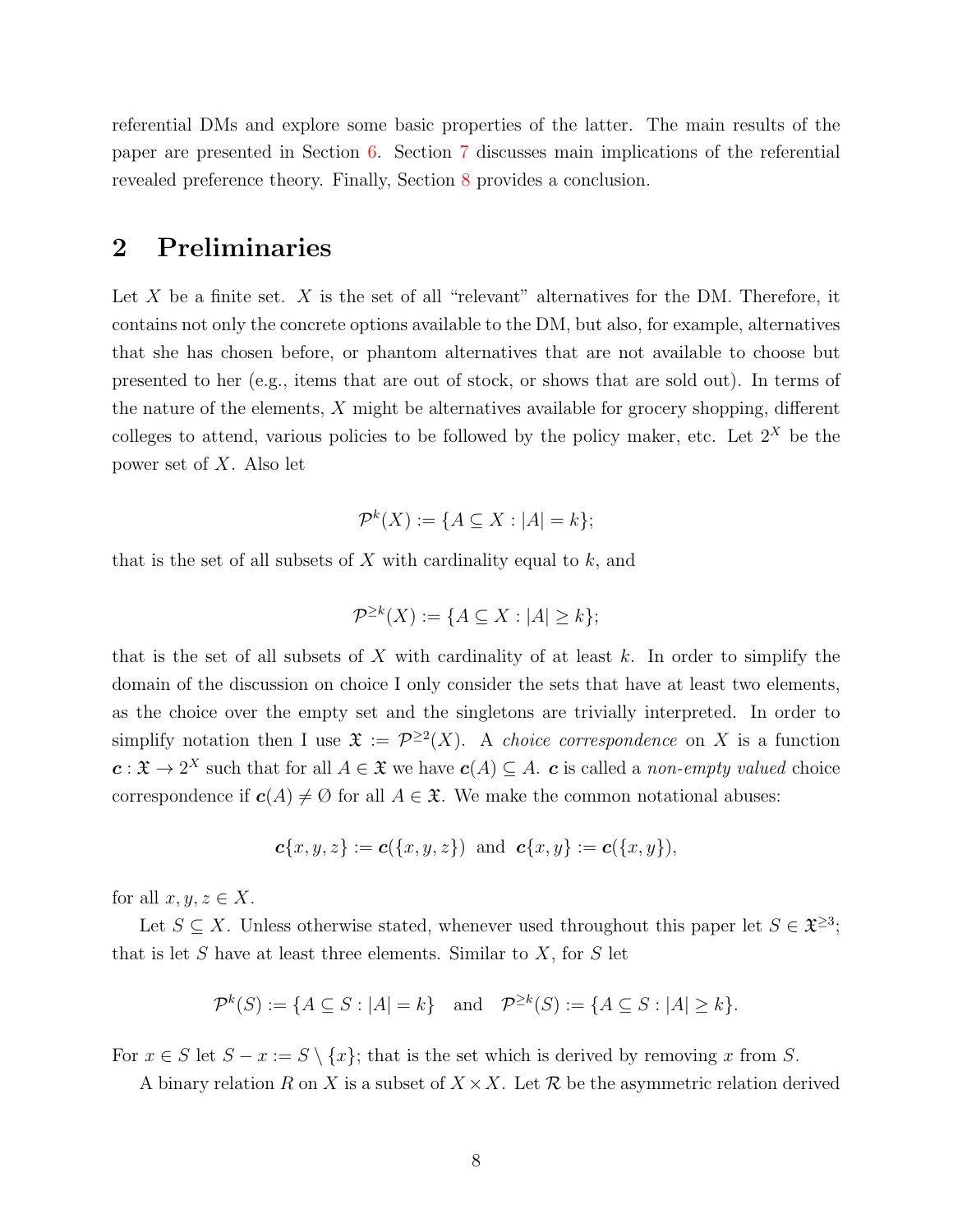referential DMs and explore some basic properties of the latter. The main results of the paper are presented in Section 6. Section 7 discusses main implications of the referential revealed preference theory. Finally, Section 8 provides a conclusion.

## 2 Preliminaries

Let $X$ be a finite set. $X$ is the set of all "relevant" alternatives for the DM. Therefore, it contains not only the concrete options available to the DM, but also, for example, alternatives that she has chosen before, or phantom alternatives that are not available to choose but presented to her (e.g., items that are out of stock, or shows that are sold out). In terms of the nature of the elements, $X$ might be alternatives available for grocery shopping, different colleges to attend, various policies to be followed by the policy maker, etc. Let $2^X$ be the power set of $X$. Also let

$$\mathcal{P}^k(X) := \{A \subseteq X : |A| = k\};$$

that is the set of all subsets of $X$ with cardinality equal to $k$, and

$$\mathcal{P}^{\geq k}(X) := \{A \subseteq X : |A| \geq k\};$$

that is the set of all subsets of $X$ with cardinality of at least $k$. In order to simplify the domain of the discussion on choice I only consider the sets that have at least two elements, as the choice over the empty set and the singletons are trivially interpreted. In order to simplify notation then I use $\mathfrak{X} := \mathcal{P}^{\geq 2}(X)$. A *choice correspondence* on $X$ is a function $\boldsymbol{c} : \mathfrak{X} \to 2^X$ such that for all $A \in \mathfrak{X}$ we have $\boldsymbol{c}(A) \subseteq A$. $\boldsymbol{c}$ is called a *non-empty valued* choice correspondence if $\boldsymbol{c}(A) \neq \emptyset$ for all $A \in \mathfrak{X}$. We make the common notational abuses:

$$\boldsymbol{c}\{x, y, z\} := \boldsymbol{c}(\{x, y, z\}) \text{ and } \boldsymbol{c}\{x, y\} := \boldsymbol{c}(\{x, y\}),$$

for all $x, y, z \in X$.

Let $S \subseteq X$. Unless otherwise stated, whenever used throughout this paper let $S \in \mathfrak{X}^{\geq 3}$; that is let $S$ have at least three elements. Similar to $X$, for $S$ let

$$\mathcal{P}^k(S) := \{A \subseteq S : |A| = k\} \quad \text{and} \quad \mathcal{P}^{\geq k}(S) := \{A \subseteq S : |A| \geq k\}.$$

For $x \in S$ let $S - x := S \setminus \{x\}$; that is the set which is derived by removing $x$ from $S$.

A binary relation $R$ on $X$ is a subset of $X \times X$. Let $\mathcal{R}$ be the asymmetric relation derived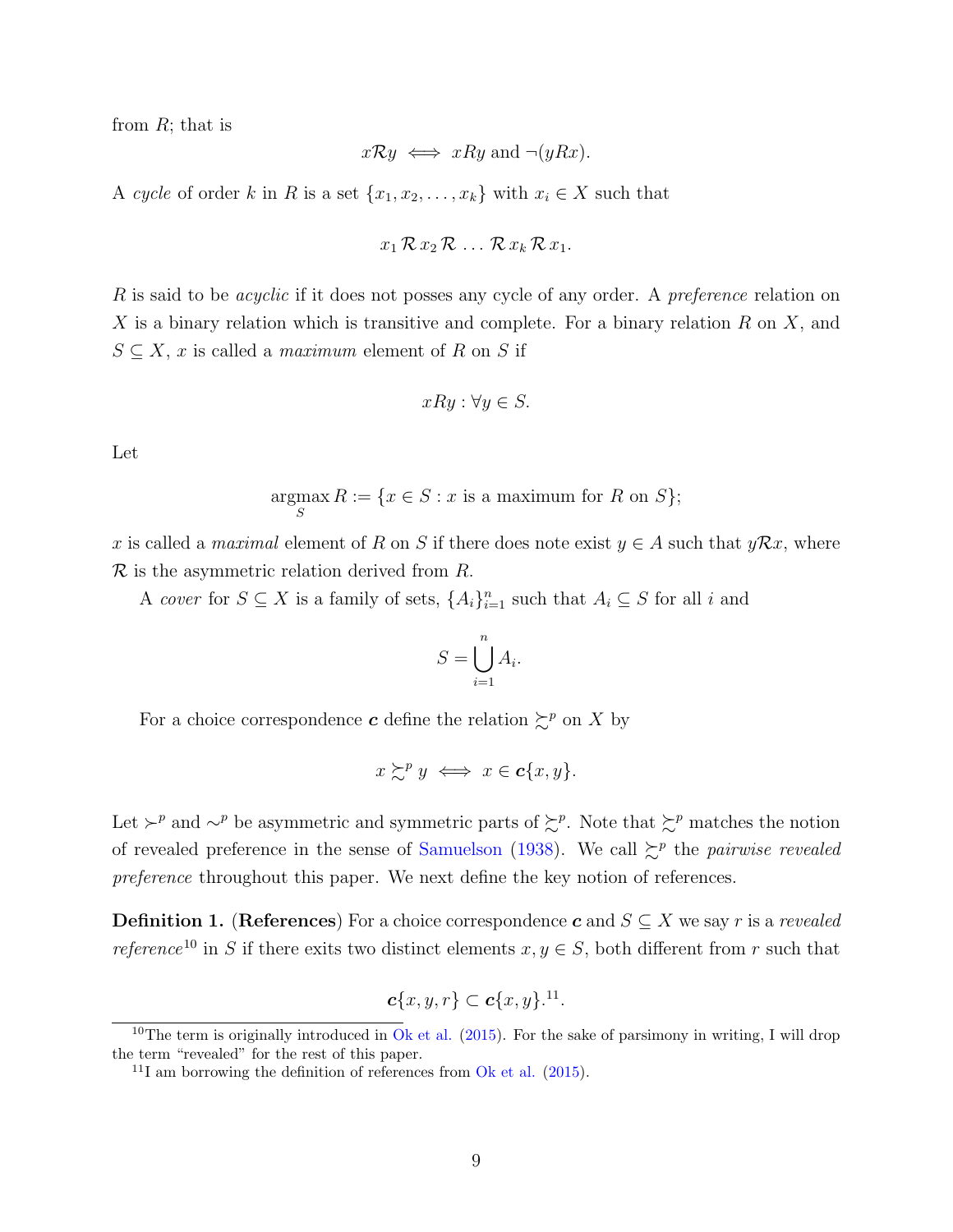from $R$; that is

$$x \mathcal{R} y \iff xRy \text{ and } \neg(yRx).$$

A *cycle* of order $k$ in $R$ is a set $\{x_1, x_2, \ldots, x_k\}$ with $x_i \in X$ such that

$$x_1 \, \mathcal{R} \, x_2 \, \mathcal{R} \, \ldots \, \mathcal{R} \, x_k \, \mathcal{R} \, x_1.$$

$R$ is said to be *acyclic* if it does not posses any cycle of any order. A *preference* relation on $X$ is a binary relation which is transitive and complete. For a binary relation $R$ on $X$, and $S \subseteq X$, $x$ is called a *maximum* element of $R$ on $S$ if

$$xRy : \forall y \in S.$$

Let

$$\operatorname*{argmax}_S R := \{x \in S : x \text{ is a maximum for } R \text{ on } S\};$$

$x$ is called a *maximal* element of $R$ on $S$ if there does note exist $y \in A$ such that $y\mathcal{R}x$, where $\mathcal{R}$ is the asymmetric relation derived from $R$.

A *cover* for $S \subseteq X$ is a family of sets, $\{A_i\}_{i=1}^n$ such that $A_i \subseteq S$ for all $i$ and

$$S = \bigcup_{i=1}^{n} A_i.$$

For a choice correspondence $\boldsymbol{c}$ define the relation $\succsim^p$ on $X$ by

$$x \succsim^p y \iff x \in \boldsymbol{c}\{x, y\}.$$

Let $\succ^p$ and $\sim^p$ be asymmetric and symmetric parts of $\succsim^p$. Note that $\succsim^p$ matches the notion of revealed preference in the sense of Samuelson (1938). We call $\succsim^p$ the *pairwise revealed preference* throughout this paper. We next define the key notion of references.

**Definition 1.** (**References**) For a choice correspondence $\boldsymbol{c}$ and $S \subseteq X$ we say $r$ is a *revealed reference*[10] in $S$ if there exits two distinct elements $x, y \in S$, both different from $r$ such that

$$\boldsymbol{c}\{x, y, r\} \subset \boldsymbol{c}\{x, y\}.$$[11].

[10] The term is originally introduced in Ok et al. (2015). For the sake of parsimony in writing, I will drop the term "revealed" for the rest of this paper.

[11] I am borrowing the definition of references from Ok et al. (2015).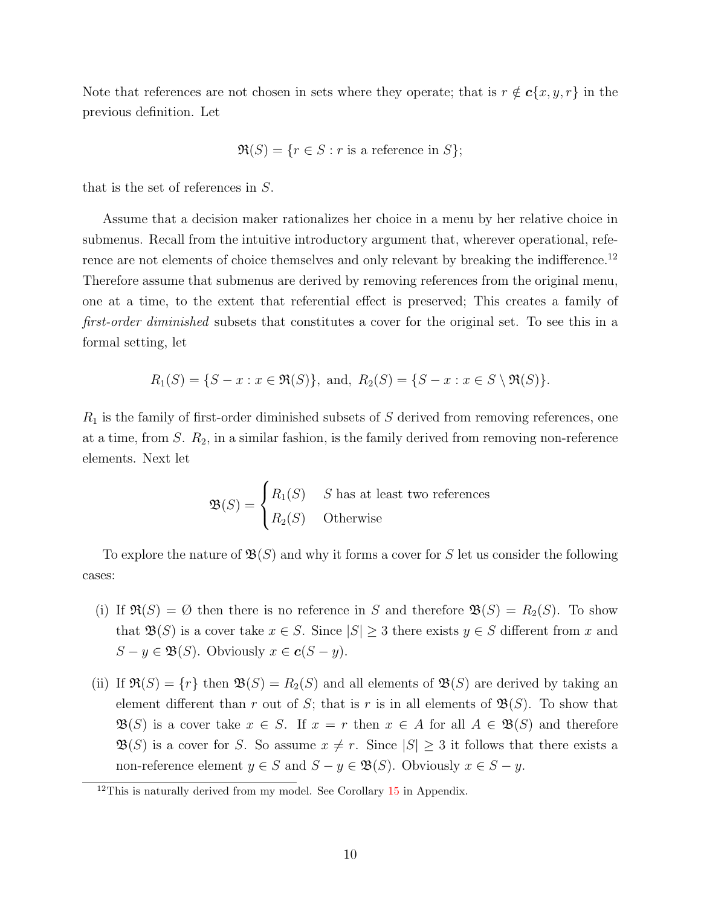Note that references are not chosen in sets where they operate; that is $r \notin \boldsymbol{c}\{x, y, r\}$ in the previous definition. Let

$$\mathfrak{R}(S) = \{r \in S : r \text{ is a reference in } S\};$$

that is the set of references in $S$.

Assume that a decision maker rationalizes her choice in a menu by her relative choice in submenus. Recall from the intuitive introductory argument that, wherever operational, reference are not elements of choice themselves and only relevant by breaking the indifference.[12] Therefore assume that submenus are derived by removing references from the original menu, one at a time, to the extent that referential effect is preserved; This creates a family of *first-order diminished* subsets that constitutes a cover for the original set. To see this in a formal setting, let

$$R_1(S) = \{S - x : x \in \mathfrak{R}(S)\}, \text{ and, } R_2(S) = \{S - x : x \in S \setminus \mathfrak{R}(S)\}.$$

$R_1$ is the family of first-order diminished subsets of $S$ derived from removing references, one at a time, from $S$. $R_2$, in a similar fashion, is the family derived from removing non-reference elements. Next let

$$\mathfrak{B}(S) = \begin{cases} R_1(S) & S \text{ has at least two references} \\ R_2(S) & \text{Otherwise} \end{cases}$$

To explore the nature of $\mathfrak{B}(S)$ and why it forms a cover for $S$ let us consider the following cases:

(i) If $\mathfrak{R}(S) = \emptyset$ then there is no reference in $S$ and therefore $\mathfrak{B}(S) = R_2(S)$. To show that $\mathfrak{B}(S)$ is a cover take $x \in S$. Since $|S| \geq 3$ there exists $y \in S$ different from $x$ and $S - y \in \mathfrak{B}(S)$. Obviously $x \in \boldsymbol{c}(S - y)$.

(ii) If $\mathfrak{R}(S) = \{r\}$ then $\mathfrak{B}(S) = R_2(S)$ and all elements of $\mathfrak{B}(S)$ are derived by taking an element different than $r$ out of $S$; that is $r$ is in all elements of $\mathfrak{B}(S)$. To show that $\mathfrak{B}(S)$ is a cover take $x \in S$. If $x = r$ then $x \in A$ for all $A \in \mathfrak{B}(S)$ and therefore $\mathfrak{B}(S)$ is a cover for $S$. So assume $x \neq r$. Since $|S| \geq 3$ it follows that there exists a non-reference element $y \in S$ and $S - y \in \mathfrak{B}(S)$. Obviously $x \in S - y$.

[12] This is naturally derived from my model. See Corollary 15 in Appendix.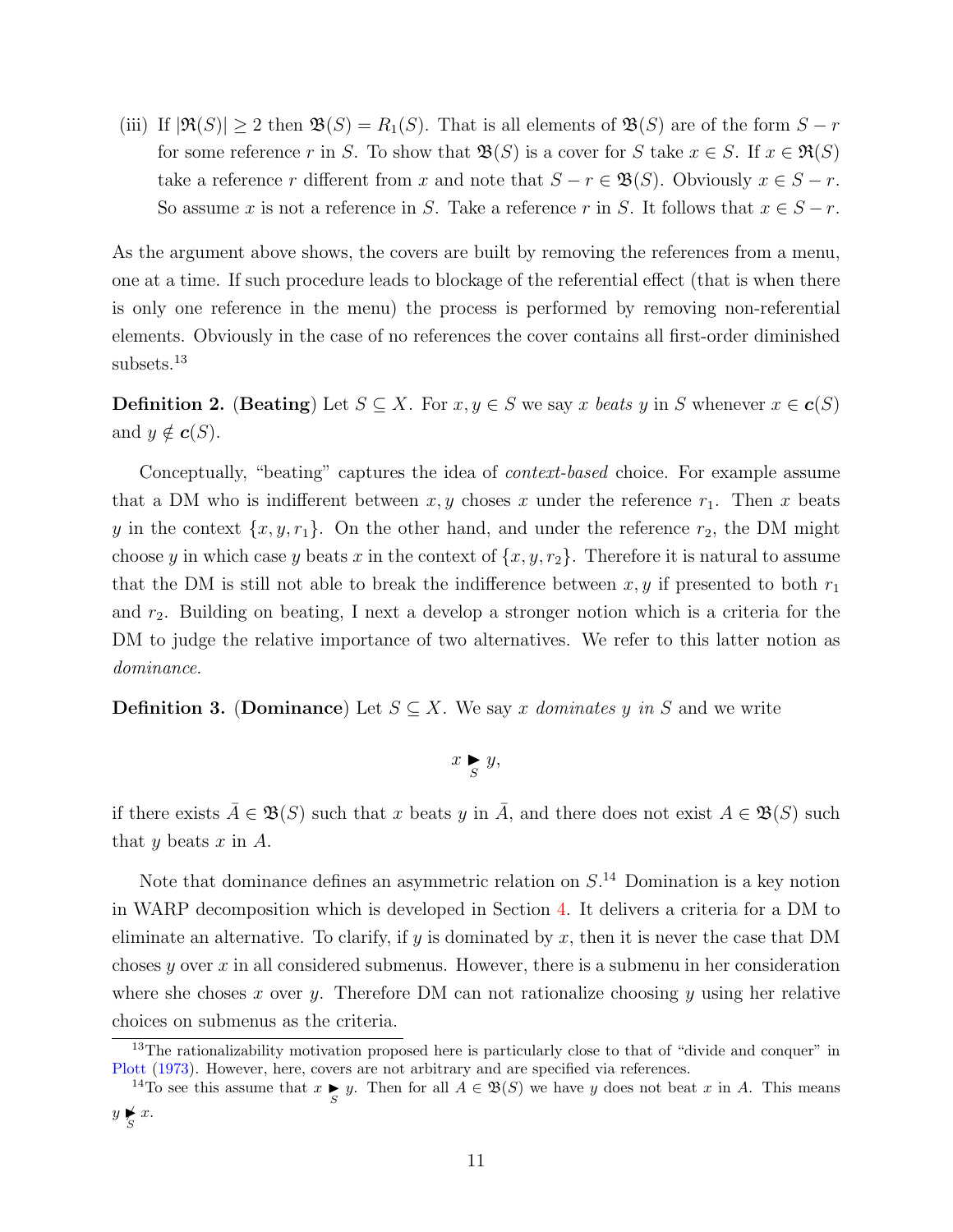(iii) If $|\mathfrak{R}(S)| \geq 2$ then $\mathfrak{B}(S) = R_1(S)$. That is all elements of $\mathfrak{B}(S)$ are of the form $S - r$ for some reference $r$ in $S$. To show that $\mathfrak{B}(S)$ is a cover for $S$ take $x \in S$. If $x \in \mathfrak{R}(S)$ take a reference $r$ different from $x$ and note that $S - r \in \mathfrak{B}(S)$. Obviously $x \in S - r$. So assume $x$ is not a reference in $S$. Take a reference $r$ in $S$. It follows that $x \in S - r$.

As the argument above shows, the covers are built by removing the references from a menu, one at a time. If such procedure leads to blockage of the referential effect (that is when there is only one reference in the menu) the process is performed by removing non-referential elements. Obviously in the case of no references the cover contains all first-order diminished subsets.[13]

**Definition 2.** (**Beating**) Let $S \subseteq X$. For $x, y \in S$ we say $x$ *beats* $y$ in $S$ whenever $x \in \boldsymbol{c}(S)$ and $y \notin \boldsymbol{c}(S)$.

Conceptually, "beating" captures the idea of *context-based* choice. For example assume that a DM who is indifferent between $x, y$ choses $x$ under the reference $r_1$. Then $x$ beats $y$ in the context $\{x, y, r_1\}$. On the other hand, and under the reference $r_2$, the DM might choose $y$ in which case $y$ beats $x$ in the context of $\{x, y, r_2\}$. Therefore it is natural to assume that the DM is still not able to break the indifference between $x, y$ if presented to both $r_1$ and $r_2$. Building on beating, I next a develop a stronger notion which is a criteria for the DM to judge the relative importance of two alternatives. We refer to this latter notion as *dominance*.

**Definition 3.** (**Dominance**) Let $S \subseteq X$. We say $x$ *dominates* $y$ *in* $S$ and we write

$$x \underset{S}{\blacktriangleright} y,$$

if there exists $\bar{A} \in \mathfrak{B}(S)$ such that $x$ beats $y$ in $\bar{A}$, and there does not exist $A \in \mathfrak{B}(S)$ such that $y$ beats $x$ in $A$.

Note that dominance defines an asymmetric relation on $S$.[14] Domination is a key notion in WARP decomposition which is developed in Section 4. It delivers a criteria for a DM to eliminate an alternative. To clarify, if $y$ is dominated by $x$, then it is never the case that DM choses $y$ over $x$ in all considered submenus. However, there is a submenu in her consideration where she choses $x$ over $y$. Therefore DM can not rationalize choosing $y$ using her relative choices on submenus as the criteria.

---

[13] The rationalizability motivation proposed here is particularly close to that of "divide and conquer" in Plott (1973). However, here, covers are not arbitrary and are specified via references.

[14] To see this assume that $x \underset{S}{\blacktriangleright} y$. Then for all $A \in \mathfrak{B}(S)$ we have $y$ does not beat $x$ in $A$. This means $y \underset{S}{\not\blacktriangleright} x$.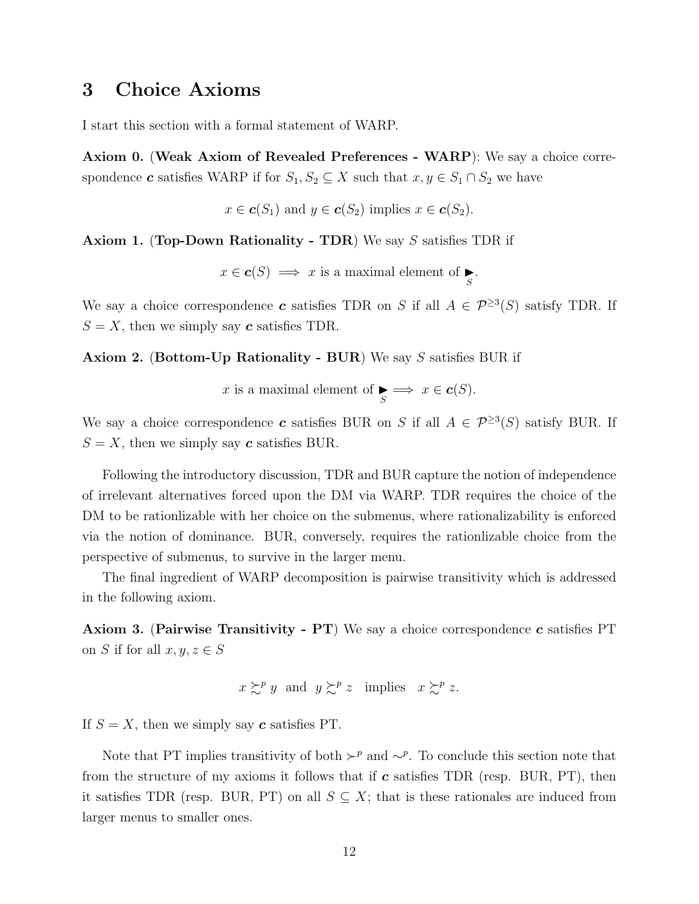## 3 Choice Axioms

I start this section with a formal statement of WARP.

**Axiom 0.** (**Weak Axiom of Revealed Preferences - WARP**): We say a choice correspondence $\boldsymbol{c}$ satisfies WARP if for $S_1, S_2 \subseteq X$ such that $x, y \in S_1 \cap S_2$ we have

$$x \in \boldsymbol{c}(S_1) \text{ and } y \in \boldsymbol{c}(S_2) \text{ implies } x \in \boldsymbol{c}(S_2).$$

**Axiom 1.** (**Top-Down Rationality - TDR**) We say $S$ satisfies TDR if

$$x \in \boldsymbol{c}(S) \implies x \text{ is a maximal element of } \underset{S}{\blacktriangleright}.$$

We say a choice correspondence $\boldsymbol{c}$ satisfies TDR on $S$ if all $A \in \mathcal{P}^{\geq 3}(S)$ satisfy TDR. If $S = X$, then we simply say $\boldsymbol{c}$ satisfies TDR.

**Axiom 2.** (**Bottom-Up Rationality - BUR**) We say $S$ satisfies BUR if

$$x \text{ is a maximal element of } \underset{S}{\blacktriangleright} \implies x \in \boldsymbol{c}(S).$$

We say a choice correspondence $\boldsymbol{c}$ satisfies BUR on $S$ if all $A \in \mathcal{P}^{\geq 3}(S)$ satisfy BUR. If $S = X$, then we simply say $\boldsymbol{c}$ satisfies BUR.

Following the introductory discussion, TDR and BUR capture the notion of independence of irrelevant alternatives forced upon the DM via WARP. TDR requires the choice of the DM to be rationlizable with her choice on the submenus, where rationalizability is enforced via the notion of dominance. BUR, conversely, requires the rationlizable choice from the perspective of submenus, to survive in the larger menu.

The final ingredient of WARP decomposition is pairwise transitivity which is addressed in the following axiom.

**Axiom 3.** (**Pairwise Transitivity - PT**) We say a choice correspondence $\boldsymbol{c}$ satisfies PT on $S$ if for all $x, y, z \in S$

$$x \succsim^p y \;\text{ and }\; y \succsim^p z \;\text{ implies }\; x \succsim^p z.$$

If $S = X$, then we simply say $\boldsymbol{c}$ satisfies PT.

Note that PT implies transitivity of both $\succ^p$ and $\sim^p$. To conclude this section note that from the structure of my axioms it follows that if $\boldsymbol{c}$ satisfies TDR (resp. BUR, PT), then it satisfies TDR (resp. BUR, PT) on all $S \subseteq X$; that is these rationales are induced from larger menus to smaller ones.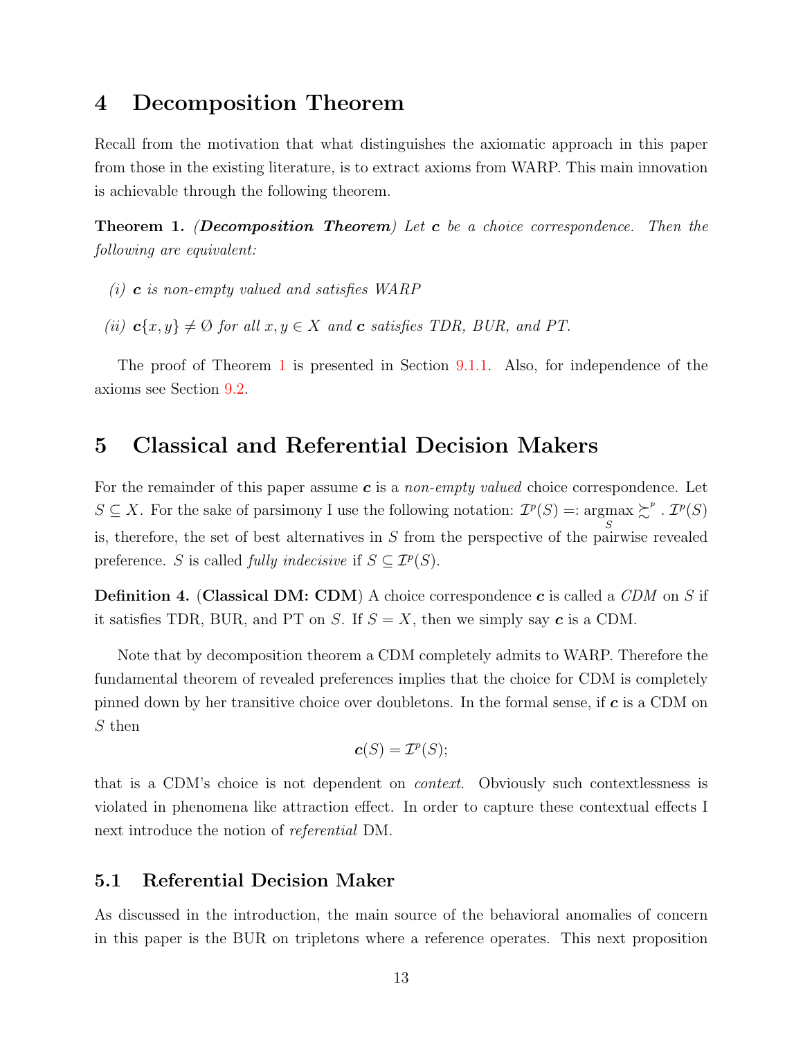# 4 Decomposition Theorem

Recall from the motivation that what distinguishes the axiomatic approach in this paper from those in the existing literature, is to extract axioms from WARP. This main innovation is achievable through the following theorem.

**Theorem 1.** ***(Decomposition Theorem)*** *Let $\boldsymbol{c}$ be a choice correspondence. Then the following are equivalent:*

*(i) $\boldsymbol{c}$ is non-empty valued and satisfies WARP*

*(ii) $\boldsymbol{c}\{x, y\} \neq \emptyset$ for all $x, y \in X$ and $\boldsymbol{c}$ satisfies TDR, BUR, and PT.*

The proof of Theorem 1 is presented in Section 9.1.1. Also, for independence of the axioms see Section 9.2.

# 5 Classical and Referential Decision Makers

For the remainder of this paper assume $\boldsymbol{c}$ is a *non-empty valued* choice correspondence. Let $S \subseteq X$. For the sake of parsimony I use the following notation: $\mathcal{I}^p(S) =: \underset{S}{\text{argmax}} \succsim^p$. $\mathcal{I}^p(S)$ is, therefore, the set of best alternatives in $S$ from the perspective of the pairwise revealed preference. $S$ is called *fully indecisive* if $S \subseteq \mathcal{I}^p(S)$.

**Definition 4.** (**Classical DM: CDM**) A choice correspondence $\boldsymbol{c}$ is called a *CDM* on $S$ if it satisfies TDR, BUR, and PT on $S$. If $S = X$, then we simply say $\boldsymbol{c}$ is a CDM.

Note that by decomposition theorem a CDM completely admits to WARP. Therefore the fundamental theorem of revealed preferences implies that the choice for CDM is completely pinned down by her transitive choice over doubletons. In the formal sense, if $\boldsymbol{c}$ is a CDM on $S$ then

$$\boldsymbol{c}(S) = \mathcal{I}^p(S);$$

that is a CDM's choice is not dependent on *context*. Obviously such contextlessness is violated in phenomena like attraction effect. In order to capture these contextual effects I next introduce the notion of *referential* DM.

## 5.1 Referential Decision Maker

As discussed in the introduction, the main source of the behavioral anomalies of concern in this paper is the BUR on tripletons where a reference operates. This next proposition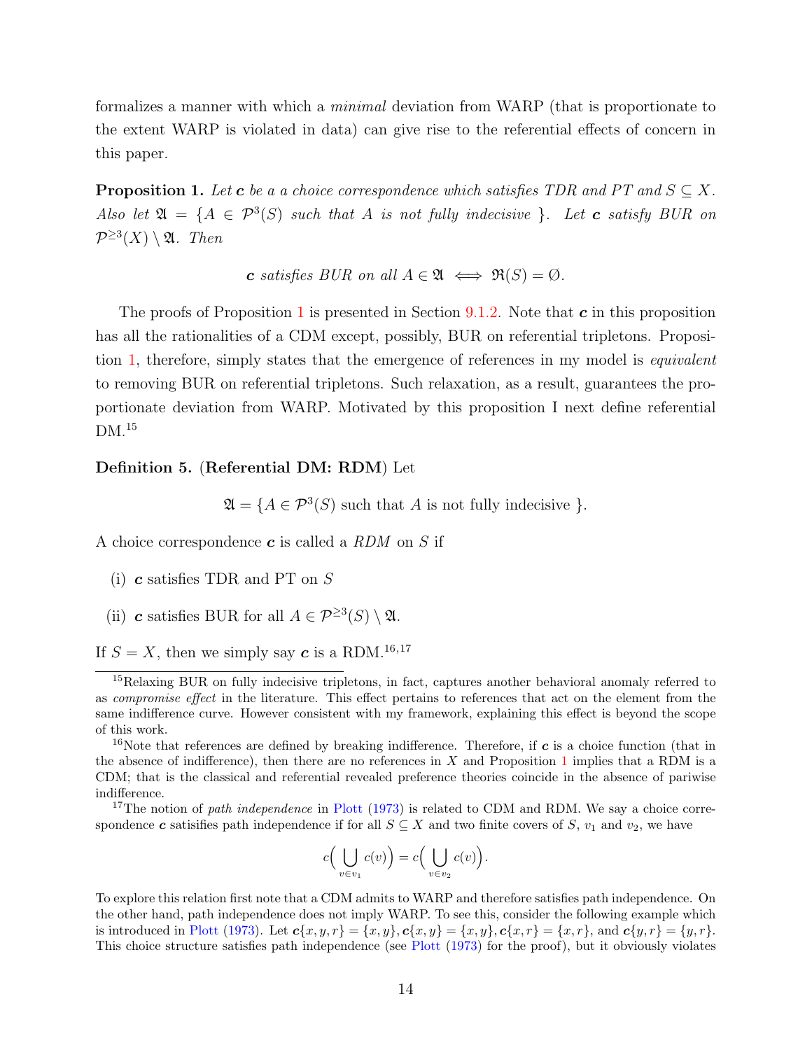formalizes a manner with which a *minimal* deviation from WARP (that is proportionate to the extent WARP is violated in data) can give rise to the referential effects of concern in this paper.

**Proposition 1.** *Let $\boldsymbol{c}$ be a a choice correspondence which satisfies TDR and PT and $S \subseteq X$. Also let $\mathfrak{A} = \{A \in \mathcal{P}^3(S)$ such that $A$ is not fully indecisive $\}$. Let $\boldsymbol{c}$ satisfy BUR on $\mathcal{P}^{\geq 3}(X) \setminus \mathfrak{A}$. Then*

$$\boldsymbol{c} \text{ satisfies BUR on all } A \in \mathfrak{A} \iff \mathfrak{R}(S) = \emptyset.$$

The proofs of Proposition 1 is presented in Section 9.1.2. Note that $\boldsymbol{c}$ in this proposition has all the rationalities of a CDM except, possibly, BUR on referential tripletons. Proposition 1, therefore, simply states that the emergence of references in my model is *equivalent* to removing BUR on referential tripletons. Such relaxation, as a result, guarantees the proportionate deviation from WARP. Motivated by this proposition I next define referential DM.[15]

**Definition 5.** (**Referential DM: RDM**) Let

$$\mathfrak{A} = \{A \in \mathcal{P}^3(S) \text{ such that } A \text{ is not fully indecisive } \}.$$

A choice correspondence $\boldsymbol{c}$ is called a *RDM* on $S$ if

(i) $\boldsymbol{c}$ satisfies TDR and PT on $S$

(ii) $\boldsymbol{c}$ satisfies BUR for all $A \in \mathcal{P}^{\geq 3}(S) \setminus \mathfrak{A}$.

If $S = X$, then we simply say $\boldsymbol{c}$ is a RDM.[16,17]

[15] Relaxing BUR on fully indecisive tripletons, in fact, captures another behavioral anomaly referred to as *compromise effect* in the literature. This effect pertains to references that act on the element from the same indifference curve. However consistent with my framework, explaining this effect is beyond the scope of this work.

[16] Note that references are defined by breaking indifference. Therefore, if $\boldsymbol{c}$ is a choice function (that in the absence of indifference), then there are no references in $X$ and Proposition 1 implies that a RDM is a CDM; that is the classical and referential revealed preference theories coincide in the absence of pariwise indifference.

[17] The notion of *path independence* in Plott (1973) is related to CDM and RDM. We say a choice correspondence $\boldsymbol{c}$ satisifies path independence if for all $S \subseteq X$ and two finite covers of $S$, $v_1$ and $v_2$, we have

$$c\Big(\bigcup_{v \in v_1} c(v)\Big) = c\Big(\bigcup_{v \in v_2} c(v)\Big).$$

To explore this relation first note that a CDM admits to WARP and therefore satisfies path independence. On the other hand, path independence does not imply WARP. To see this, consider the following example which is introduced in Plott (1973). Let $\boldsymbol{c}\{x, y, r\} = \{x, y\}, \boldsymbol{c}\{x, y\} = \{x, y\}, \boldsymbol{c}\{x, r\} = \{x, r\}$, and $\boldsymbol{c}\{y, r\} = \{y, r\}$. This choice structure satisfies path independence (see Plott (1973) for the proof), but it obviously violates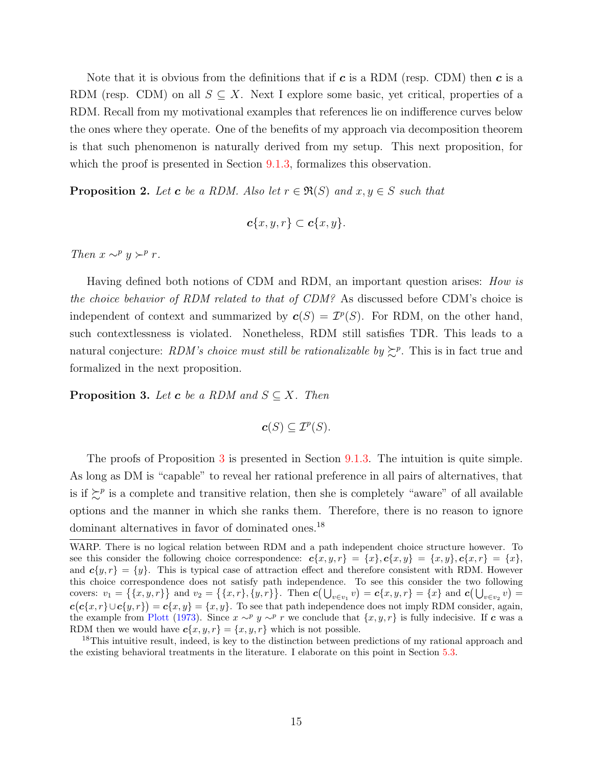Note that it is obvious from the definitions that if $\boldsymbol{c}$ is a RDM (resp. CDM) then $\boldsymbol{c}$ is a RDM (resp. CDM) on all $S \subseteq X$. Next I explore some basic, yet critical, properties of a RDM. Recall from my motivational examples that references lie on indifference curves below the ones where they operate. One of the benefits of my approach via decomposition theorem is that such phenomenon is naturally derived from my setup. This next proposition, for which the proof is presented in Section 9.1.3, formalizes this observation.

**Proposition 2.** *Let $\boldsymbol{c}$ be a RDM. Also let $r \in \mathfrak{R}(S)$ and $x, y \in S$ such that*

$$\boldsymbol{c}\{x, y, r\} \subset \boldsymbol{c}\{x, y\}.$$

*Then $x \sim^p y \succ^p r$.*

Having defined both notions of CDM and RDM, an important question arises: *How is the choice behavior of RDM related to that of CDM?* As discussed before CDM's choice is independent of context and summarized by $\boldsymbol{c}(S) = \mathcal{I}^p(S)$. For RDM, on the other hand, such contextlessness is violated. Nonetheless, RDM still satisfies TDR. This leads to a natural conjecture: *RDM's choice must still be rationalizable by $\succsim^p$.* This is in fact true and formalized in the next proposition.

**Proposition 3.** *Let $\boldsymbol{c}$ be a RDM and $S \subseteq X$. Then*

$$\boldsymbol{c}(S) \subseteq \mathcal{I}^p(S).$$

The proofs of Proposition 3 is presented in Section 9.1.3. The intuition is quite simple. As long as DM is "capable" to reveal her rational preference in all pairs of alternatives, that is if $\succsim^p$ is a complete and transitive relation, then she is completely "aware" of all available options and the manner in which she ranks them. Therefore, there is no reason to ignore dominant alternatives in favor of dominated ones.[18]

---

WARP. There is no logical relation between RDM and a path independent choice structure however. To see this consider the following choice correspondence: $\boldsymbol{c}\{x, y, r\} = \{x\}, \boldsymbol{c}\{x, y\} = \{x, y\}, \boldsymbol{c}\{x, r\} = \{x\}$, and $\boldsymbol{c}\{y, r\} = \{y\}$. This is typical case of attraction effect and therefore consistent with RDM. However this choice correspondence does not satisfy path independence. To see this consider the two following covers: $v_1 = \big\{\{x, y, r\}\big\}$ and $v_2 = \big\{\{x, r\}, \{y, r\}\big\}$. Then $\boldsymbol{c}\big(\bigcup_{v \in v_1} v\big) = \boldsymbol{c}\{x, y, r\} = \{x\}$ and $\boldsymbol{c}\big(\bigcup_{v \in v_2} v\big) = \boldsymbol{c}\big(\boldsymbol{c}\{x, r\} \cup \boldsymbol{c}\{y, r\}\big) = \boldsymbol{c}\{x, y\} = \{x, y\}$. To see that path independence does not imply RDM consider, again, the example from Plott (1973). Since $x \sim^p y \sim^p r$ we conclude that $\{x, y, r\}$ is fully indecisive. If $\boldsymbol{c}$ was a RDM then we would have $\boldsymbol{c}\{x, y, r\} = \{x, y, r\}$ which is not possible.

[18] This intuitive result, indeed, is key to the distinction between predictions of my rational approach and the existing behavioral treatments in the literature. I elaborate on this point in Section 5.3.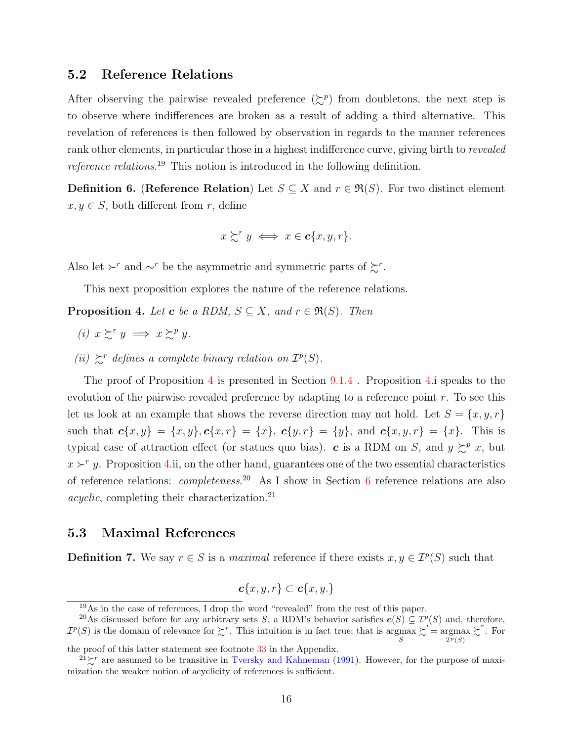## 5.2 Reference Relations

After observing the pairwise revealed preference ($\succsim^p$) from doubletons, the next step is to observe where indifferences are broken as a result of adding a third alternative. This revelation of references is then followed by observation in regards to the manner references rank other elements, in particular those in a highest indifference curve, giving birth to *revealed reference relations*.[19] This notion is introduced in the following definition.

**Definition 6.** (**Reference Relation**) Let $S \subseteq X$ and $r \in \mathfrak{R}(S)$. For two distinct element $x, y \in S$, both different from $r$, define

$$x \succsim^r y \iff x \in \boldsymbol{c}\{x, y, r\}.$$

Also let $\succ^r$ and $\sim^r$ be the asymmetric and symmetric parts of $\succsim^r$.

This next proposition explores the nature of the reference relations.

**Proposition 4.** *Let $\boldsymbol{c}$ be a RDM, $S \subseteq X$, and $r \in \mathfrak{R}(S)$. Then*

*(i) $x \succsim^r y \implies x \succsim^p y$.*

*(ii) $\succsim^r$ defines a complete binary relation on $\mathcal{I}^p(S)$.*

The proof of Proposition 4 is presented in Section 9.1.4 . Proposition 4.i speaks to the evolution of the pairwise revealed preference by adapting to a reference point $r$. To see this let us look at an example that shows the reverse direction may not hold. Let $S = \{x, y, r\}$ such that $\boldsymbol{c}\{x, y\} = \{x, y\}, \boldsymbol{c}\{x, r\} = \{x\}$, $\boldsymbol{c}\{y, r\} = \{y\}$, and $\boldsymbol{c}\{x, y, r\} = \{x\}$. This is typical case of attraction effect (or statues quo bias). $\boldsymbol{c}$ is a RDM on $S$, and $y \succsim^p x$, but $x \succ^r y$. Proposition 4.ii, on the other hand, guarantees one of the two essential characteristics of reference relations: *completeness*.[20] As I show in Section 6 reference relations are also *acyclic*, completing their characterization.[21]

## 5.3 Maximal References

**Definition 7.** We say $r \in S$ is a *maximal* reference if there exists $x, y \in \mathcal{I}^p(S)$ such that

$$\boldsymbol{c}\{x, y, r\} \subset \boldsymbol{c}\{x, y.\}$$

[19] As in the case of references, I drop the word "revealed" from the rest of this paper.

[20] As discussed before for any arbitrary sets $S$, a RDM's behavior satisfies $\boldsymbol{c}(S) \subseteq \mathcal{I}^p(S)$ and, therefore, $\mathcal{I}^p(S)$ is the domain of relevance for $\succsim^r$. This intuition is in fact true; that is $\underset{S}{\operatorname{argmax}} \succsim^r = \underset{\mathcal{I}^p(S)}{\operatorname{argmax}} \succsim^r$. For the proof of this latter statement see footnote 33 in the Appendix.

[21] $\succsim^r$ are assumed to be transitive in Tversky and Kahneman (1991). However, for the purpose of maximization the weaker notion of acyclicity of references is sufficient.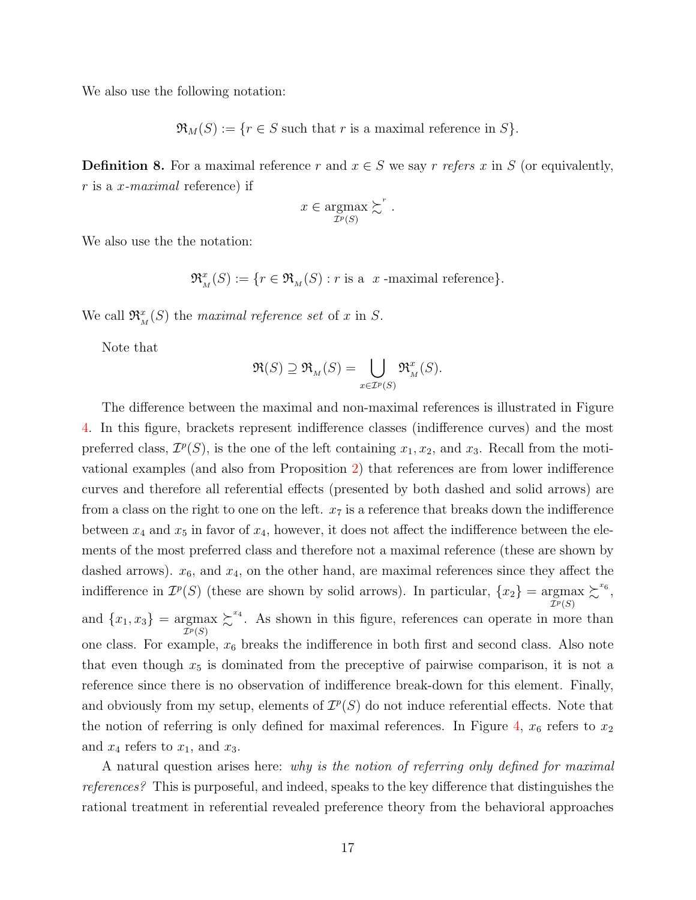We also use the following notation:

$$\mathfrak{R}_M(S) := \{r \in S \text{ such that } r \text{ is a maximal reference in } S\}.$$

**Definition 8.** For a maximal reference $r$ and $x \in S$ we say $r$ *refers* $x$ in $S$ (or equivalently, $r$ is a *x-maximal* reference) if

$$x \in \underset{\mathcal{I}^p(S)}{\operatorname{argmax}} \succsim^r .$$

We also use the the notation:

$$\mathfrak{R}^x_{_M}(S) := \{r \in \mathfrak{R}_{_M}(S) : r \text{ is a } \ x\text{-maximal reference}\}.$$

We call $\mathfrak{R}^x_{_M}(S)$ the *maximal reference set* of $x$ in $S$.

Note that

$$\mathfrak{R}(S) \supseteq \mathfrak{R}_{_M}(S) = \bigcup_{x \in \mathcal{I}^p(S)} \mathfrak{R}^x_{_M}(S).$$

The difference between the maximal and non-maximal references is illustrated in Figure 4. In this figure, brackets represent indifference classes (indifference curves) and the most preferred class, $\mathcal{I}^p(S)$, is the one of the left containing $x_1, x_2$, and $x_3$. Recall from the motivational examples (and also from Proposition 2) that references are from lower indifference curves and therefore all referential effects (presented by both dashed and solid arrows) are from a class on the right to one on the left. $x_7$ is a reference that breaks down the indifference between $x_4$ and $x_5$ in favor of $x_4$, however, it does not affect the indifference between the elements of the most preferred class and therefore not a maximal reference (these are shown by dashed arrows). $x_6$, and $x_4$, on the other hand, are maximal references since they affect the indifference in $\mathcal{I}^p(S)$ (these are shown by solid arrows). In particular, $\{x_2\} = \underset{\mathcal{I}^p(S)}{\operatorname{argmax}} \succsim^{x_6}$, and $\{x_1, x_3\} = \underset{\mathcal{I}^p(S)}{\operatorname{argmax}} \succsim^{x_4}$. As shown in this figure, references can operate in more than one class. For example, $x_6$ breaks the indifference in both first and second class. Also note that even though $x_5$ is dominated from the preceptive of pairwise comparison, it is not a reference since there is no observation of indifference break-down for this element. Finally, and obviously from my setup, elements of $\mathcal{I}^p(S)$ do not induce referential effects. Note that the notion of referring is only defined for maximal references. In Figure 4, $x_6$ refers to $x_2$ and $x_4$ refers to $x_1$, and $x_3$.

A natural question arises here: *why is the notion of referring only defined for maximal references?* This is purposeful, and indeed, speaks to the key difference that distinguishes the rational treatment in referential revealed preference theory from the behavioral approaches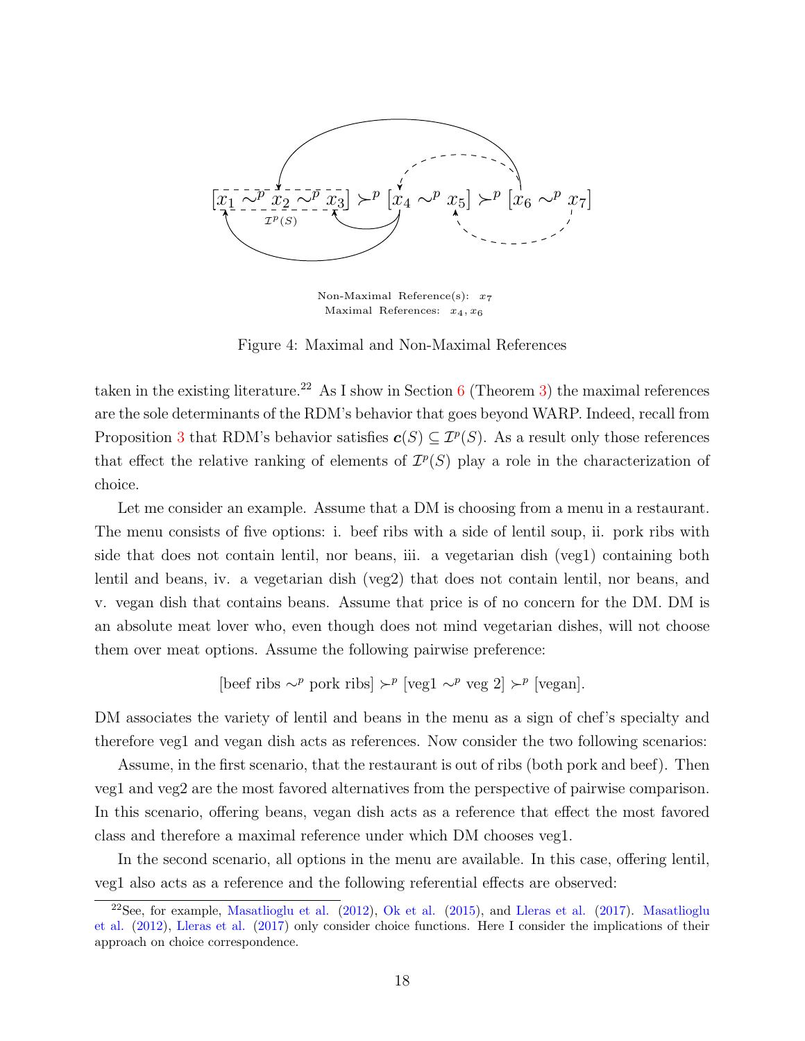$$[x_1 \sim^p x_2 \sim^p x_3] \succ^p [x_4 \sim^p x_5] \succ^p [x_6 \sim^p x_7]$$

$\mathcal{I}^p(S)$

Non-Maximal Reference(s): $x_7$
Maximal References: $x_4, x_6$

Figure 4: Maximal and Non-Maximal References

taken in the existing literature.[22] As I show in Section 6 (Theorem 3) the maximal references are the sole determinants of the RDM's behavior that goes beyond WARP. Indeed, recall from Proposition 3 that RDM's behavior satisfies $\boldsymbol{c}(S) \subseteq \mathcal{I}^p(S)$. As a result only those references that effect the relative ranking of elements of $\mathcal{I}^p(S)$ play a role in the characterization of choice.

Let me consider an example. Assume that a DM is choosing from a menu in a restaurant. The menu consists of five options: i. beef ribs with a side of lentil soup, ii. pork ribs with side that does not contain lentil, nor beans, iii. a vegetarian dish (veg1) containing both lentil and beans, iv. a vegetarian dish (veg2) that does not contain lentil, nor beans, and v. vegan dish that contains beans. Assume that price is of no concern for the DM. DM is an absolute meat lover who, even though does not mind vegetarian dishes, will not choose them over meat options. Assume the following pairwise preference:

$$[\text{beef ribs} \sim^p \text{pork ribs}] \succ^p [\text{veg1} \sim^p \text{veg 2}] \succ^p [\text{vegan}].$$

DM associates the variety of lentil and beans in the menu as a sign of chef's specialty and therefore veg1 and vegan dish acts as references. Now consider the two following scenarios:

Assume, in the first scenario, that the restaurant is out of ribs (both pork and beef). Then veg1 and veg2 are the most favored alternatives from the perspective of pairwise comparison. In this scenario, offering beans, vegan dish acts as a reference that effect the most favored class and therefore a maximal reference under which DM chooses veg1.

In the second scenario, all options in the menu are available. In this case, offering lentil, veg1 also acts as a reference and the following referential effects are observed:

[22] See, for example, Masatlioglu et al. (2012), Ok et al. (2015), and Lleras et al. (2017). Masatlioglu et al. (2012), Lleras et al. (2017) only consider choice functions. Here I consider the implications of their approach on choice correspondence.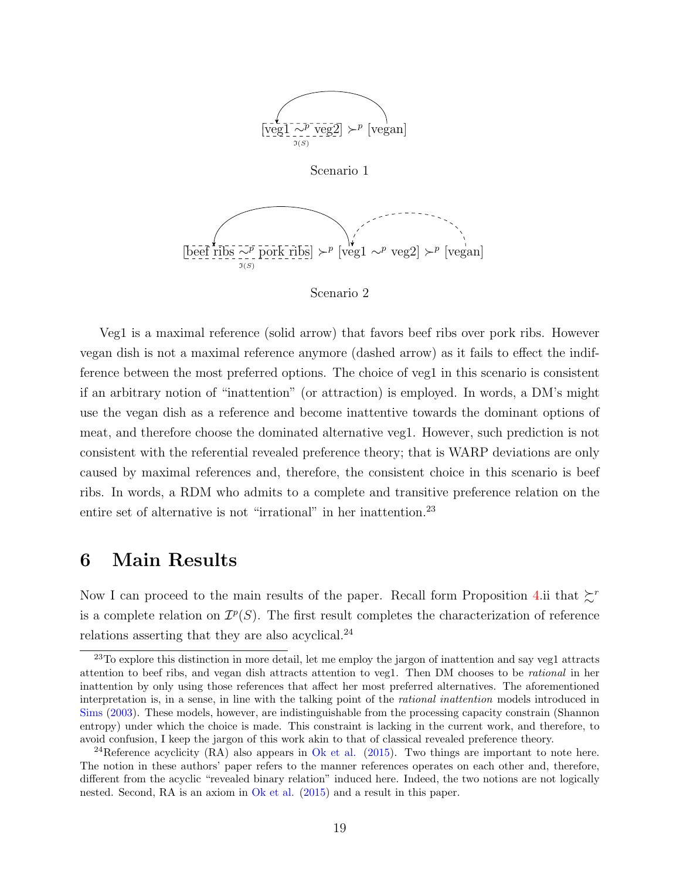$$[\text{veg1} \sim^p_{\mathfrak{I}(S)} \text{veg2}] \succ^p [\text{vegan}]$$

Scenario 1

$$[\text{beef ribs} \sim^p_{\mathfrak{I}(S)} \text{pork ribs}] \succ^p [\text{veg1} \sim^p \text{veg2}] \succ^p [\text{vegan}]$$

Scenario 2

Veg1 is a maximal reference (solid arrow) that favors beef ribs over pork ribs. However vegan dish is not a maximal reference anymore (dashed arrow) as it fails to effect the indifference between the most preferred options. The choice of veg1 in this scenario is consistent if an arbitrary notion of "inattention" (or attraction) is employed. In words, a DM's might use the vegan dish as a reference and become inattentive towards the dominant options of meat, and therefore choose the dominated alternative veg1. However, such prediction is not consistent with the referential revealed preference theory; that is WARP deviations are only caused by maximal references and, therefore, the consistent choice in this scenario is beef ribs. In words, a RDM who admits to a complete and transitive preference relation on the entire set of alternative is not "irrational" in her inattention.[23]

# 6 Main Results

Now I can proceed to the main results of the paper. Recall form Proposition 4.ii that $\succsim^r$ is a complete relation on $\mathcal{I}^p(S)$. The first result completes the characterization of reference relations asserting that they are also acyclical.[24]

[23] To explore this distinction in more detail, let me employ the jargon of inattention and say veg1 attracts attention to beef ribs, and vegan dish attracts attention to veg1. Then DM chooses to be *rational* in her inattention by only using those references that affect her most preferred alternatives. The aforementioned interpretation is, in a sense, in line with the talking point of the *rational inattention* models introduced in Sims (2003). These models, however, are indistinguishable from the processing capacity constrain (Shannon entropy) under which the choice is made. This constraint is lacking in the current work, and therefore, to avoid confusion, I keep the jargon of this work akin to that of classical revealed preference theory.

[24] Reference acyclicity (RA) also appears in Ok et al. (2015). Two things are important to note here. The notion in these authors' paper refers to the manner references operates on each other and, therefore, different from the acyclic "revealed binary relation" induced here. Indeed, the two notions are not logically nested. Second, RA is an axiom in Ok et al. (2015) and a result in this paper.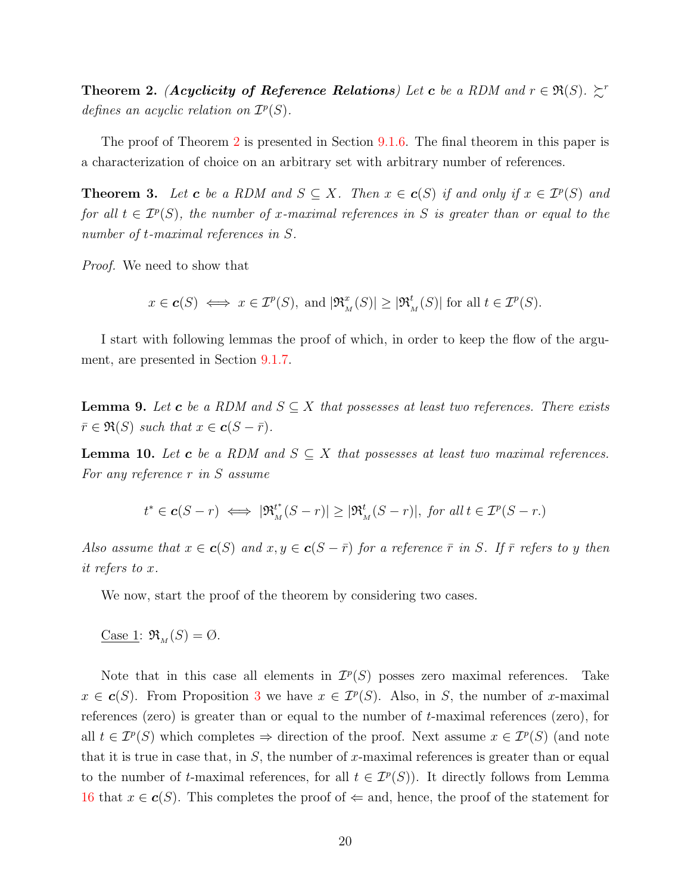**Theorem 2.** ***(Acyclicity of Reference Relations)*** *Let $\boldsymbol{c}$ be a RDM and $r \in \mathfrak{R}(S)$. $\succsim^r$ defines an acyclic relation on $\mathcal{I}^p(S)$.*

The proof of Theorem 2 is presented in Section 9.1.6. The final theorem in this paper is a characterization of choice on an arbitrary set with arbitrary number of references.

**Theorem 3.** *Let $\boldsymbol{c}$ be a RDM and $S \subseteq X$. Then $x \in \boldsymbol{c}(S)$ if and only if $x \in \mathcal{I}^p(S)$ and for all $t \in \mathcal{I}^p(S)$, the number of $x$-maximal references in $S$ is greater than or equal to the number of $t$-maximal references in $S$.*

*Proof.* We need to show that

$$x \in \boldsymbol{c}(S) \iff x \in \mathcal{I}^p(S), \text{ and } |\mathfrak{R}^x_{_M}(S)| \geq |\mathfrak{R}^t_{_M}(S)| \text{ for all } t \in \mathcal{I}^p(S).$$

I start with following lemmas the proof of which, in order to keep the flow of the argument, are presented in Section 9.1.7.

**Lemma 9.** *Let $\boldsymbol{c}$ be a RDM and $S \subseteq X$ that possesses at least two references. There exists $\bar{r} \in \mathfrak{R}(S)$ such that $x \in \boldsymbol{c}(S - \bar{r})$.*

**Lemma 10.** *Let $\boldsymbol{c}$ be a RDM and $S \subseteq X$ that possesses at least two maximal references. For any reference $r$ in $S$ assume*

$$t^* \in \boldsymbol{c}(S - r) \iff |\mathfrak{R}^{t^*}_{_M}(S - r)| \geq |\mathfrak{R}^t_{_M}(S - r)|, \text{ for all } t \in \mathcal{I}^p(S - r.)$$

*Also assume that $x \in \boldsymbol{c}(S)$ and $x, y \in \boldsymbol{c}(S - \bar{r})$ for a reference $\bar{r}$ in $S$. If $\bar{r}$ refers to $y$ then it refers to $x$.*

We now, start the proof of the theorem by considering two cases.

<u>Case 1</u>: $\mathfrak{R}_{_M}(S) = \emptyset$.

Note that in this case all elements in $\mathcal{I}^p(S)$ posses zero maximal references. Take $x \in \boldsymbol{c}(S)$. From Proposition 3 we have $x \in \mathcal{I}^p(S)$. Also, in $S$, the number of $x$-maximal references (zero) is greater than or equal to the number of $t$-maximal references (zero), for all $t \in \mathcal{I}^p(S)$ which completes $\Rightarrow$ direction of the proof. Next assume $x \in \mathcal{I}^p(S)$ (and note that it is true in case that, in $S$, the number of $x$-maximal references is greater than or equal to the number of $t$-maximal references, for all $t \in \mathcal{I}^p(S)$). It directly follows from Lemma 16 that $x \in \boldsymbol{c}(S)$. This completes the proof of $\Leftarrow$ and, hence, the proof of the statement for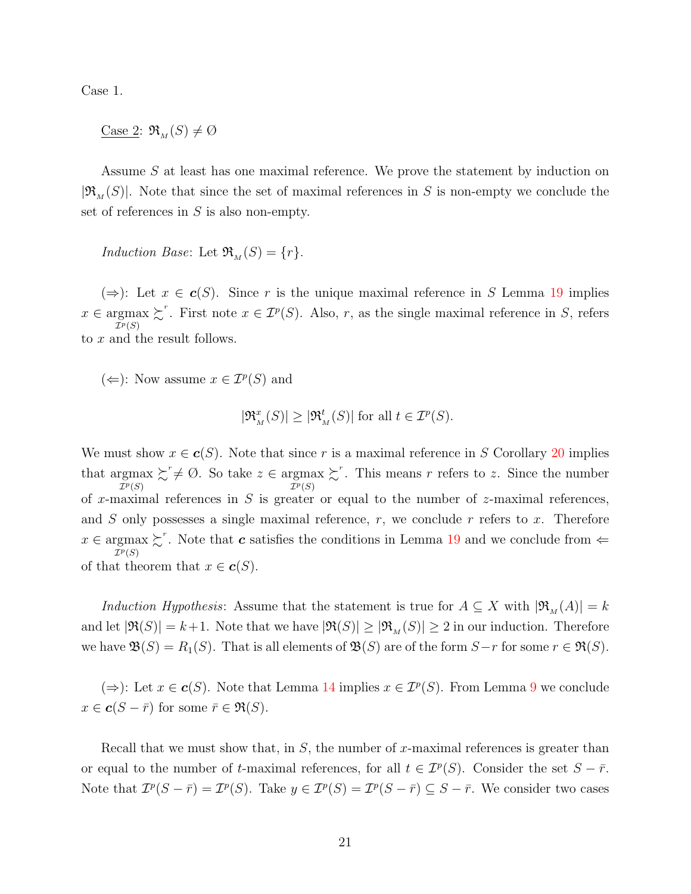Case 1.

Case 2: $\mathfrak{R}_{_M}(S) \neq \emptyset$

Assume $S$ at least has one maximal reference. We prove the statement by induction on $|\mathfrak{R}_{_M}(S)|$. Note that since the set of maximal references in $S$ is non-empty we conclude the set of references in $S$ is also non-empty.

*Induction Base*: Let $\mathfrak{R}_{_M}(S) = \{r\}$.

($\Rightarrow$): Let $x \in \boldsymbol{c}(S)$. Since $r$ is the unique maximal reference in $S$ Lemma 19 implies $x \in \underset{\mathcal{I}^p(S)}{\operatorname{argmax}} \succsim^r$. First note $x \in \mathcal{I}^p(S)$. Also, $r$, as the single maximal reference in $S$, refers to $x$ and the result follows.

($\Leftarrow$): Now assume $x \in \mathcal{I}^p(S)$ and

$$|\mathfrak{R}^x_{_M}(S)| \geq |\mathfrak{R}^t_{_M}(S)| \text{ for all } t \in \mathcal{I}^p(S).$$

We must show $x \in \boldsymbol{c}(S)$. Note that since $r$ is a maximal reference in $S$ Corollary 20 implies that $\underset{\mathcal{I}^p(S)}{\operatorname{argmax}} \succsim^r \neq \emptyset$. So take $z \in \underset{\mathcal{I}^p(S)}{\operatorname{argmax}} \succsim^r$. This means $r$ refers to $z$. Since the number of $x$-maximal references in $S$ is greater or equal to the number of $z$-maximal references, and $S$ only possesses a single maximal reference, $r$, we conclude $r$ refers to $x$. Therefore $x \in \underset{\mathcal{I}^p(S)}{\operatorname{argmax}} \succsim^r$. Note that $\boldsymbol{c}$ satisfies the conditions in Lemma 19 and we conclude from $\Leftarrow$ of that theorem that $x \in \boldsymbol{c}(S)$.

*Induction Hypothesis*: Assume that the statement is true for $A \subseteq X$ with $|\mathfrak{R}_{_M}(A)| = k$ and let $|\mathfrak{R}(S)| = k+1$. Note that we have $|\mathfrak{R}(S)| \geq |\mathfrak{R}_{_M}(S)| \geq 2$ in our induction. Therefore we have $\mathfrak{B}(S) = R_1(S)$. That is all elements of $\mathfrak{B}(S)$ are of the form $S - r$ for some $r \in \mathfrak{R}(S)$.

($\Rightarrow$): Let $x \in \boldsymbol{c}(S)$. Note that Lemma 14 implies $x \in \mathcal{I}^p(S)$. From Lemma 9 we conclude $x \in \boldsymbol{c}(S - \bar{r})$ for some $\bar{r} \in \mathfrak{R}(S)$.

Recall that we must show that, in $S$, the number of $x$-maximal references is greater than or equal to the number of $t$-maximal references, for all $t \in \mathcal{I}^p(S)$. Consider the set $S - \bar{r}$. Note that $\mathcal{I}^p(S - \bar{r}) = \mathcal{I}^p(S)$. Take $y \in \mathcal{I}^p(S) = \mathcal{I}^p(S - \bar{r}) \subseteq S - \bar{r}$. We consider two cases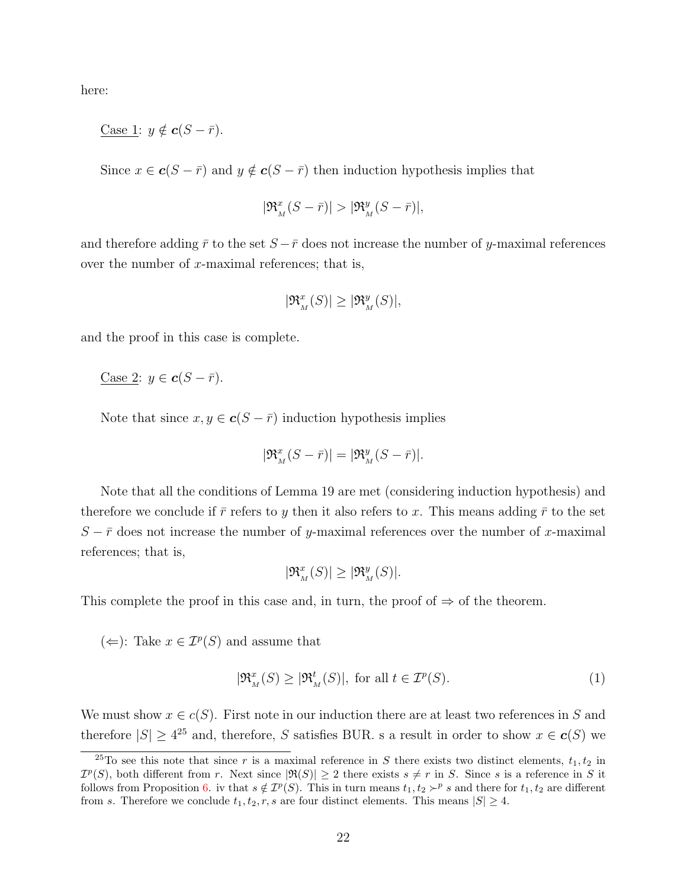here:

<u>Case 1</u>: $y \notin \boldsymbol{c}(S - \bar{r})$.

Since $x \in \boldsymbol{c}(S - \bar{r})$ and $y \notin \boldsymbol{c}(S - \bar{r})$ then induction hypothesis implies that

$$|\mathfrak{R}^x_{_M}(S - \bar{r})| > |\mathfrak{R}^y_{_M}(S - \bar{r})|,$$

and therefore adding $\bar{r}$ to the set $S - \bar{r}$ does not increase the number of $y$-maximal references over the number of $x$-maximal references; that is,

$$|\mathfrak{R}^x_{_M}(S)| \geq |\mathfrak{R}^y_{_M}(S)|,$$

and the proof in this case is complete.

<u>Case 2</u>: $y \in \boldsymbol{c}(S - \bar{r})$.

Note that since $x, y \in \boldsymbol{c}(S - \bar{r})$ induction hypothesis implies

$$|\mathfrak{R}^x_{_M}(S - \bar{r})| = |\mathfrak{R}^y_{_M}(S - \bar{r})|.$$

Note that all the conditions of Lemma 19 are met (considering induction hypothesis) and therefore we conclude if $\bar{r}$ refers to $y$ then it also refers to $x$. This means adding $\bar{r}$ to the set $S - \bar{r}$ does not increase the number of $y$-maximal references over the number of $x$-maximal references; that is,

$$|\mathfrak{R}^x_{_M}(S)| \geq |\mathfrak{R}^y_{_M}(S)|.$$

This complete the proof in this case and, in turn, the proof of $\Rightarrow$ of the theorem.

($\Leftarrow$): Take $x \in \mathcal{I}^p(S)$ and assume that

$$|\mathfrak{R}^x_{_M}(S) \geq |\mathfrak{R}^t_{_M}(S)|, \text{ for all } t \in \mathcal{I}^p(S). \tag{1}$$

We must show $x \in c(S)$. First note in our induction there are at least two references in $S$ and therefore $|S| \geq 4$[25] and, therefore, $S$ satisfies BUR. s a result in order to show $x \in \boldsymbol{c}(S)$ we

[25] To see this note that since $r$ is a maximal reference in $S$ there exists two distinct elements, $t_1, t_2$ in $\mathcal{I}^p(S)$, both different from $r$. Next since $|\mathfrak{R}(S)| \geq 2$ there exists $s \neq r$ in $S$. Since $s$ is a reference in $S$ it follows from Proposition 6. iv that $s \notin \mathcal{I}^p(S)$. This in turn means $t_1, t_2 \succ^p s$ and there for $t_1, t_2$ are different from $s$. Therefore we conclude $t_1, t_2, r, s$ are four distinct elements. This means $|S| \geq 4$.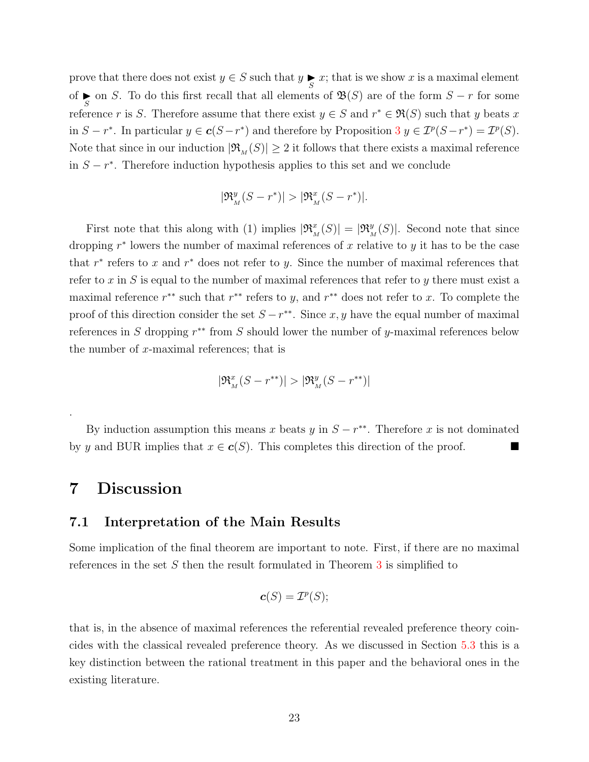prove that there does not exist $y \in S$ such that $y \underset{S}{\blacktriangleright} x$; that is we show $x$ is a maximal element of $\underset{S}{\blacktriangleright}$ on $S$. To do this first recall that all elements of $\mathfrak{B}(S)$ are of the form $S - r$ for some reference $r$ is $S$. Therefore assume that there exist $y \in S$ and $r^* \in \mathfrak{R}(S)$ such that $y$ beats $x$ in $S - r^*$. In particular $y \in \boldsymbol{c}(S - r^*)$ and therefore by Proposition 3 $y \in \mathcal{I}^p(S - r^*) = \mathcal{I}^p(S)$. Note that since in our induction $|\mathfrak{R}_{_M}(S)| \geq 2$ it follows that there exists a maximal reference in $S - r^*$. Therefore induction hypothesis applies to this set and we conclude

$$|\mathfrak{R}^y_{_M}(S - r^*)| > |\mathfrak{R}^x_{_M}(S - r^*)|.$$

First note that this along with (1) implies $|\mathfrak{R}^x_{_M}(S)| = |\mathfrak{R}^y_{_M}(S)|$. Second note that since dropping $r^*$ lowers the number of maximal references of $x$ relative to $y$ it has to be the case that $r^*$ refers to $x$ and $r^*$ does not refer to $y$. Since the number of maximal references that refer to $x$ in $S$ is equal to the number of maximal references that refer to $y$ there must exist a maximal reference $r^{**}$ such that $r^{**}$ refers to $y$, and $r^{**}$ does not refer to $x$. To complete the proof of this direction consider the set $S - r^{**}$. Since $x, y$ have the equal number of maximal references in $S$ dropping $r^{**}$ from $S$ should lower the number of $y$-maximal references below the number of $x$-maximal references; that is

$$|\mathfrak{R}^x_{_M}(S - r^{**})| > |\mathfrak{R}^y_{_M}(S - r^{**})|$$

.

By induction assumption this means $x$ beats $y$ in $S - r^{**}$. Therefore $x$ is not dominated by $y$ and BUR implies that $x \in \boldsymbol{c}(S)$. This completes this direction of the proof. ■

# 7 Discussion

## 7.1 Interpretation of the Main Results

Some implication of the final theorem are important to note. First, if there are no maximal references in the set $S$ then the result formulated in Theorem 3 is simplified to

$$\boldsymbol{c}(S) = \mathcal{I}^p(S);$$

that is, in the absence of maximal references the referential revealed preference theory coincides with the classical revealed preference theory. As we discussed in Section 5.3 this is a key distinction between the rational treatment in this paper and the behavioral ones in the existing literature.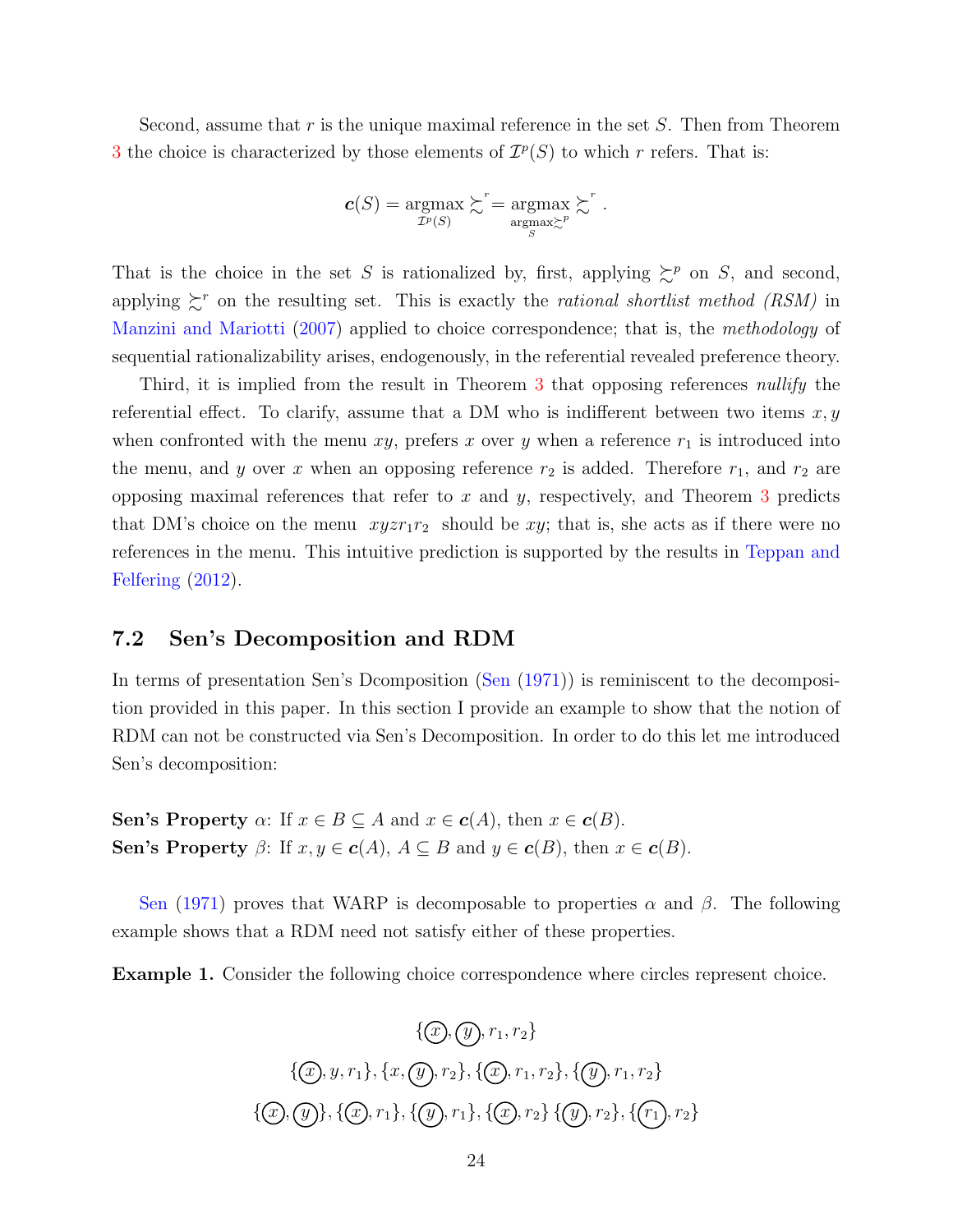Second, assume that $r$ is the unique maximal reference in the set $S$. Then from Theorem 3 the choice is characterized by those elements of $\mathcal{I}^p(S)$ to which $r$ refers. That is:

$$\boldsymbol{c}(S) = \underset{\mathcal{I}^p(S)}{\operatorname{argmax}} \succsim^r = \underset{\underset{S}{\operatorname{argmax}} \succsim^p}{\operatorname{argmax}} \succsim^r .$$

That is the choice in the set $S$ is rationalized by, first, applying $\succsim^p$ on $S$, and second, applying $\succsim^r$ on the resulting set. This is exactly the *rational shortlist method (RSM)* in Manzini and Mariotti (2007) applied to choice correspondence; that is, the *methodology* of sequential rationalizability arises, endogenously, in the referential revealed preference theory.

Third, it is implied from the result in Theorem 3 that opposing references *nullify* the referential effect. To clarify, assume that a DM who is indifferent between two items $x, y$ when confronted with the menu $xy$, prefers $x$ over $y$ when a reference $r_1$ is introduced into the menu, and $y$ over $x$ when an opposing reference $r_2$ is added. Therefore $r_1$, and $r_2$ are opposing maximal references that refer to $x$ and $y$, respectively, and Theorem 3 predicts that DM's choice on the menu $xyzr_1r_2$ should be $xy$; that is, she acts as if there were no references in the menu. This intuitive prediction is supported by the results in Teppan and Felfering (2012).

## 7.2 Sen's Decomposition and RDM

In terms of presentation Sen's Dcomposition (Sen (1971)) is reminiscent to the decomposition provided in this paper. In this section I provide an example to show that the notion of RDM can not be constructed via Sen's Decomposition. In order to do this let me introduced Sen's decomposition:

**Sen's Property** $\alpha$: If $x \in B \subseteq A$ and $x \in \boldsymbol{c}(A)$, then $x \in \boldsymbol{c}(B)$.
**Sen's Property** $\beta$: If $x, y \in \boldsymbol{c}(A)$, $A \subseteq B$ and $y \in \boldsymbol{c}(B)$, then $x \in \boldsymbol{c}(B)$.

Sen (1971) proves that WARP is decomposable to properties $\alpha$ and $\beta$. The following example shows that a RDM need not satisfy either of these properties.

**Example 1.** Consider the following choice correspondence where circles represent choice.

$$\{\textcircled{x}, \textcircled{y}, r_1, r_2\}$$

$$\{\textcircled{x}, y, r_1\}, \{x, \textcircled{y}, r_2\}, \{\textcircled{x}, r_1, r_2\}, \{\textcircled{y}, r_1, r_2\}$$

$$\{\textcircled{x}, \textcircled{y}\}, \{\textcircled{x}, r_1\}, \{\textcircled{y}, r_1\}, \{\textcircled{x}, r_2\} \{\textcircled{y}, r_2\}, \{\textcircled{r_1}, r_2\}$$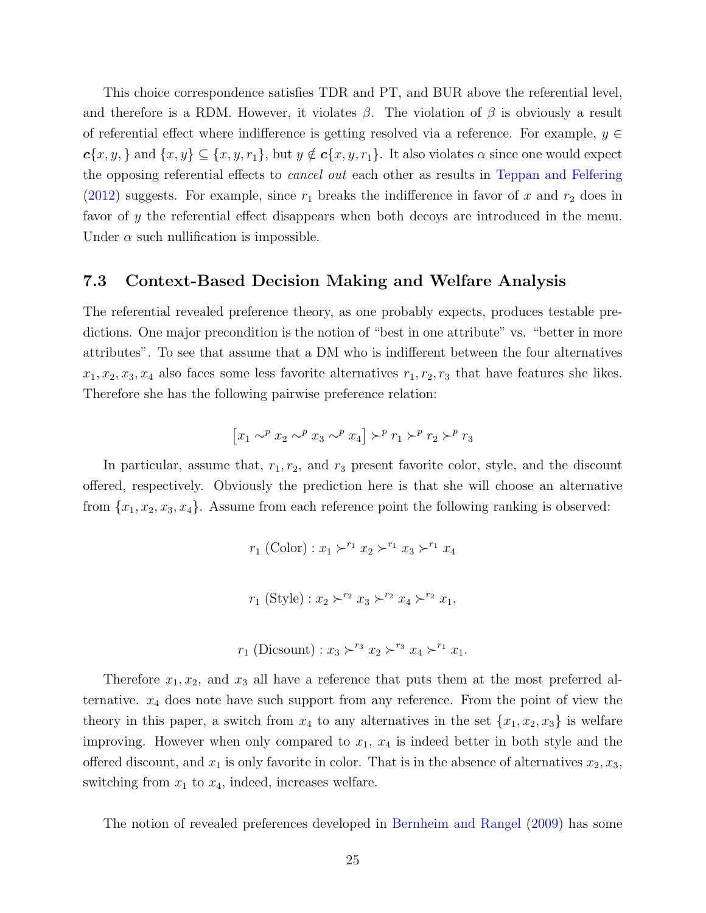This choice correspondence satisfies TDR and PT, and BUR above the referential level, and therefore is a RDM. However, it violates $\beta$. The violation of $\beta$ is obviously a result of referential effect where indifference is getting resolved via a reference. For example, $y \in \boldsymbol{c}\{x, y, \}$ and $\{x, y\} \subseteq \{x, y, r_1\}$, but $y \notin \boldsymbol{c}\{x, y, r_1\}$. It also violates $\alpha$ since one would expect the opposing referential effects to *cancel out* each other as results in Teppan and Felfering (2012) suggests. For example, since $r_1$ breaks the indifference in favor of $x$ and $r_2$ does in favor of $y$ the referential effect disappears when both decoys are introduced in the menu. Under $\alpha$ such nullification is impossible.

### 7.3 Context-Based Decision Making and Welfare Analysis

The referential revealed preference theory, as one probably expects, produces testable predictions. One major precondition is the notion of "best in one attribute" vs. "better in more attributes". To see that assume that a DM who is indifferent between the four alternatives $x_1, x_2, x_3, x_4$ also faces some less favorite alternatives $r_1, r_2, r_3$ that have features she likes. Therefore she has the following pairwise preference relation:

$$\left[x_1 \sim^p x_2 \sim^p x_3 \sim^p x_4\right] \succ^p r_1 \succ^p r_2 \succ^p r_3$$

In particular, assume that, $r_1, r_2$, and $r_3$ present favorite color, style, and the discount offered, respectively. Obviously the prediction here is that she will choose an alternative from $\{x_1, x_2, x_3, x_4\}$. Assume from each reference point the following ranking is observed:

$$r_1 \text{ (Color)} : x_1 \succ^{r_1} x_2 \succ^{r_1} x_3 \succ^{r_1} x_4$$

$$r_1 \text{ (Style)} : x_2 \succ^{r_2} x_3 \succ^{r_2} x_4 \succ^{r_2} x_1,$$

$$r_1 \text{ (Dicsount)} : x_3 \succ^{r_3} x_2 \succ^{r_3} x_4 \succ^{r_1} x_1.$$

Therefore $x_1, x_2$, and $x_3$ all have a reference that puts them at the most preferred alternative. $x_4$ does note have such support from any reference. From the point of view the theory in this paper, a switch from $x_4$ to any alternatives in the set $\{x_1, x_2, x_3\}$ is welfare improving. However when only compared to $x_1$, $x_4$ is indeed better in both style and the offered discount, and $x_1$ is only favorite in color. That is in the absence of alternatives $x_2, x_3$, switching from $x_1$ to $x_4$, indeed, increases welfare.

The notion of revealed preferences developed in Bernheim and Rangel (2009) has some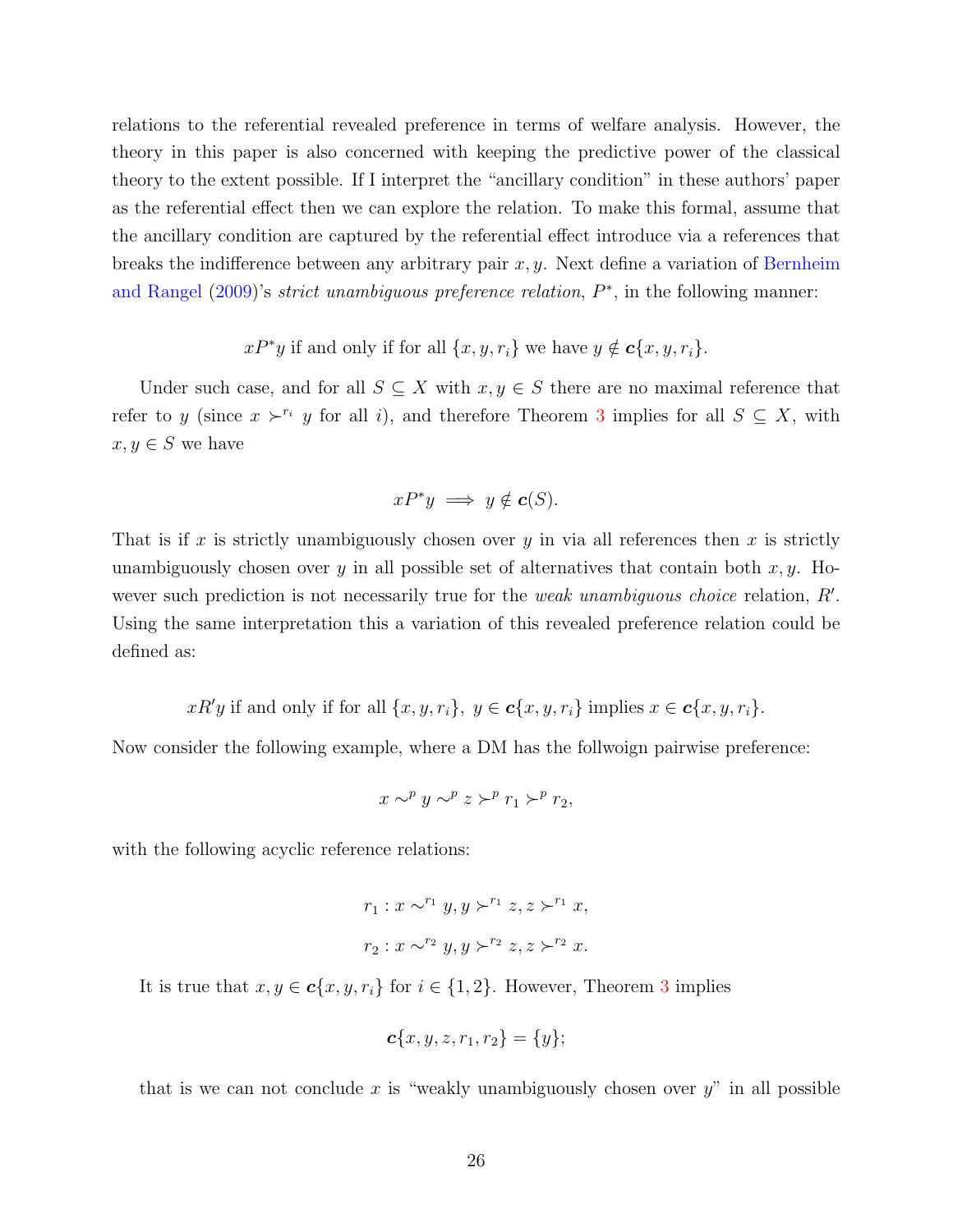relations to the referential revealed preference in terms of welfare analysis. However, the theory in this paper is also concerned with keeping the predictive power of the classical theory to the extent possible. If I interpret the "ancillary condition" in these authors' paper as the referential effect then we can explore the relation. To make this formal, assume that the ancillary condition are captured by the referential effect introduce via a references that breaks the indifference between any arbitrary pair $x, y$. Next define a variation of Bernheim and Rangel (2009)'s *strict unambiguous preference relation*, $P^*$, in the following manner:

$$xP^*y \text{ if and only if for all } \{x, y, r_i\} \text{ we have } y \notin \boldsymbol{c}\{x, y, r_i\}.$$

Under such case, and for all $S \subseteq X$ with $x, y \in S$ there are no maximal reference that refer to $y$ (since $x \succ^{r_i} y$ for all $i$), and therefore Theorem 3 implies for all $S \subseteq X$, with $x, y \in S$ we have

$$xP^*y \implies y \notin \boldsymbol{c}(S).$$

That is if $x$ is strictly unambiguously chosen over $y$ in via all references then $x$ is strictly unambiguously chosen over $y$ in all possible set of alternatives that contain both $x, y$. However such prediction is not necessarily true for the *weak unambiguous choice* relation, $R'$. Using the same interpretation this a variation of this revealed preference relation could be defined as:

$$xR'y \text{ if and only if for all } \{x, y, r_i\},\ y \in \boldsymbol{c}\{x, y, r_i\} \text{ implies } x \in \boldsymbol{c}\{x, y, r_i\}.$$

Now consider the following example, where a DM has the follwoign pairwise preference:

$$x \sim^p y \sim^p z \succ^p r_1 \succ^p r_2,$$

with the following acyclic reference relations:

$$r_1 : x \sim^{r_1} y, y \succ^{r_1} z, z \succ^{r_1} x,$$

$$r_2 : x \sim^{r_2} y, y \succ^{r_2} z, z \succ^{r_2} x.$$

It is true that $x, y \in \boldsymbol{c}\{x, y, r_i\}$ for $i \in \{1, 2\}$. However, Theorem 3 implies

$$\boldsymbol{c}\{x, y, z, r_1, r_2\} = \{y\};$$

that is we can not conclude $x$ is "weakly unambiguously chosen over $y$" in all possible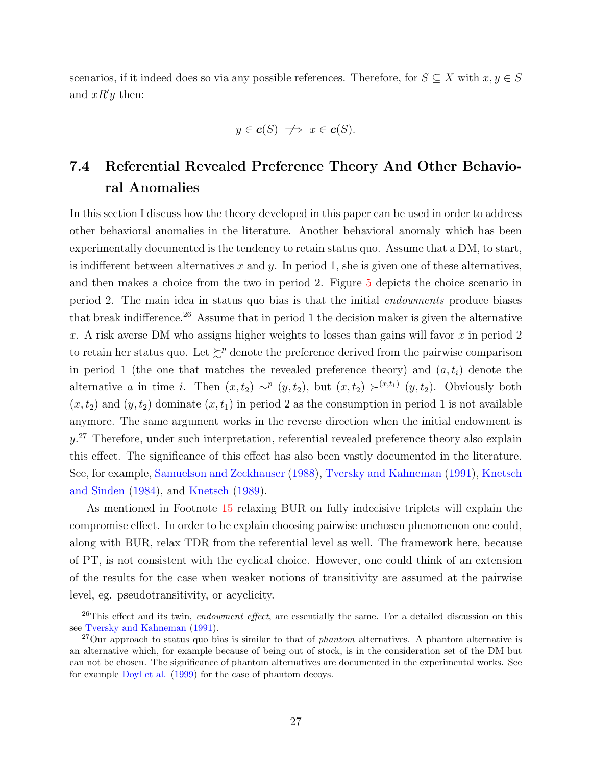scenarios, if it indeed does so via any possible references. Therefore, for $S \subseteq X$ with $x, y \in S$ and $xR'y$ then:

$$y \in \boldsymbol{c}(S) \;\not\Rightarrow\; x \in \boldsymbol{c}(S).$$

### 7.4 Referential Revealed Preference Theory And Other Behavioral Anomalies

In this section I discuss how the theory developed in this paper can be used in order to address other behavioral anomalies in the literature. Another behavioral anomaly which has been experimentally documented is the tendency to retain status quo. Assume that a DM, to start, is indifferent between alternatives $x$ and $y$. In period 1, she is given one of these alternatives, and then makes a choice from the two in period 2. Figure 5 depicts the choice scenario in period 2. The main idea in status quo bias is that the initial *endowments* produce biases that break indifference.[26] Assume that in period 1 the decision maker is given the alternative $x$. A risk averse DM who assigns higher weights to losses than gains will favor $x$ in period 2 to retain her status quo. Let $\succsim^p$ denote the preference derived from the pairwise comparison in period 1 (the one that matches the revealed preference theory) and $(a, t_i)$ denote the alternative $a$ in time $i$. Then $(x, t_2) \sim^p (y, t_2)$, but $(x, t_2) \succ^{(x,t_1)} (y, t_2)$. Obviously both $(x, t_2)$ and $(y, t_2)$ dominate $(x, t_1)$ in period 2 as the consumption in period 1 is not available anymore. The same argument works in the reverse direction when the initial endowment is $y$.[27] Therefore, under such interpretation, referential revealed preference theory also explain this effect. The significance of this effect has also been vastly documented in the literature. See, for example, Samuelson and Zeckhauser (1988), Tversky and Kahneman (1991), Knetsch and Sinden (1984), and Knetsch (1989).

As mentioned in Footnote 15 relaxing BUR on fully indecisive triplets will explain the compromise effect. In order to be explain choosing pairwise unchosen phenomenon one could, along with BUR, relax TDR from the referential level as well. The framework here, because of PT, is not consistent with the cyclical choice. However, one could think of an extension of the results for the case when weaker notions of transitivity are assumed at the pairwise level, eg. pseudotransitivity, or acyclicity.

[26] This effect and its twin, *endowment effect*, are essentially the same. For a detailed discussion on this see Tversky and Kahneman (1991).

[27] Our approach to status quo bias is similar to that of *phantom* alternatives. A phantom alternative is an alternative which, for example because of being out of stock, is in the consideration set of the DM but can not be chosen. The significance of phantom alternatives are documented in the experimental works. See for example Doyl et al. (1999) for the case of phantom decoys.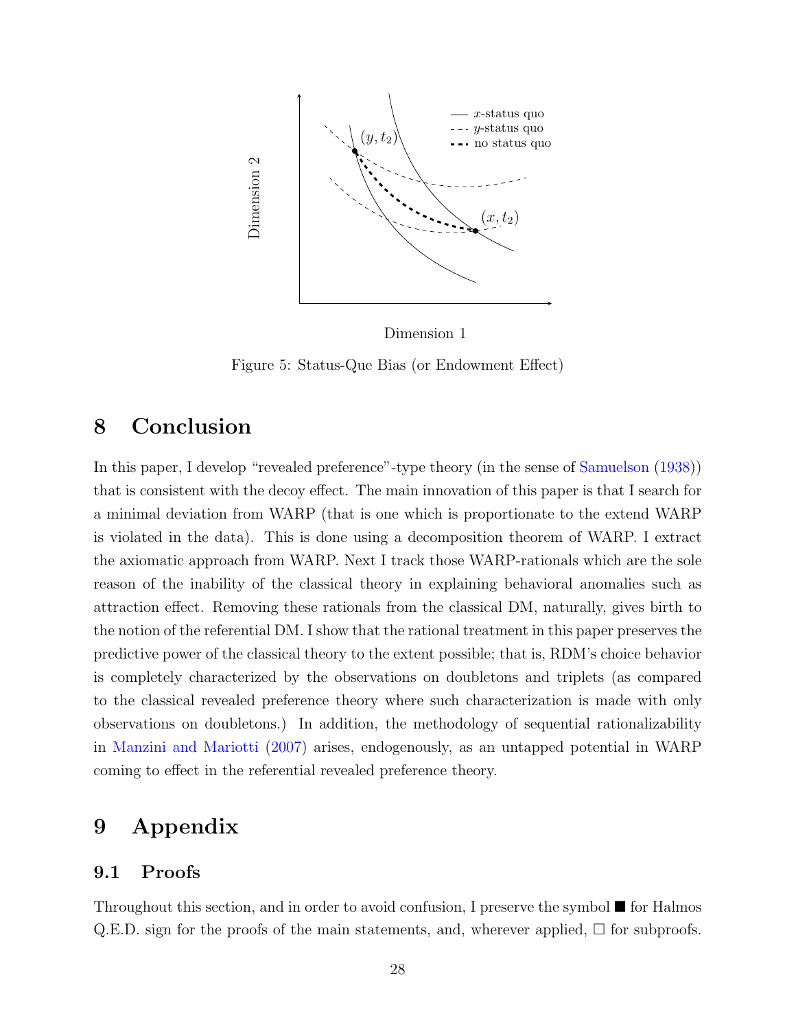Figure 5: Status-Que Bias (or Endowment Effect)

## 8 Conclusion

In this paper, I develop "revealed preference"-type theory (in the sense of Samuelson (1938)) that is consistent with the decoy effect. The main innovation of this paper is that I search for a minimal deviation from WARP (that is one which is proportionate to the extend WARP is violated in the data). This is done using a decomposition theorem of WARP. I extract the axiomatic approach from WARP. Next I track those WARP-rationals which are the sole reason of the inability of the classical theory in explaining behavioral anomalies such as attraction effect. Removing these rationals from the classical DM, naturally, gives birth to the notion of the referential DM. I show that the rational treatment in this paper preserves the predictive power of the classical theory to the extent possible; that is, RDM's choice behavior is completely characterized by the observations on doubletons and triplets (as compared to the classical revealed preference theory where such characterization is made with only observations on doubletons.) In addition, the methodology of sequential rationalizability in Manzini and Mariotti (2007) arises, endogenously, as an untapped potential in WARP coming to effect in the referential revealed preference theory.

## 9 Appendix

### 9.1 Proofs

Throughout this section, and in order to avoid confusion, I preserve the symbol ■ for Halmos Q.E.D. sign for the proofs of the main statements, and, wherever applied, □ for subproofs.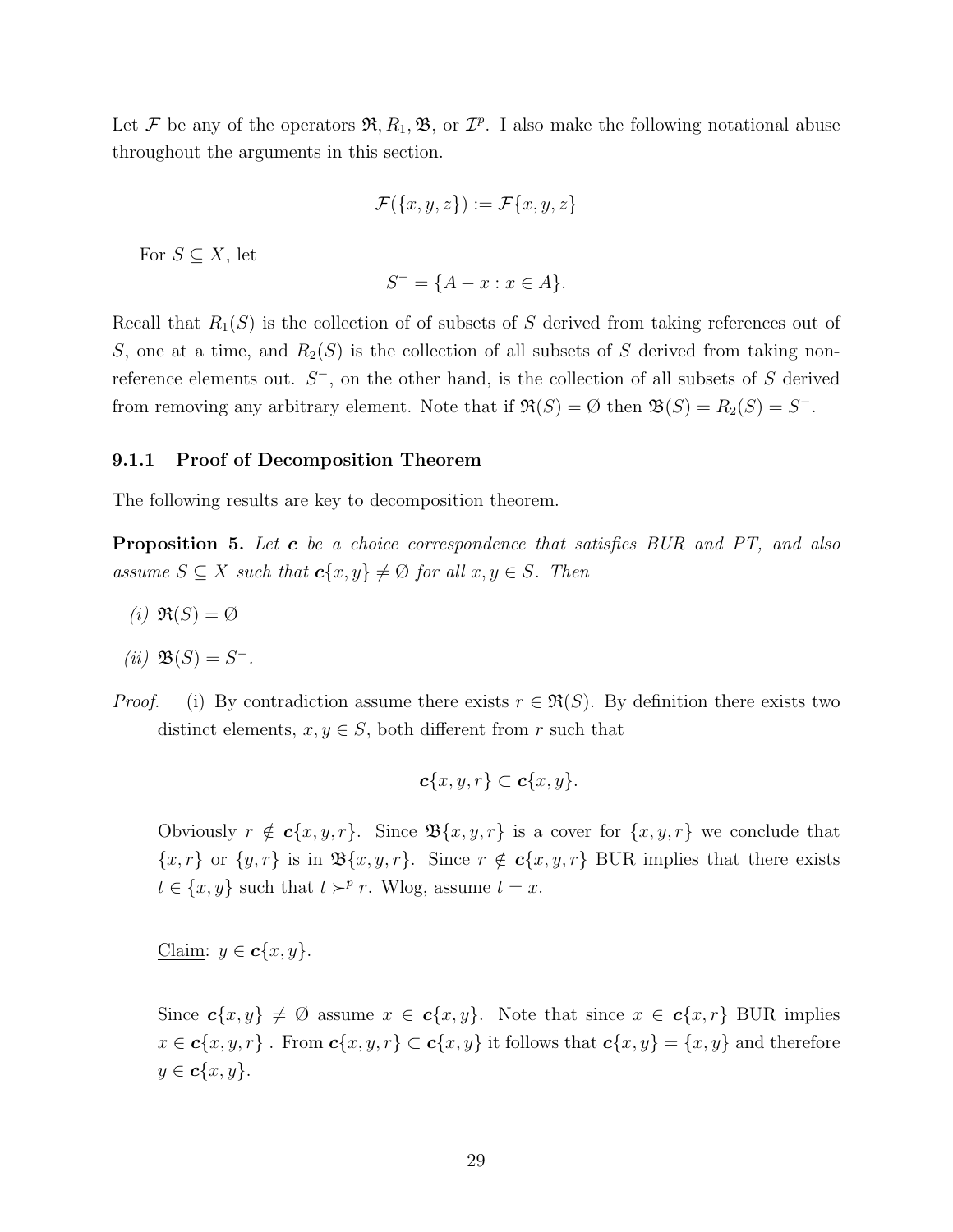Let $\mathcal{F}$ be any of the operators $\mathfrak{R}, R_1, \mathfrak{B}$, or $\mathcal{I}^p$. I also make the following notational abuse throughout the arguments in this section.

$$\mathcal{F}(\{x, y, z\}) := \mathcal{F}\{x, y, z\}$$

For $S \subseteq X$, let

$$S^- = \{A - x : x \in A\}.$$

Recall that $R_1(S)$ is the collection of of subsets of $S$ derived from taking references out of $S$, one at a time, and $R_2(S)$ is the collection of all subsets of $S$ derived from taking non-reference elements out. $S^-$, on the other hand, is the collection of all subsets of $S$ derived from removing any arbitrary element. Note that if $\mathfrak{R}(S) = \emptyset$ then $\mathfrak{B}(S) = R_2(S) = S^-$.

### 9.1.1 Proof of Decomposition Theorem

The following results are key to decomposition theorem.

**Proposition 5.** *Let $\boldsymbol{c}$ be a choice correspondence that satisfies BUR and PT, and also assume $S \subseteq X$ such that $\boldsymbol{c}\{x, y\} \neq \emptyset$ for all $x, y \in S$. Then*

*(i)* $\mathfrak{R}(S) = \emptyset$

*(ii)* $\mathfrak{B}(S) = S^-$.

*Proof.* (i) By contradiction assume there exists $r \in \mathfrak{R}(S)$. By definition there exists two distinct elements, $x, y \in S$, both different from $r$ such that

$$\boldsymbol{c}\{x, y, r\} \subset \boldsymbol{c}\{x, y\}.$$

Obviously $r \notin \boldsymbol{c}\{x, y, r\}$. Since $\mathfrak{B}\{x, y, r\}$ is a cover for $\{x, y, r\}$ we conclude that $\{x, r\}$ or $\{y, r\}$ is in $\mathfrak{B}\{x, y, r\}$. Since $r \notin \boldsymbol{c}\{x, y, r\}$ BUR implies that there exists $t \in \{x, y\}$ such that $t \succ^p r$. Wlog, assume $t = x$.

Claim: $y \in \boldsymbol{c}\{x, y\}$.

Since $\boldsymbol{c}\{x, y\} \neq \emptyset$ assume $x \in \boldsymbol{c}\{x, y\}$. Note that since $x \in \boldsymbol{c}\{x, r\}$ BUR implies $x \in \boldsymbol{c}\{x, y, r\}$ . From $\boldsymbol{c}\{x, y, r\} \subset \boldsymbol{c}\{x, y\}$ it follows that $\boldsymbol{c}\{x, y\} = \{x, y\}$ and therefore $y \in \boldsymbol{c}\{x, y\}$.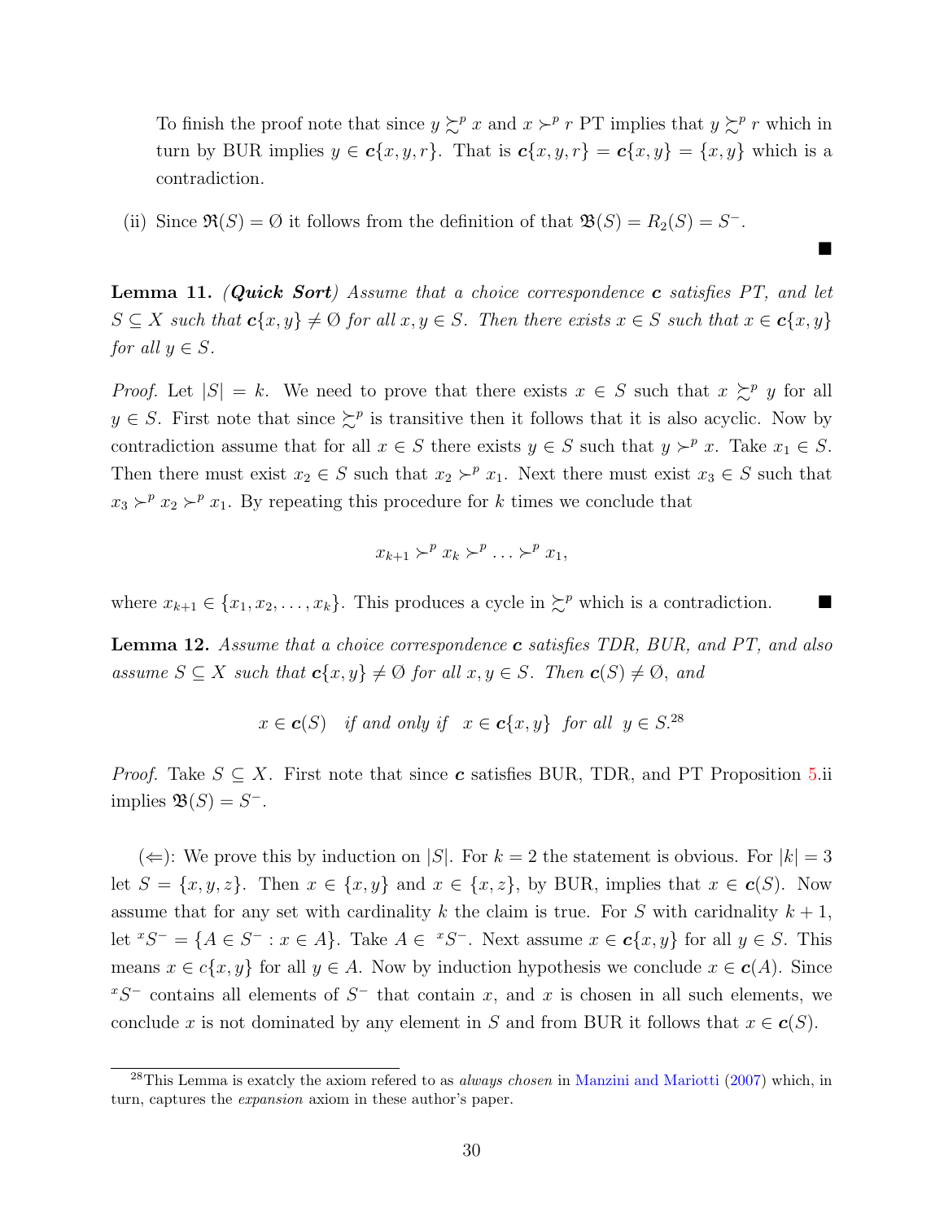To finish the proof note that since $y \succsim^p x$ and $x \succ^p r$ PT implies that $y \succsim^p r$ which in turn by BUR implies $y \in \boldsymbol{c}\{x, y, r\}$. That is $\boldsymbol{c}\{x, y, r\} = \boldsymbol{c}\{x, y\} = \{x, y\}$ which is a contradiction.

(ii) Since $\mathfrak{R}(S) = \emptyset$ it follows from the definition of that $\mathfrak{B}(S) = R_2(S) = S^-$. ■

**Lemma 11.** ***(Quick Sort)*** *Assume that a choice correspondence* $\boldsymbol{c}$ *satisfies PT, and let* $S \subseteq X$ *such that* $\boldsymbol{c}\{x, y\} \neq \emptyset$ *for all* $x, y \in S$*. Then there exists* $x \in S$ *such that* $x \in \boldsymbol{c}\{x, y\}$ *for all* $y \in S$*.*

*Proof.* Let $|S| = k$. We need to prove that there exists $x \in S$ such that $x \succsim^p y$ for all $y \in S$. First note that since $\succsim^p$ is transitive then it follows that it is also acyclic. Now by contradiction assume that for all $x \in S$ there exists $y \in S$ such that $y \succ^p x$. Take $x_1 \in S$. Then there must exist $x_2 \in S$ such that $x_2 \succ^p x_1$. Next there must exist $x_3 \in S$ such that $x_3 \succ^p x_2 \succ^p x_1$. By repeating this procedure for $k$ times we conclude that

$$x_{k+1} \succ^p x_k \succ^p \ldots \succ^p x_1,$$

where $x_{k+1} \in \{x_1, x_2, \ldots, x_k\}$. This produces a cycle in $\succsim^p$ which is a contradiction. ■

**Lemma 12.** *Assume that a choice correspondence* $\boldsymbol{c}$ *satisfies TDR, BUR, and PT, and also assume* $S \subseteq X$ *such that* $\boldsymbol{c}\{x, y\} \neq \emptyset$ *for all* $x, y \in S$*. Then* $\boldsymbol{c}(S) \neq \emptyset$*, and*

$$x \in \boldsymbol{c}(S) \quad \textit{if and only if} \quad x \in \boldsymbol{c}\{x, y\} \;\; \textit{for all} \;\; y \in S.$$[28]

*Proof.* Take $S \subseteq X$. First note that since $\boldsymbol{c}$ satisfies BUR, TDR, and PT Proposition 5.ii implies $\mathfrak{B}(S) = S^-$.

($\Leftarrow$): We prove this by induction on $|S|$. For $k = 2$ the statement is obvious. For $|k| = 3$ let $S = \{x, y, z\}$. Then $x \in \{x, y\}$ and $x \in \{x, z\}$, by BUR, implies that $x \in \boldsymbol{c}(S)$. Now assume that for any set with cardinality $k$ the claim is true. For $S$ with caridnality $k+1$, let ${}^{x}S^- = \{A \in S^- : x \in A\}$. Take $A \in {}^{x}S^-$. Next assume $x \in \boldsymbol{c}\{x, y\}$ for all $y \in S$. This means $x \in c\{x, y\}$ for all $y \in A$. Now by induction hypothesis we conclude $x \in \boldsymbol{c}(A)$. Since ${}^{x}S^-$ contains all elements of $S^-$ that contain $x$, and $x$ is chosen in all such elements, we conclude $x$ is not dominated by any element in $S$ and from BUR it follows that $x \in \boldsymbol{c}(S)$.

---

[28] This Lemma is exatcly the axiom refered to as *always chosen* in Manzini and Mariotti (2007) which, in turn, captures the *expansion* axiom in these author's paper.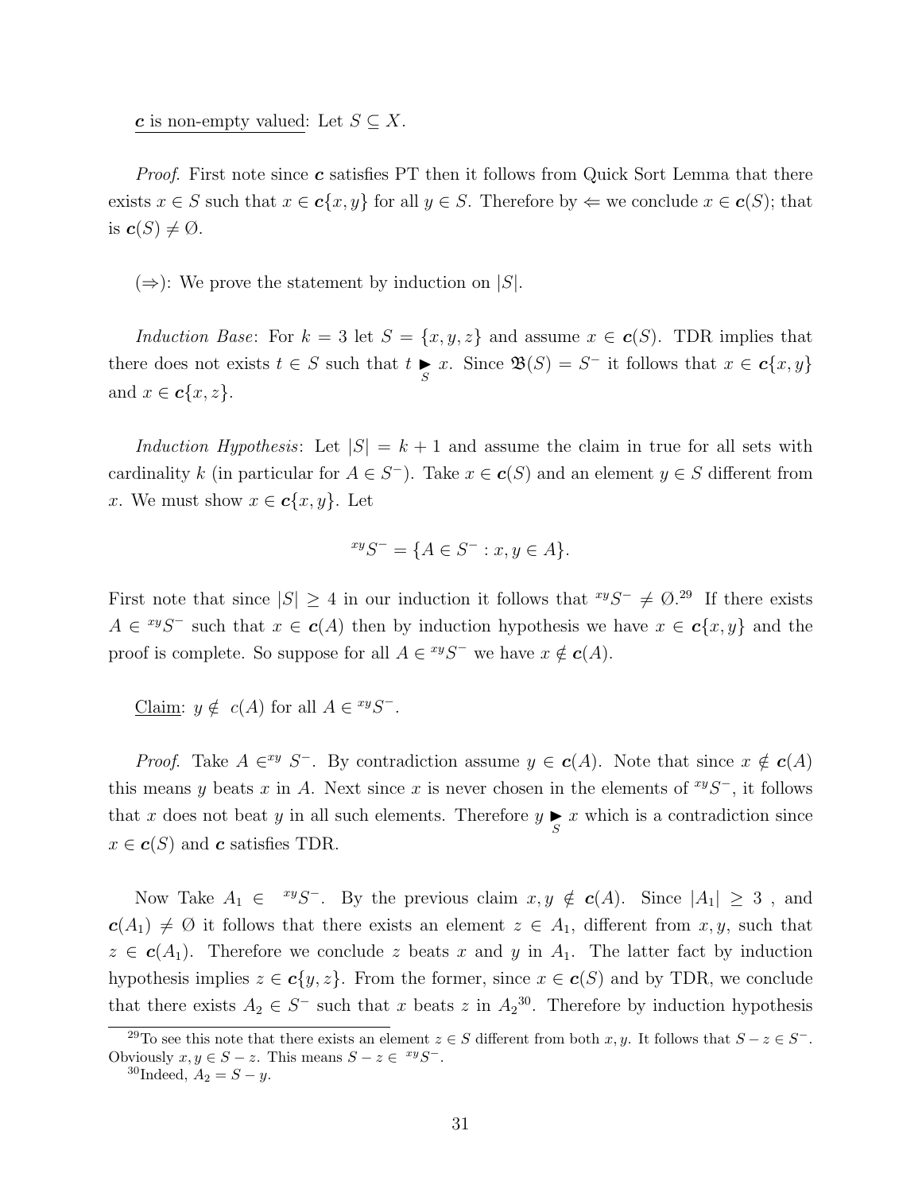<u>$\boldsymbol{c}$ is non-empty valued</u>: Let $S \subseteq X$.

*Proof.* First note since $\boldsymbol{c}$ satisfies PT then it follows from Quick Sort Lemma that there exists $x \in S$ such that $x \in \boldsymbol{c}\{x, y\}$ for all $y \in S$. Therefore by $\Leftarrow$ we conclude $x \in \boldsymbol{c}(S)$; that is $\boldsymbol{c}(S) \neq \emptyset$.

($\Rightarrow$): We prove the statement by induction on $|S|$.

*Induction Base*: For $k = 3$ let $S = \{x, y, z\}$ and assume $x \in \boldsymbol{c}(S)$. TDR implies that there does not exists $t \in S$ such that $t \underset{S}{\blacktriangleright} x$. Since $\mathfrak{B}(S) = S^-$ it follows that $x \in \boldsymbol{c}\{x, y\}$ and $x \in \boldsymbol{c}\{x, z\}$.

*Induction Hypothesis*: Let $|S| = k + 1$ and assume the claim in true for all sets with cardinality $k$ (in particular for $A \in S^-$). Take $x \in \boldsymbol{c}(S)$ and an element $y \in S$ different from $x$. We must show $x \in \boldsymbol{c}\{x, y\}$. Let

$$
{}^{xy}S^- = \{A \in S^- : x, y \in A\}.
$$

First note that since $|S| \geq 4$ in our induction it follows that ${}^{xy}S^- \neq \emptyset$.[29] If there exists $A \in {}^{xy}S^-$ such that $x \in \boldsymbol{c}(A)$ then by induction hypothesis we have $x \in \boldsymbol{c}\{x, y\}$ and the proof is complete. So suppose for all $A \in {}^{xy}S^-$ we have $x \notin \boldsymbol{c}(A)$.

<u>Claim</u>: $y \notin c(A)$ for all $A \in {}^{xy}S^-$.

*Proof.* Take $A \in {}^{xy}S^-$. By contradiction assume $y \in \boldsymbol{c}(A)$. Note that since $x \notin \boldsymbol{c}(A)$ this means $y$ beats $x$ in $A$. Next since $x$ is never chosen in the elements of ${}^{xy}S^-$, it follows that $x$ does not beat $y$ in all such elements. Therefore $y \underset{S}{\blacktriangleright} x$ which is a contradiction since $x \in \boldsymbol{c}(S)$ and $\boldsymbol{c}$ satisfies TDR.

Now Take $A_1 \in {}^{xy}S^-$. By the previous claim $x, y \notin \boldsymbol{c}(A)$. Since $|A_1| \geq 3$ , and $\boldsymbol{c}(A_1) \neq \emptyset$ it follows that there exists an element $z \in A_1$, different from $x, y$, such that $z \in \boldsymbol{c}(A_1)$. Therefore we conclude $z$ beats $x$ and $y$ in $A_1$. The latter fact by induction hypothesis implies $z \in \boldsymbol{c}\{y, z\}$. From the former, since $x \in \boldsymbol{c}(S)$ and by TDR, we conclude that there exists $A_2 \in S^-$ such that $x$ beats $z$ in $A_2$[30]. Therefore by induction hypothesis

[29] To see this note that there exists an element $z \in S$ different from both $x, y$. It follows that $S - z \in S^-$. Obviously $x, y \in S - z$. This means $S - z \in {}^{xy}S^-$.

[30] Indeed, $A_2 = S - y$.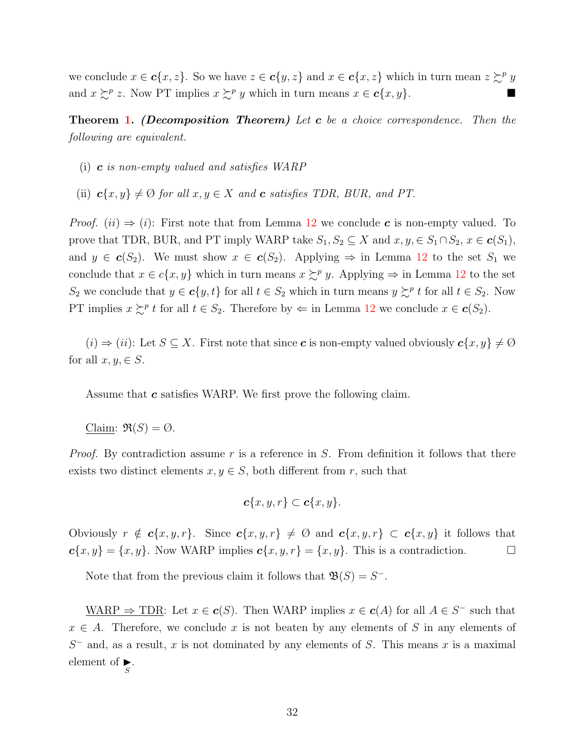we conclude $x \in \boldsymbol{c}\{x, z\}$. So we have $z \in \boldsymbol{c}\{y, z\}$ and $x \in \boldsymbol{c}\{x, z\}$ which in turn mean $z \succsim^p y$ and $x \succsim^p z$. Now PT implies $x \succsim^p y$ which in turn means $x \in \boldsymbol{c}\{x, y\}$. ■

**Theorem 1.** ***(Decomposition Theorem)*** *Let $\boldsymbol{c}$ be a choice correspondence. Then the following are equivalent.*

(i) *$\boldsymbol{c}$ is non-empty valued and satisfies WARP*

(ii) *$\boldsymbol{c}\{x, y\} \neq \emptyset$ for all $x, y \in X$ and $\boldsymbol{c}$ satisfies TDR, BUR, and PT.*

*Proof.* $(ii) \Rightarrow (i)$: First note that from Lemma 12 we conclude $\boldsymbol{c}$ is non-empty valued. To prove that TDR, BUR, and PT imply WARP take $S_1, S_2 \subseteq X$ and $x, y, \in S_1 \cap S_2$, $x \in \boldsymbol{c}(S_1)$, and $y \in \boldsymbol{c}(S_2)$. We must show $x \in \boldsymbol{c}(S_2)$. Applying $\Rightarrow$ in Lemma 12 to the set $S_1$ we conclude that $x \in c\{x, y\}$ which in turn means $x \succsim^p y$. Applying $\Rightarrow$ in Lemma 12 to the set $S_2$ we conclude that $y \in \boldsymbol{c}\{y, t\}$ for all $t \in S_2$ which in turn means $y \succsim^p t$ for all $t \in S_2$. Now PT implies $x \succsim^p t$ for all $t \in S_2$. Therefore by $\Leftarrow$ in Lemma 12 we conclude $x \in \boldsymbol{c}(S_2)$.

$(i) \Rightarrow (ii)$: Let $S \subseteq X$. First note that since $\boldsymbol{c}$ is non-empty valued obviously $\boldsymbol{c}\{x, y\} \neq \emptyset$ for all $x, y, \in S$.

Assume that $\boldsymbol{c}$ satisfies WARP. We first prove the following claim.

<u>Claim</u>: $\mathfrak{R}(S) = \emptyset$.

*Proof.* By contradiction assume $r$ is a reference in $S$. From definition it follows that there exists two distinct elements $x, y \in S$, both different from $r$, such that

$$\boldsymbol{c}\{x, y, r\} \subset \boldsymbol{c}\{x, y\}.$$

Obviously $r \notin \boldsymbol{c}\{x, y, r\}$. Since $\boldsymbol{c}\{x, y, r\} \neq \emptyset$ and $\boldsymbol{c}\{x, y, r\} \subset \boldsymbol{c}\{x, y\}$ it follows that $\boldsymbol{c}\{x, y\} = \{x, y\}$. Now WARP implies $\boldsymbol{c}\{x, y, r\} = \{x, y\}$. This is a contradiction. □

Note that from the previous claim it follows that $\mathfrak{B}(S) = S^-$.

<u>WARP ⇒ TDR</u>: Let $x \in \boldsymbol{c}(S)$. Then WARP implies $x \in \boldsymbol{c}(A)$ for all $A \in S^-$ such that $x \in A$. Therefore, we conclude $x$ is not beaten by any elements of $S$ in any elements of $S^-$ and, as a result, $x$ is not dominated by any elements of $S$. This means $x$ is a maximal element of $\underset{S}{\blacktriangleright}$.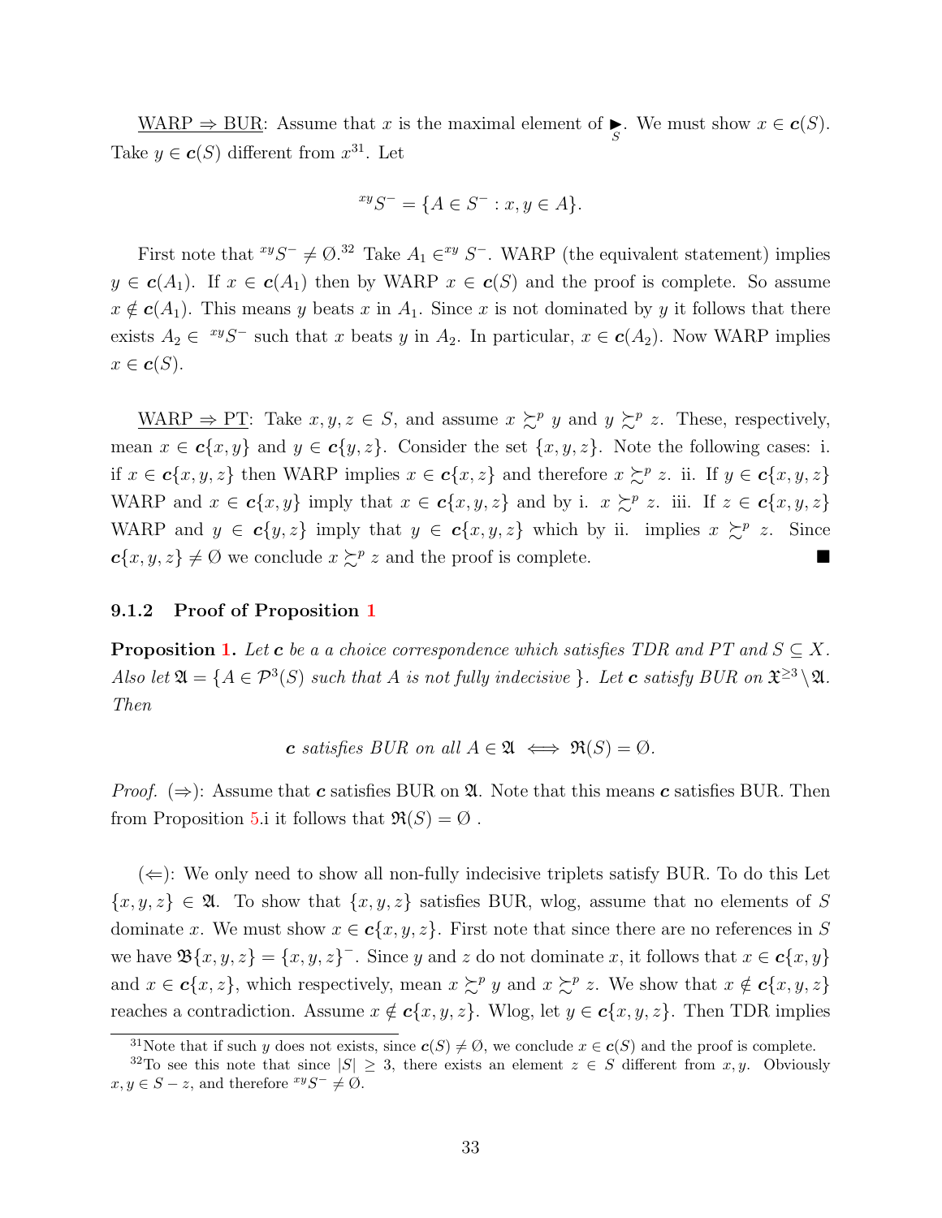WARP $\Rightarrow$ BUR: Assume that $x$ is the maximal element of $\underset{S}{\blacktriangleright}$. We must show $x \in \boldsymbol{c}(S)$. Take $y \in \boldsymbol{c}(S)$ different from $x$[31]. Let

$$^{xy}S^{-} = \{A \in S^{-} : x, y \in A\}.$$

First note that $^{xy}S^{-} \neq \emptyset$.[32] Take $A_1 \in^{xy} S^{-}$. WARP (the equivalent statement) implies $y \in \boldsymbol{c}(A_1)$. If $x \in \boldsymbol{c}(A_1)$ then by WARP $x \in \boldsymbol{c}(S)$ and the proof is complete. So assume $x \notin \boldsymbol{c}(A_1)$. This means $y$ beats $x$ in $A_1$. Since $x$ is not dominated by $y$ it follows that there exists $A_2 \in {}^{xy}S^{-}$ such that $x$ beats $y$ in $A_2$. In particular, $x \in \boldsymbol{c}(A_2)$. Now WARP implies $x \in \boldsymbol{c}(S)$.

WARP $\Rightarrow$ PT: Take $x, y, z \in S$, and assume $x \succsim^p y$ and $y \succsim^p z$. These, respectively, mean $x \in \boldsymbol{c}\{x, y\}$ and $y \in \boldsymbol{c}\{y, z\}$. Consider the set $\{x, y, z\}$. Note the following cases: i. if $x \in \boldsymbol{c}\{x, y, z\}$ then WARP implies $x \in \boldsymbol{c}\{x, z\}$ and therefore $x \succsim^p z$. ii. If $y \in \boldsymbol{c}\{x, y, z\}$ WARP and $x \in \boldsymbol{c}\{x, y\}$ imply that $x \in \boldsymbol{c}\{x, y, z\}$ and by i. $x \succsim^p z$. iii. If $z \in \boldsymbol{c}\{x, y, z\}$ WARP and $y \in \boldsymbol{c}\{y, z\}$ imply that $y \in \boldsymbol{c}\{x, y, z\}$ which by ii. implies $x \succsim^p z$. Since $\boldsymbol{c}\{x, y, z\} \neq \emptyset$ we conclude $x \succsim^p z$ and the proof is complete. ∎

### 9.1.2 Proof of Proposition 1

**Proposition 1.** *Let $\boldsymbol{c}$ be a a choice correspondence which satisfies TDR and PT and $S \subseteq X$. Also let $\mathfrak{A} = \{A \in \mathcal{P}^3(S)$ such that $A$ is not fully indecisive $\}$. Let $\boldsymbol{c}$ satisfy BUR on $\mathfrak{X}^{\geq 3} \setminus \mathfrak{A}$. Then*

$$\boldsymbol{c} \text{ satisfies BUR on all } A \in \mathfrak{A} \iff \mathfrak{R}(S) = \emptyset.$$

*Proof.* ($\Rightarrow$): Assume that $\boldsymbol{c}$ satisfies BUR on $\mathfrak{A}$. Note that this means $\boldsymbol{c}$ satisfies BUR. Then from Proposition 5.i it follows that $\mathfrak{R}(S) = \emptyset$ .

($\Leftarrow$): We only need to show all non-fully indecisive triplets satisfy BUR. To do this Let $\{x, y, z\} \in \mathfrak{A}$. To show that $\{x, y, z\}$ satisfies BUR, wlog, assume that no elements of $S$ dominate $x$. We must show $x \in \boldsymbol{c}\{x, y, z\}$. First note that since there are no references in $S$ we have $\mathfrak{B}\{x, y, z\} = \{x, y, z\}^{-}$. Since $y$ and $z$ do not dominate $x$, it follows that $x \in \boldsymbol{c}\{x, y\}$ and $x \in \boldsymbol{c}\{x, z\}$, which respectively, mean $x \succsim^p y$ and $x \succsim^p z$. We show that $x \notin \boldsymbol{c}\{x, y, z\}$ reaches a contradiction. Assume $x \notin \boldsymbol{c}\{x, y, z\}$. Wlog, let $y \in \boldsymbol{c}\{x, y, z\}$. Then TDR implies

[31] Note that if such $y$ does not exists, since $\boldsymbol{c}(S) \neq \emptyset$, we conclude $x \in \boldsymbol{c}(S)$ and the proof is complete.

[32] To see this note that since $|S| \geq 3$, there exists an element $z \in S$ different from $x, y$. Obviously $x, y \in S - z$, and therefore $^{xy}S^{-} \neq \emptyset$.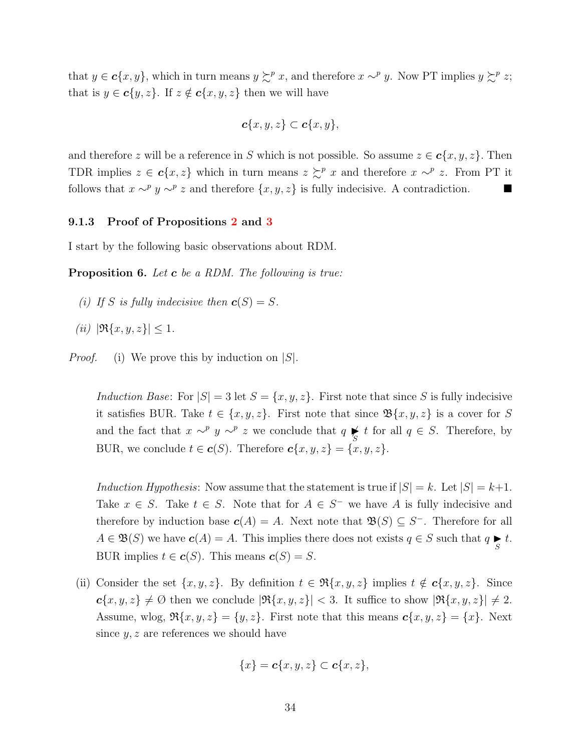that $y \in \boldsymbol{c}\{x,y\}$, which in turn means $y \succsim^p x$, and therefore $x \sim^p y$. Now PT implies $y \succsim^p z$; that is $y \in \boldsymbol{c}\{y,z\}$. If $z \notin \boldsymbol{c}\{x,y,z\}$ then we will have

$$\boldsymbol{c}\{x,y,z\} \subset \boldsymbol{c}\{x,y\},$$

and therefore $z$ will be a reference in $S$ which is not possible. So assume $z \in \boldsymbol{c}\{x,y,z\}$. Then TDR implies $z \in \boldsymbol{c}\{x,z\}$ which in turn means $z \succsim^p x$ and therefore $x \sim^p z$. From PT it follows that $x \sim^p y \sim^p z$ and therefore $\{x,y,z\}$ is fully indecisive. A contradiction. ■

### 9.1.3 Proof of Propositions 2 and 3

I start by the following basic observations about RDM.

**Proposition 6.** *Let $\boldsymbol{c}$ be a RDM. The following is true:*

*(i) If $S$ is fully indecisive then $\boldsymbol{c}(S) = S$.*

*(ii) $|\mathfrak{R}\{x,y,z\}| \leq 1$.*

*Proof.* (i) We prove this by induction on $|S|$.

*Induction Base*: For $|S| = 3$ let $S = \{x,y,z\}$. First note that since $S$ is fully indecisive it satisfies BUR. Take $t \in \{x,y,z\}$. First note that since $\mathfrak{B}\{x,y,z\}$ is a cover for $S$ and the fact that $x \sim^p y \sim^p z$ we conclude that $q \not\blacktriangleright_S t$ for all $q \in S$. Therefore, by BUR, we conclude $t \in \boldsymbol{c}(S)$. Therefore $\boldsymbol{c}\{x,y,z\} = \{x,y,z\}$.

*Induction Hypothesis*: Now assume that the statement is true if $|S| = k$. Let $|S| = k+1$. Take $x \in S$. Take $t \in S$. Note that for $A \in S^-$ we have $A$ is fully indecisive and therefore by induction base $\boldsymbol{c}(A) = A$. Next note that $\mathfrak{B}(S) \subseteq S^-$. Therefore for all $A \in \mathfrak{B}(S)$ we have $\boldsymbol{c}(A) = A$. This implies there does not exists $q \in S$ such that $q \blacktriangleright_S t$. BUR implies $t \in \boldsymbol{c}(S)$. This means $\boldsymbol{c}(S) = S$.

(ii) Consider the set $\{x,y,z\}$. By definition $t \in \mathfrak{R}\{x,y,z\}$ implies $t \notin \boldsymbol{c}\{x,y,z\}$. Since $\boldsymbol{c}\{x,y,z\} \neq \emptyset$ then we conclude $|\mathfrak{R}\{x,y,z\}| < 3$. It suffice to show $|\mathfrak{R}\{x,y,z\}| \neq 2$. Assume, wlog, $\mathfrak{R}\{x,y,z\} = \{y,z\}$. First note that this means $\boldsymbol{c}\{x,y,z\} = \{x\}$. Next since $y, z$ are references we should have

$$\{x\} = \boldsymbol{c}\{x,y,z\} \subset \boldsymbol{c}\{x,z\},$$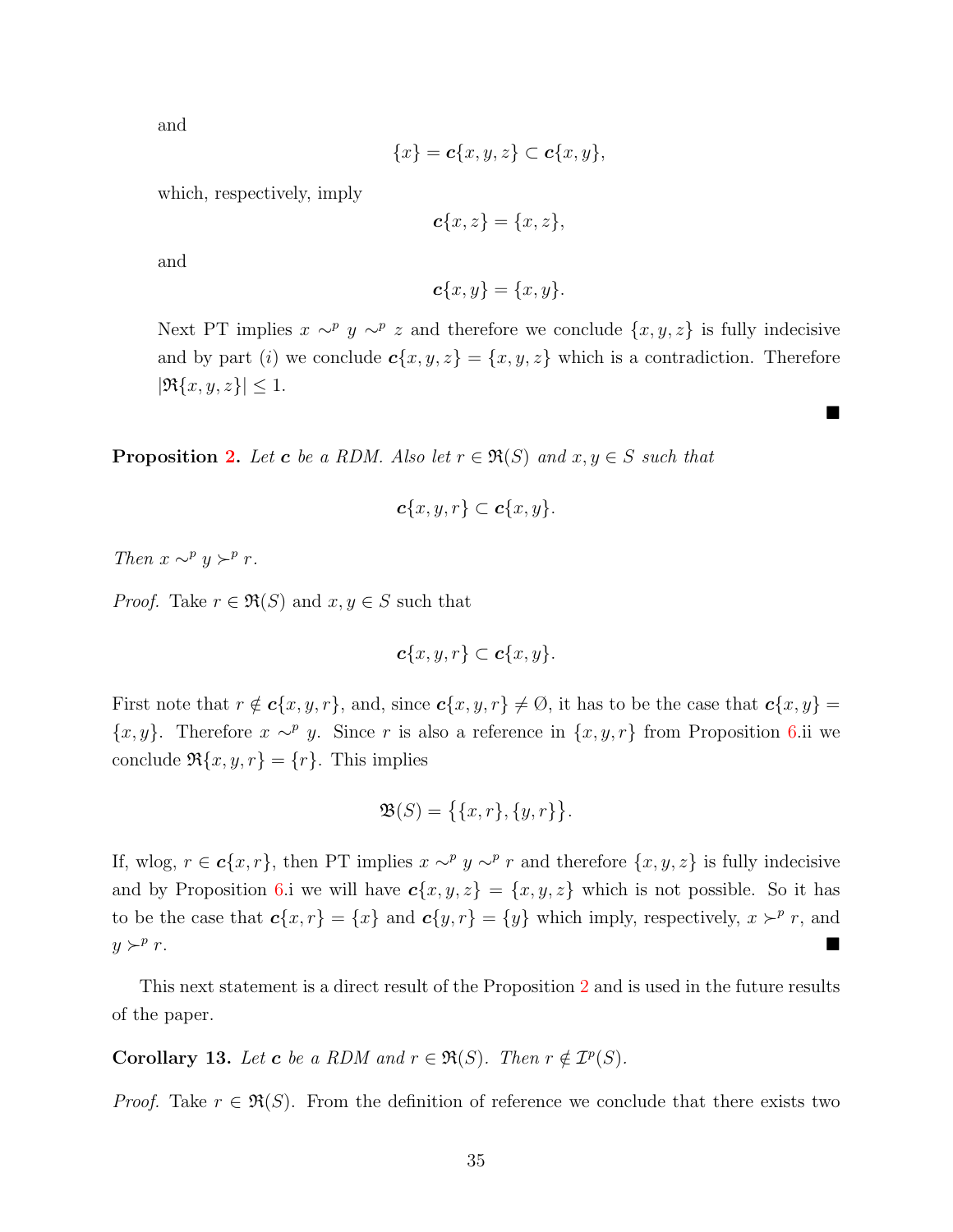and

$$\{x\} = \boldsymbol{c}\{x, y, z\} \subset \boldsymbol{c}\{x, y\},$$

which, respectively, imply

$$\boldsymbol{c}\{x, z\} = \{x, z\},$$

and

$$\boldsymbol{c}\{x, y\} = \{x, y\}.$$

Next PT implies $x \sim^p y \sim^p z$ and therefore we conclude $\{x, y, z\}$ is fully indecisive and by part $(i)$ we conclude $\boldsymbol{c}\{x, y, z\} = \{x, y, z\}$ which is a contradiction. Therefore $|\mathfrak{R}\{x, y, z\}| \leq 1$.

∎

**Proposition 2.** *Let $\boldsymbol{c}$ be a RDM. Also let $r \in \mathfrak{R}(S)$ and $x, y \in S$ such that*

$$\boldsymbol{c}\{x, y, r\} \subset \boldsymbol{c}\{x, y\}.$$

*Then $x \sim^p y \succ^p r$.*

*Proof.* Take $r \in \mathfrak{R}(S)$ and $x, y \in S$ such that

$$\boldsymbol{c}\{x, y, r\} \subset \boldsymbol{c}\{x, y\}.$$

First note that $r \notin \boldsymbol{c}\{x, y, r\}$, and, since $\boldsymbol{c}\{x, y, r\} \neq \emptyset$, it has to be the case that $\boldsymbol{c}\{x, y\} = \{x, y\}$. Therefore $x \sim^p y$. Since $r$ is also a reference in $\{x, y, r\}$ from Proposition 6.ii we conclude $\mathfrak{R}\{x, y, r\} = \{r\}$. This implies

$$\mathfrak{B}(S) = \big\{\{x, r\}, \{y, r\}\big\}.$$

If, wlog, $r \in \boldsymbol{c}\{x, r\}$, then PT implies $x \sim^p y \sim^p r$ and therefore $\{x, y, z\}$ is fully indecisive and by Proposition 6.i we will have $\boldsymbol{c}\{x, y, z\} = \{x, y, z\}$ which is not possible. So it has to be the case that $\boldsymbol{c}\{x, r\} = \{x\}$ and $\boldsymbol{c}\{y, r\} = \{y\}$ which imply, respectively, $x \succ^p r$, and $y \succ^p r$. ∎

This next statement is a direct result of the Proposition 2 and is used in the future results of the paper.

**Corollary 13.** *Let $\boldsymbol{c}$ be a RDM and $r \in \mathfrak{R}(S)$. Then $r \notin \mathcal{I}^p(S)$.*

*Proof.* Take $r \in \mathfrak{R}(S)$. From the definition of reference we conclude that there exists two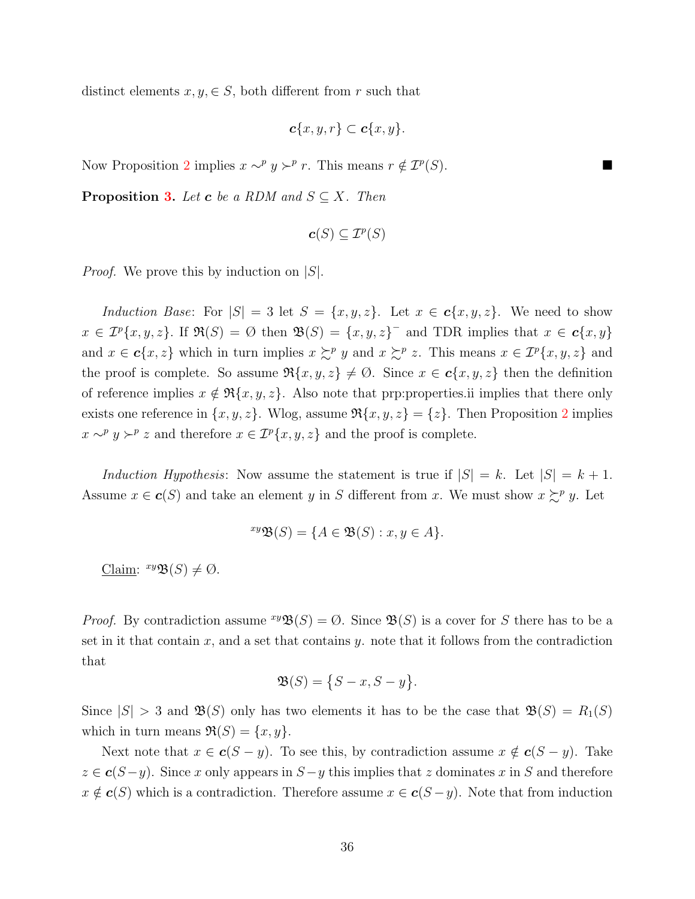distinct elements $x, y, \in S$, both different from $r$ such that

$$\boldsymbol{c}\{x, y, r\} \subset \boldsymbol{c}\{x, y\}.$$

Now Proposition 2 implies $x \sim^p y \succ^p r$. This means $r \notin \mathcal{I}^p(S)$. ■

**Proposition 3.** *Let $\boldsymbol{c}$ be a RDM and $S \subseteq X$. Then*

$$\boldsymbol{c}(S) \subseteq \mathcal{I}^p(S)$$

*Proof.* We prove this by induction on $|S|$.

*Induction Base*: For $|S| = 3$ let $S = \{x, y, z\}$. Let $x \in \boldsymbol{c}\{x, y, z\}$. We need to show $x \in \mathcal{I}^p\{x, y, z\}$. If $\mathfrak{R}(S) = \emptyset$ then $\mathfrak{B}(S) = \{x, y, z\}^-$ and TDR implies that $x \in \boldsymbol{c}\{x, y\}$ and $x \in \boldsymbol{c}\{x, z\}$ which in turn implies $x \succsim^p y$ and $x \succsim^p z$. This means $x \in \mathcal{I}^p\{x, y, z\}$ and the proof is complete. So assume $\mathfrak{R}\{x, y, z\} \neq \emptyset$. Since $x \in \boldsymbol{c}\{x, y, z\}$ then the definition of reference implies $x \notin \mathfrak{R}\{x, y, z\}$. Also note that prp:properties.ii implies that there only exists one reference in $\{x, y, z\}$. Wlog, assume $\mathfrak{R}\{x, y, z\} = \{z\}$. Then Proposition 2 implies $x \sim^p y \succ^p z$ and therefore $x \in \mathcal{I}^p\{x, y, z\}$ and the proof is complete.

*Induction Hypothesis*: Now assume the statement is true if $|S| = k$. Let $|S| = k + 1$. Assume $x \in \boldsymbol{c}(S)$ and take an element $y$ in $S$ different from $x$. We must show $x \succsim^p y$. Let

$${}^{xy}\mathfrak{B}(S) = \{A \in \mathfrak{B}(S) : x, y \in A\}.$$

Claim: ${}^{xy}\mathfrak{B}(S) \neq \emptyset$.

*Proof.* By contradiction assume ${}^{xy}\mathfrak{B}(S) = \emptyset$. Since $\mathfrak{B}(S)$ is a cover for $S$ there has to be a set in it that contain $x$, and a set that contains $y$. note that it follows from the contradiction that

$$\mathfrak{B}(S) = \{S - x, S - y\}.$$

Since $|S| > 3$ and $\mathfrak{B}(S)$ only has two elements it has to be the case that $\mathfrak{B}(S) = R_1(S)$ which in turn means $\mathfrak{R}(S) = \{x, y\}$.

Next note that $x \in \boldsymbol{c}(S - y)$. To see this, by contradiction assume $x \notin \boldsymbol{c}(S - y)$. Take $z \in \boldsymbol{c}(S - y)$. Since $x$ only appears in $S - y$ this implies that $z$ dominates $x$ in $S$ and therefore $x \notin \boldsymbol{c}(S)$ which is a contradiction. Therefore assume $x \in \boldsymbol{c}(S - y)$. Note that from induction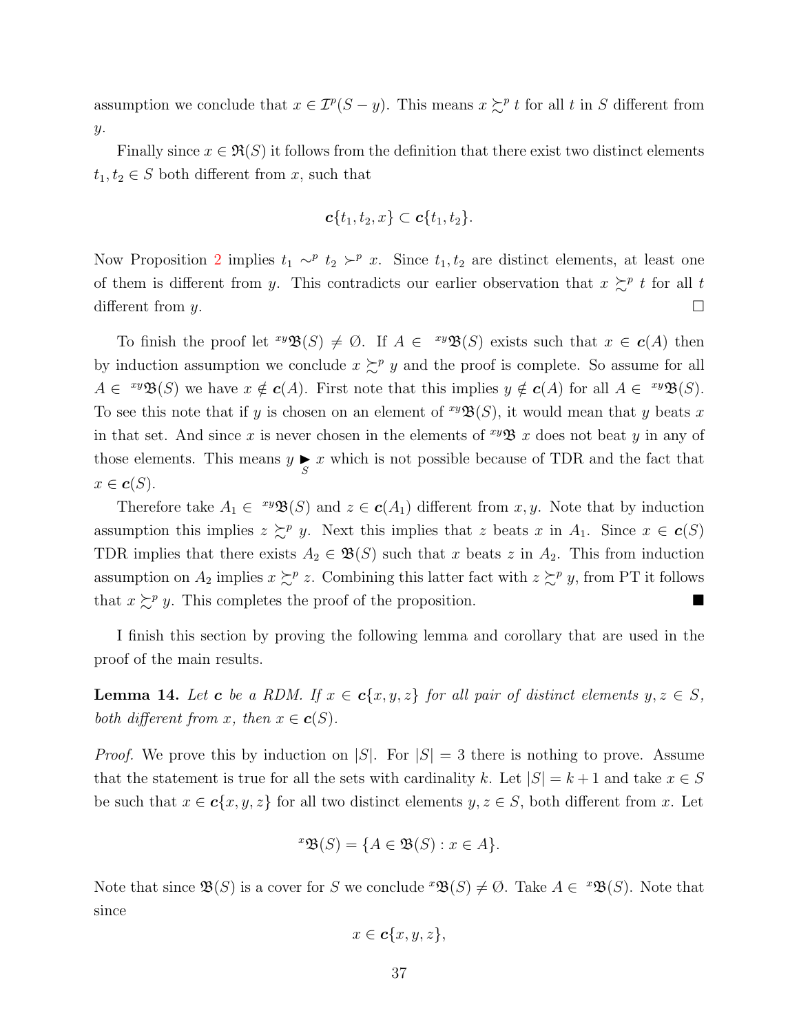assumption we conclude that $x \in \mathcal{I}^p(S - y)$. This means $x \succsim^p t$ for all $t$ in $S$ different from $y$.

Finally since $x \in \mathfrak{R}(S)$ it follows from the definition that there exist two distinct elements $t_1, t_2 \in S$ both different from $x$, such that

$$\boldsymbol{c}\{t_1, t_2, x\} \subset \boldsymbol{c}\{t_1, t_2\}.$$

Now Proposition 2 implies $t_1 \sim^p t_2 \succ^p x$. Since $t_1, t_2$ are distinct elements, at least one of them is different from $y$. This contradicts our earlier observation that $x \succsim^p t$ for all $t$ different from $y$. □

To finish the proof let ${}^{xy}\mathfrak{B}(S) \neq \emptyset$. If $A \in {}^{xy}\mathfrak{B}(S)$ exists such that $x \in \boldsymbol{c}(A)$ then by induction assumption we conclude $x \succsim^p y$ and the proof is complete. So assume for all $A \in {}^{xy}\mathfrak{B}(S)$ we have $x \notin \boldsymbol{c}(A)$. First note that this implies $y \notin \boldsymbol{c}(A)$ for all $A \in {}^{xy}\mathfrak{B}(S)$. To see this note that if $y$ is chosen on an element of ${}^{xy}\mathfrak{B}(S)$, it would mean that $y$ beats $x$ in that set. And since $x$ is never chosen in the elements of ${}^{xy}\mathfrak{B}$ $x$ does not beat $y$ in any of those elements. This means $y \underset{S}{\blacktriangleright} x$ which is not possible because of TDR and the fact that $x \in \boldsymbol{c}(S)$.

Therefore take $A_1 \in {}^{xy}\mathfrak{B}(S)$ and $z \in \boldsymbol{c}(A_1)$ different from $x, y$. Note that by induction assumption this implies $z \succsim^p y$. Next this implies that $z$ beats $x$ in $A_1$. Since $x \in \boldsymbol{c}(S)$ TDR implies that there exists $A_2 \in \mathfrak{B}(S)$ such that $x$ beats $z$ in $A_2$. This from induction assumption on $A_2$ implies $x \succsim^p z$. Combining this latter fact with $z \succsim^p y$, from PT it follows that $x \succsim^p y$. This completes the proof of the proposition. ■

I finish this section by proving the following lemma and corollary that are used in the proof of the main results.

**Lemma 14.** *Let $\boldsymbol{c}$ be a RDM. If $x \in \boldsymbol{c}\{x, y, z\}$ for all pair of distinct elements $y, z \in S$, both different from $x$, then $x \in \boldsymbol{c}(S)$.*

*Proof.* We prove this by induction on $|S|$. For $|S| = 3$ there is nothing to prove. Assume that the statement is true for all the sets with cardinality $k$. Let $|S| = k + 1$ and take $x \in S$ be such that $x \in \boldsymbol{c}\{x, y, z\}$ for all two distinct elements $y, z \in S$, both different from $x$. Let

$${}^{x}\mathfrak{B}(S) = \{A \in \mathfrak{B}(S) : x \in A\}.$$

Note that since $\mathfrak{B}(S)$ is a cover for $S$ we conclude ${}^{x}\mathfrak{B}(S) \neq \emptyset$. Take $A \in {}^{x}\mathfrak{B}(S)$. Note that since

$$x \in \boldsymbol{c}\{x, y, z\},$$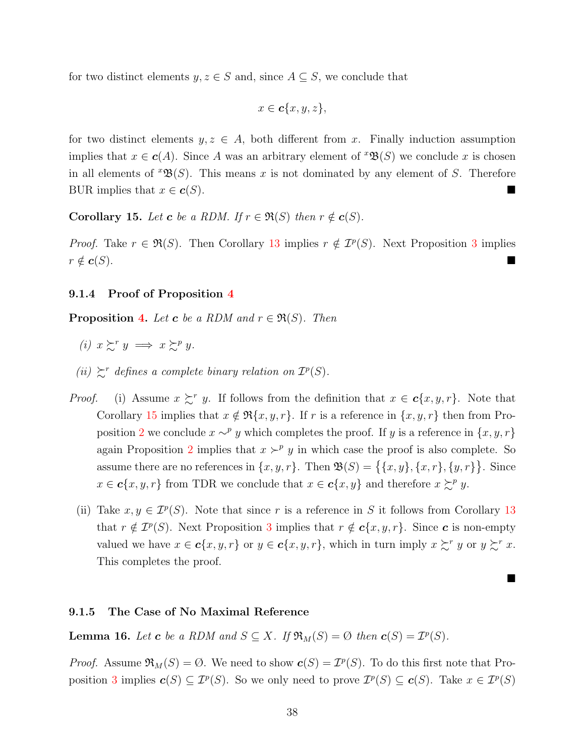for two distinct elements $y, z \in S$ and, since $A \subseteq S$, we conclude that

$$x \in \boldsymbol{c}\{x, y, z\},$$

for two distinct elements $y, z \in A$, both different from $x$. Finally induction assumption implies that $x \in \boldsymbol{c}(A)$. Since $A$ was an arbitrary element of ${}^x\mathfrak{B}(S)$ we conclude $x$ is chosen in all elements of ${}^x\mathfrak{B}(S)$. This means $x$ is not dominated by any element of $S$. Therefore BUR implies that $x \in \boldsymbol{c}(S)$. ∎

**Corollary 15.** *Let $\boldsymbol{c}$ be a RDM. If $r \in \mathfrak{R}(S)$ then $r \notin \boldsymbol{c}(S)$.*

*Proof.* Take $r \in \mathfrak{R}(S)$. Then Corollary 13 implies $r \notin \mathcal{I}^p(S)$. Next Proposition 3 implies $r \notin \boldsymbol{c}(S)$. ∎

### 9.1.4 Proof of Proposition 4

**Proposition 4.** *Let $\boldsymbol{c}$ be a RDM and $r \in \mathfrak{R}(S)$. Then*

*(i) $x \succsim^r y \implies x \succsim^p y$.*

*(ii) $\succsim^r$ defines a complete binary relation on $\mathcal{I}^p(S)$.*

*Proof.* (i) Assume $x \succsim^r y$. If follows from the definition that $x \in \boldsymbol{c}\{x, y, r\}$. Note that Corollary 15 implies that $x \notin \mathfrak{R}\{x, y, r\}$. If $r$ is a reference in $\{x, y, r\}$ then from Proposition 2 we conclude $x \sim^p y$ which completes the proof. If $y$ is a reference in $\{x, y, r\}$ again Proposition 2 implies that $x \succ^p y$ in which case the proof is also complete. So assume there are no references in $\{x, y, r\}$. Then $\mathfrak{B}(S) = \big\{\{x, y\}, \{x, r\}, \{y, r\}\big\}$. Since $x \in \boldsymbol{c}\{x, y, r\}$ from TDR we conclude that $x \in \boldsymbol{c}\{x, y\}$ and therefore $x \succsim^p y$.

(ii) Take $x, y \in \mathcal{I}^p(S)$. Note that since $r$ is a reference in $S$ it follows from Corollary 13 that $r \notin \mathcal{I}^p(S)$. Next Proposition 3 implies that $r \notin \boldsymbol{c}\{x, y, r\}$. Since $\boldsymbol{c}$ is non-empty valued we have $x \in \boldsymbol{c}\{x, y, r\}$ or $y \in \boldsymbol{c}\{x, y, r\}$, which in turn imply $x \succsim^r y$ or $y \succsim^r x$. This completes the proof.

∎

### 9.1.5 The Case of No Maximal Reference

**Lemma 16.** *Let $\boldsymbol{c}$ be a RDM and $S \subseteq X$. If $\mathfrak{R}_M(S) = \emptyset$ then $\boldsymbol{c}(S) = \mathcal{I}^p(S)$.*

*Proof.* Assume $\mathfrak{R}_M(S) = \emptyset$. We need to show $\boldsymbol{c}(S) = \mathcal{I}^p(S)$. To do this first note that Proposition 3 implies $\boldsymbol{c}(S) \subseteq \mathcal{I}^p(S)$. So we only need to prove $\mathcal{I}^p(S) \subseteq \boldsymbol{c}(S)$. Take $x \in \mathcal{I}^p(S)$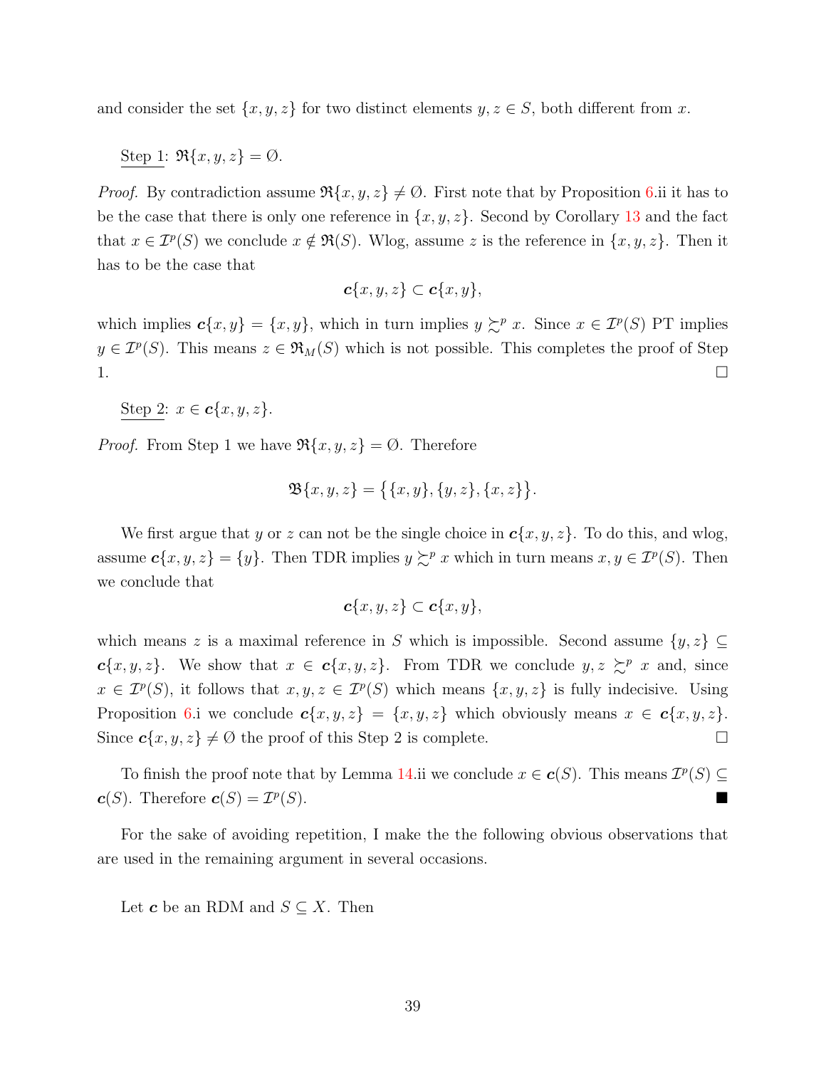and consider the set $\{x, y, z\}$ for two distinct elements $y, z \in S$, both different from $x$.

Step 1: $\mathfrak{R}\{x, y, z\} = \emptyset$.

*Proof.* By contradiction assume $\mathfrak{R}\{x, y, z\} \neq \emptyset$. First note that by Proposition 6.ii it has to be the case that there is only one reference in $\{x, y, z\}$. Second by Corollary 13 and the fact that $x \in \mathcal{I}^p(S)$ we conclude $x \notin \mathfrak{R}(S)$. Wlog, assume $z$ is the reference in $\{x, y, z\}$. Then it has to be the case that

$$\boldsymbol{c}\{x, y, z\} \subset \boldsymbol{c}\{x, y\},$$

which implies $\boldsymbol{c}\{x, y\} = \{x, y\}$, which in turn implies $y \succsim^p x$. Since $x \in \mathcal{I}^p(S)$ PT implies $y \in \mathcal{I}^p(S)$. This means $z \in \mathfrak{R}_M(S)$ which is not possible. This completes the proof of Step 1. $\square$

Step 2: $x \in \boldsymbol{c}\{x, y, z\}$.

*Proof.* From Step 1 we have $\mathfrak{R}\{x, y, z\} = \emptyset$. Therefore

$$\mathfrak{B}\{x, y, z\} = \big\{\{x, y\}, \{y, z\}, \{x, z\}\big\}.$$

We first argue that $y$ or $z$ can not be the single choice in $\boldsymbol{c}\{x, y, z\}$. To do this, and wlog, assume $\boldsymbol{c}\{x, y, z\} = \{y\}$. Then TDR implies $y \succsim^p x$ which in turn means $x, y \in \mathcal{I}^p(S)$. Then we conclude that

$$\boldsymbol{c}\{x, y, z\} \subset \boldsymbol{c}\{x, y\},$$

which means $z$ is a maximal reference in $S$ which is impossible. Second assume $\{y, z\} \subseteq \boldsymbol{c}\{x, y, z\}$. We show that $x \in \boldsymbol{c}\{x, y, z\}$. From TDR we conclude $y, z \succsim^p x$ and, since $x \in \mathcal{I}^p(S)$, it follows that $x, y, z \in \mathcal{I}^p(S)$ which means $\{x, y, z\}$ is fully indecisive. Using Proposition 6.i we conclude $\boldsymbol{c}\{x, y, z\} = \{x, y, z\}$ which obviously means $x \in \boldsymbol{c}\{x, y, z\}$. Since $\boldsymbol{c}\{x, y, z\} \neq \emptyset$ the proof of this Step 2 is complete. $\square$

To finish the proof note that by Lemma 14.ii we conclude $x \in \boldsymbol{c}(S)$. This means $\mathcal{I}^p(S) \subseteq \boldsymbol{c}(S)$. Therefore $\boldsymbol{c}(S) = \mathcal{I}^p(S)$. ■

For the sake of avoiding repetition, I make the the following obvious observations that are used in the remaining argument in several occasions.

Let $\boldsymbol{c}$ be an RDM and $S \subseteq X$. Then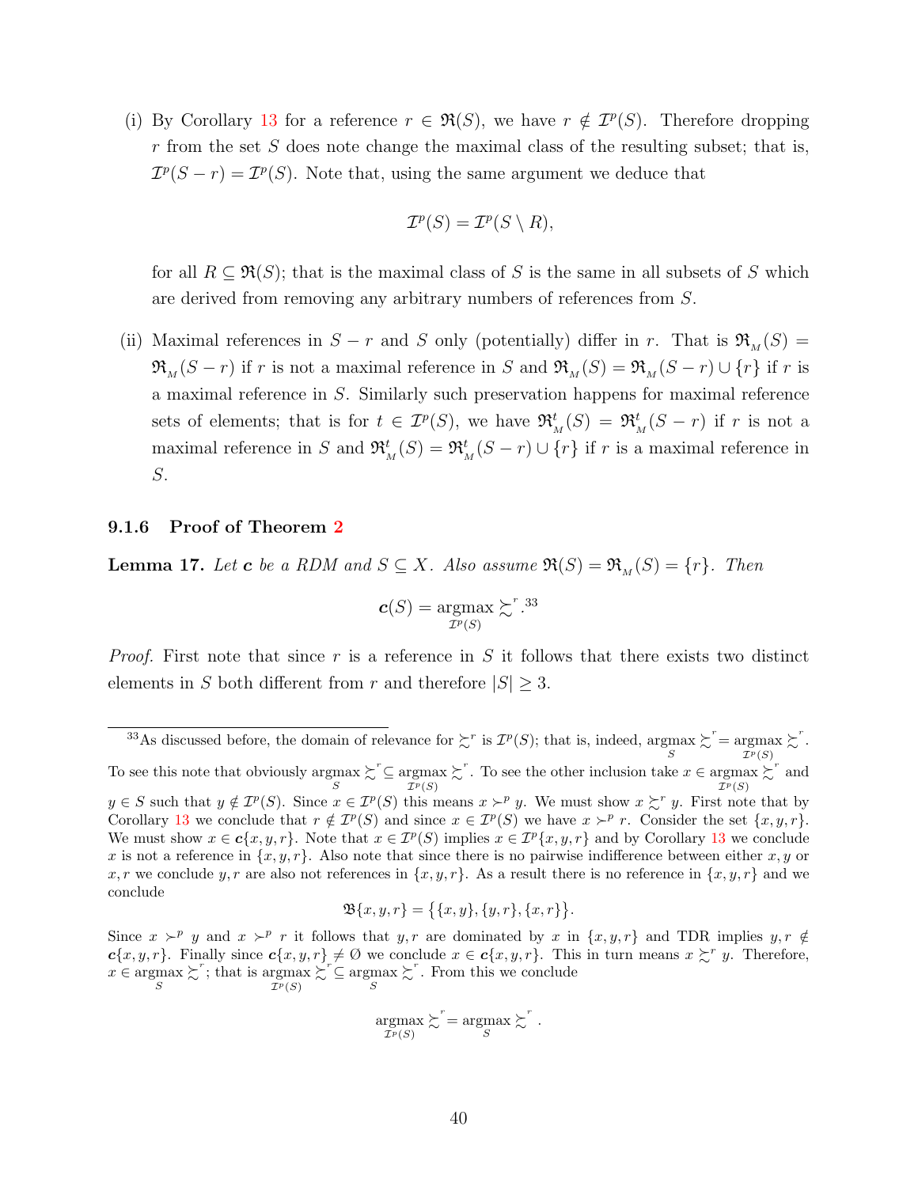(i) By Corollary 13 for a reference $r \in \mathfrak{R}(S)$, we have $r \notin \mathcal{I}^p(S)$. Therefore dropping $r$ from the set $S$ does note change the maximal class of the resulting subset; that is, $\mathcal{I}^p(S - r) = \mathcal{I}^p(S)$. Note that, using the same argument we deduce that

$$\mathcal{I}^p(S) = \mathcal{I}^p(S \setminus R),$$

for all $R \subseteq \mathfrak{R}(S)$; that is the maximal class of $S$ is the same in all subsets of $S$ which are derived from removing any arbitrary numbers of references from $S$.

(ii) Maximal references in $S - r$ and $S$ only (potentially) differ in $r$. That is $\mathfrak{R}_{_M}(S) = \mathfrak{R}_{_M}(S - r)$ if $r$ is not a maximal reference in $S$ and $\mathfrak{R}_{_M}(S) = \mathfrak{R}_{_M}(S - r) \cup \{r\}$ if $r$ is a maximal reference in $S$. Similarly such preservation happens for maximal reference sets of elements; that is for $t \in \mathcal{I}^p(S)$, we have $\mathfrak{R}^t_{_M}(S) = \mathfrak{R}^t_{_M}(S - r)$ if $r$ is not a maximal reference in $S$ and $\mathfrak{R}^t_{_M}(S) = \mathfrak{R}^t_{_M}(S - r) \cup \{r\}$ if $r$ is a maximal reference in $S$.

### 9.1.6 Proof of Theorem 2

**Lemma 17.** *Let $\boldsymbol{c}$ be a RDM and $S \subseteq X$. Also assume $\mathfrak{R}(S) = \mathfrak{R}_{_M}(S) = \{r\}$. Then*

$$\boldsymbol{c}(S) = \underset{\mathcal{I}^p(S)}{\operatorname{argmax}} \succsim^r.$$ [33]

*Proof.* First note that since $r$ is a reference in $S$ it follows that there exists two distinct elements in $S$ both different from $r$ and therefore $|S| \geq 3$.

---

[33] As discussed before, the domain of relevance for $\succsim^r$ is $\mathcal{I}^p(S)$; that is, indeed, $\underset{S}{\operatorname{argmax}} \succsim^r = \underset{\mathcal{I}^p(S)}{\operatorname{argmax}} \succsim^r$. To see this note that obviously $\underset{S}{\operatorname{argmax}} \succsim^r \subseteq \underset{\mathcal{I}^p(S)}{\operatorname{argmax}} \succsim^r$. To see the other inclusion take $x \in \underset{\mathcal{I}^p(S)}{\operatorname{argmax}} \succsim^r$ and $y \in S$ such that $y \notin \mathcal{I}^p(S)$. Since $x \in \mathcal{I}^p(S)$ this means $x \succ^p y$. We must show $x \succsim^r y$. First note that by Corollary 13 we conclude that $r \notin \mathcal{I}^p(S)$ and since $x \in \mathcal{I}^p(S)$ we have $x \succ^p r$. Consider the set $\{x, y, r\}$. We must show $x \in \boldsymbol{c}\{x, y, r\}$. Note that $x \in \mathcal{I}^p(S)$ implies $x \in \mathcal{I}^p\{x, y, r\}$ and by Corollary 13 we conclude $x$ is not a reference in $\{x, y, r\}$. Also note that since there is no pairwise indifference between either $x, y$ or $x, r$ we conclude $y, r$ are also not references in $\{x, y, r\}$. As a result there is no reference in $\{x, y, r\}$ and we conclude

$$\mathfrak{B}\{x, y, r\} = \big\{\{x, y\}, \{y, r\}, \{x, r\}\big\}.$$

Since $x \succ^p y$ and $x \succ^p r$ it follows that $y, r$ are dominated by $x$ in $\{x, y, r\}$ and TDR implies $y, r \notin \boldsymbol{c}\{x, y, r\}$. Finally since $\boldsymbol{c}\{x, y, r\} \neq \emptyset$ we conclude $x \in \boldsymbol{c}\{x, y, r\}$. This in turn means $x \succsim^r y$. Therefore, $x \in \underset{S}{\operatorname{argmax}} \succsim^r$; that is $\underset{\mathcal{I}^p(S)}{\operatorname{argmax}} \succsim^r \subseteq \underset{S}{\operatorname{argmax}} \succsim^r$. From this we conclude

$$\underset{\mathcal{I}^p(S)}{\operatorname{argmax}} \succsim^r = \underset{S}{\operatorname{argmax}} \succsim^r.$$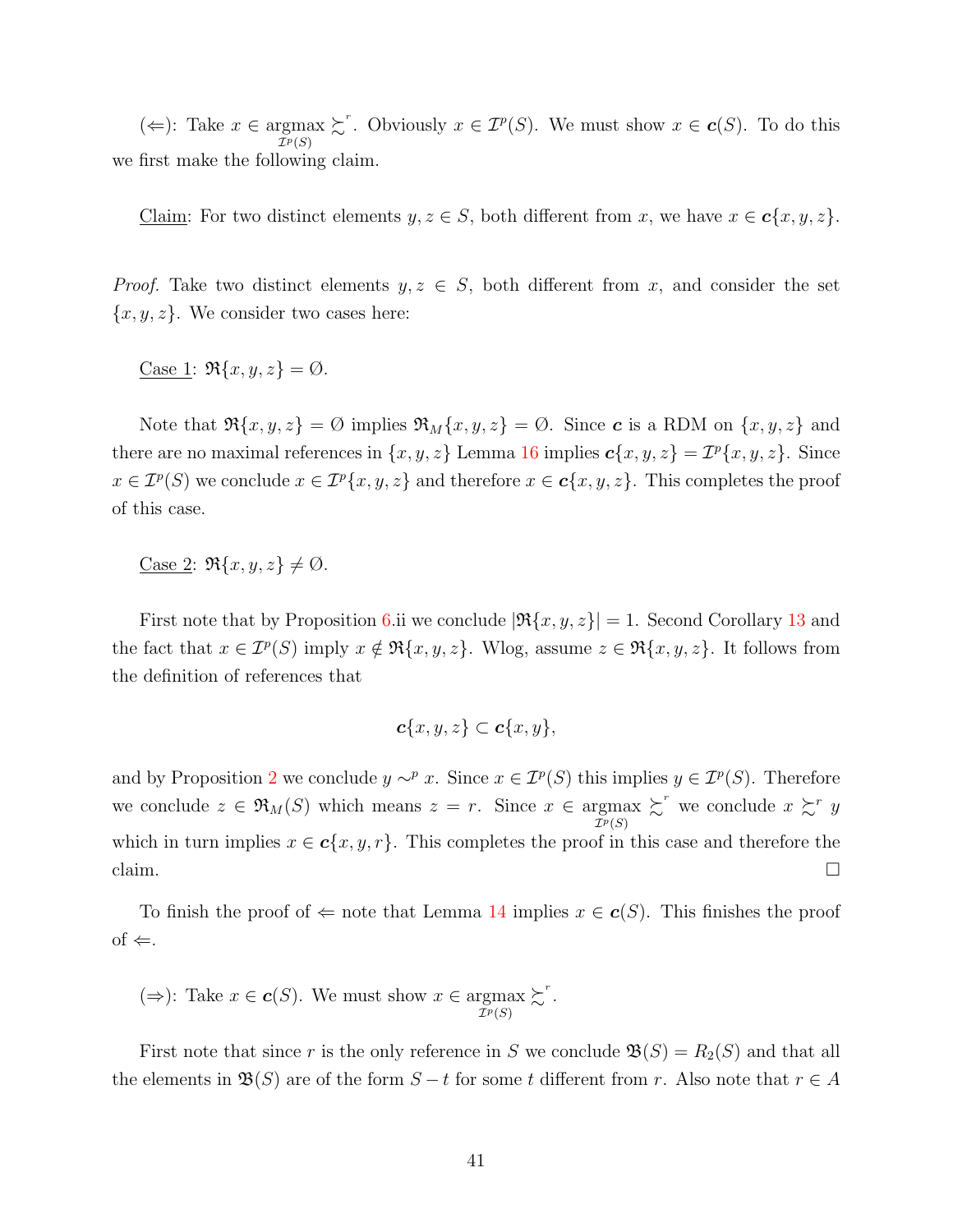($\Leftarrow$): Take $x \in \underset{\mathcal{I}^p(S)}{\operatorname{argmax}} \succsim^r$. Obviously $x \in \mathcal{I}^p(S)$. We must show $x \in \boldsymbol{c}(S)$. To do this we first make the following claim.

<u>Claim</u>: For two distinct elements $y, z \in S$, both different from $x$, we have $x \in \boldsymbol{c}\{x, y, z\}$.

*Proof.* Take two distinct elements $y, z \in S$, both different from $x$, and consider the set $\{x, y, z\}$. We consider two cases here:

<u>Case 1</u>: $\mathfrak{R}\{x, y, z\} = \emptyset$.

Note that $\mathfrak{R}\{x, y, z\} = \emptyset$ implies $\mathfrak{R}_M\{x, y, z\} = \emptyset$. Since $\boldsymbol{c}$ is a RDM on $\{x, y, z\}$ and there are no maximal references in $\{x, y, z\}$ Lemma 16 implies $\boldsymbol{c}\{x, y, z\} = \mathcal{I}^p\{x, y, z\}$. Since $x \in \mathcal{I}^p(S)$ we conclude $x \in \mathcal{I}^p\{x, y, z\}$ and therefore $x \in \boldsymbol{c}\{x, y, z\}$. This completes the proof of this case.

<u>Case 2</u>: $\mathfrak{R}\{x, y, z\} \neq \emptyset$.

First note that by Proposition 6.ii we conclude $|\mathfrak{R}\{x, y, z\}| = 1$. Second Corollary 13 and the fact that $x \in \mathcal{I}^p(S)$ imply $x \notin \mathfrak{R}\{x, y, z\}$. Wlog, assume $z \in \mathfrak{R}\{x, y, z\}$. It follows from the definition of references that

$$\boldsymbol{c}\{x, y, z\} \subset \boldsymbol{c}\{x, y\},$$

and by Proposition 2 we conclude $y \sim^p x$. Since $x \in \mathcal{I}^p(S)$ this implies $y \in \mathcal{I}^p(S)$. Therefore we conclude $z \in \mathfrak{R}_M(S)$ which means $z = r$. Since $x \in \underset{\mathcal{I}^p(S)}{\operatorname{argmax}} \succsim^r$ we conclude $x \succsim^r y$ which in turn implies $x \in \boldsymbol{c}\{x, y, r\}$. This completes the proof in this case and therefore the claim. $\square$

To finish the proof of $\Leftarrow$ note that Lemma 14 implies $x \in \boldsymbol{c}(S)$. This finishes the proof of $\Leftarrow$.

($\Rightarrow$): Take $x \in \boldsymbol{c}(S)$. We must show $x \in \underset{\mathcal{I}^p(S)}{\operatorname{argmax}} \succsim^r$.

First note that since $r$ is the only reference in $S$ we conclude $\mathfrak{B}(S) = R_2(S)$ and that all the elements in $\mathfrak{B}(S)$ are of the form $S - t$ for some $t$ different from $r$. Also note that $r \in A$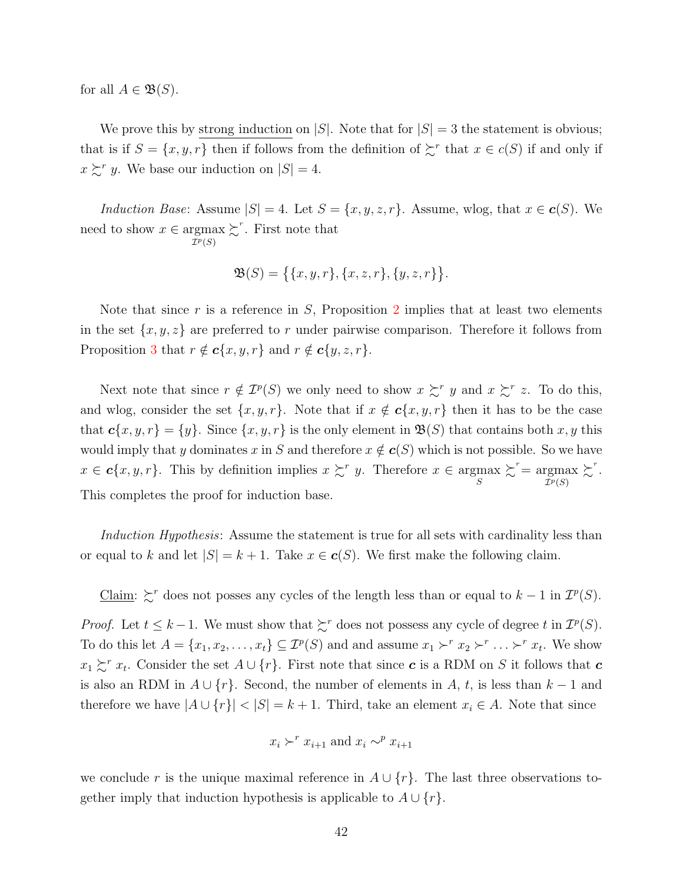for all $A \in \mathfrak{B}(S)$.

We prove this by <u>strong induction</u> on $|S|$. Note that for $|S| = 3$ the statement is obvious; that is if $S = \{x, y, r\}$ then if follows from the definition of $\succsim^r$ that $x \in c(S)$ if and only if $x \succsim^r y$. We base our induction on $|S| = 4$.

*Induction Base*: Assume $|S| = 4$. Let $S = \{x, y, z, r\}$. Assume, wlog, that $x \in \boldsymbol{c}(S)$. We need to show $x \in \underset{\mathcal{I}^p(S)}{\operatorname{argmax}} \succsim^r$. First note that

$$\mathfrak{B}(S) = \big\{\{x, y, r\}, \{x, z, r\}, \{y, z, r\}\big\}.$$

Note that since $r$ is a reference in $S$, Proposition 2 implies that at least two elements in the set $\{x, y, z\}$ are preferred to $r$ under pairwise comparison. Therefore it follows from Proposition 3 that $r \notin \boldsymbol{c}\{x, y, r\}$ and $r \notin \boldsymbol{c}\{y, z, r\}$.

Next note that since $r \notin \mathcal{I}^p(S)$ we only need to show $x \succsim^r y$ and $x \succsim^r z$. To do this, and wlog, consider the set $\{x, y, r\}$. Note that if $x \notin \boldsymbol{c}\{x, y, r\}$ then it has to be the case that $\boldsymbol{c}\{x, y, r\} = \{y\}$. Since $\{x, y, r\}$ is the only element in $\mathfrak{B}(S)$ that contains both $x, y$ this would imply that $y$ dominates $x$ in $S$ and therefore $x \notin \boldsymbol{c}(S)$ which is not possible. So we have $x \in \boldsymbol{c}\{x, y, r\}$. This by definition implies $x \succsim^r y$. Therefore $x \in \underset{S}{\operatorname{argmax}} \succsim^r = \underset{\mathcal{I}^p(S)}{\operatorname{argmax}} \succsim^r$. This completes the proof for induction base.

*Induction Hypothesis*: Assume the statement is true for all sets with cardinality less than or equal to $k$ and let $|S| = k + 1$. Take $x \in \boldsymbol{c}(S)$. We first make the following claim.

<u>Claim</u>: $\succsim^r$ does not posses any cycles of the length less than or equal to $k - 1$ in $\mathcal{I}^p(S)$.

*Proof.* Let $t \leq k - 1$. We must show that $\succsim^r$ does not possess any cycle of degree $t$ in $\mathcal{I}^p(S)$. To do this let $A = \{x_1, x_2, \ldots, x_t\} \subseteq \mathcal{I}^p(S)$ and and assume $x_1 \succ^r x_2 \succ^r \ldots \succ^r x_t$. We show $x_1 \succsim^r x_t$. Consider the set $A \cup \{r\}$. First note that since $\boldsymbol{c}$ is a RDM on $S$ it follows that $\boldsymbol{c}$ is also an RDM in $A \cup \{r\}$. Second, the number of elements in $A$, $t$, is less than $k - 1$ and therefore we have $|A \cup \{r\}| < |S| = k + 1$. Third, take an element $x_i \in A$. Note that since

$$x_i \succ^r x_{i+1} \text{ and } x_i \sim^p x_{i+1}$$

we conclude $r$ is the unique maximal reference in $A \cup \{r\}$. The last three observations together imply that induction hypothesis is applicable to $A \cup \{r\}$.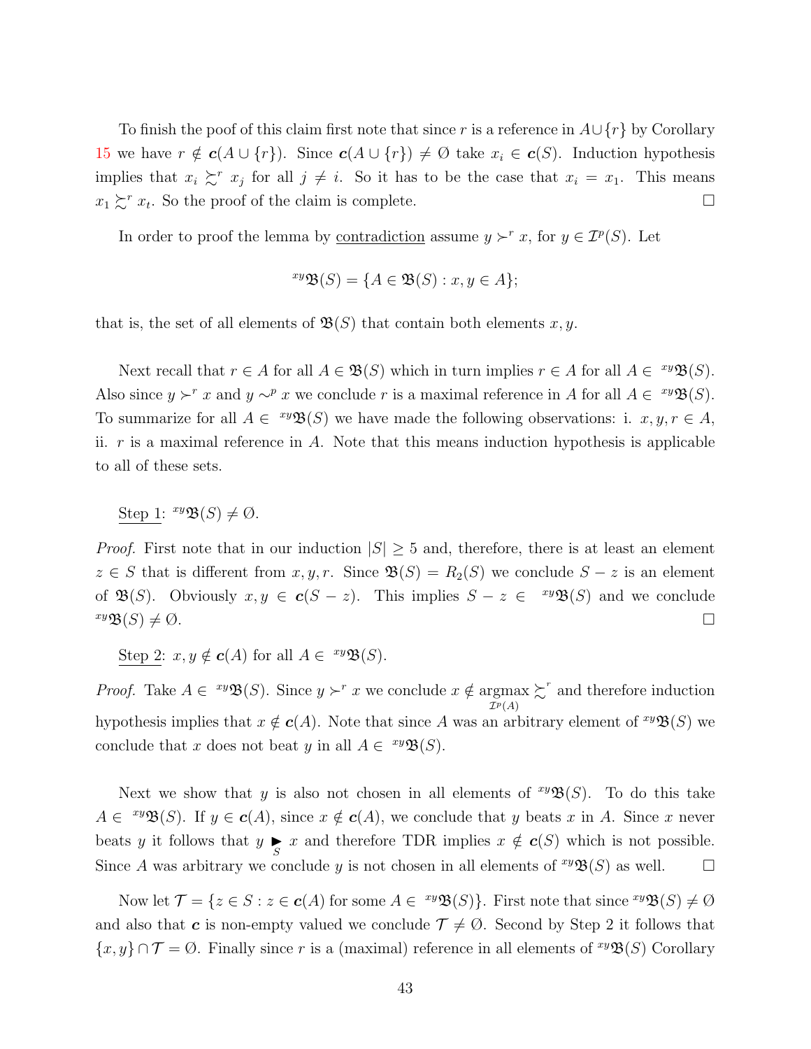To finish the poof of this claim first note that since $r$ is a reference in $A\cup\{r\}$ by Corollary 15 we have $r \notin \boldsymbol{c}(A\cup\{r\})$. Since $\boldsymbol{c}(A\cup\{r\}) \neq \emptyset$ take $x_i \in \boldsymbol{c}(S)$. Induction hypothesis implies that $x_i \succsim^r x_j$ for all $j \neq i$. So it has to be the case that $x_i = x_1$. This means $x_1 \succsim^r x_t$. So the proof of the claim is complete. □

In order to proof the lemma by contradiction assume $y \succ^r x$, for $y \in \mathcal{I}^p(S)$. Let

$$^{xy}\mathfrak{B}(S) = \{A \in \mathfrak{B}(S) : x, y \in A\};$$

that is, the set of all elements of $\mathfrak{B}(S)$ that contain both elements $x, y$.

Next recall that $r \in A$ for all $A \in \mathfrak{B}(S)$ which in turn implies $r \in A$ for all $A \in {}^{xy}\mathfrak{B}(S)$. Also since $y \succ^r x$ and $y \sim^p x$ we conclude $r$ is a maximal reference in $A$ for all $A \in {}^{xy}\mathfrak{B}(S)$. To summarize for all $A \in {}^{xy}\mathfrak{B}(S)$ we have made the following observations: i. $x, y, r \in A$, ii. $r$ is a maximal reference in $A$. Note that this means induction hypothesis is applicable to all of these sets.

Step 1: ${}^{xy}\mathfrak{B}(S) \neq \emptyset$.

*Proof.* First note that in our induction $|S| \geq 5$ and, therefore, there is at least an element $z \in S$ that is different from $x, y, r$. Since $\mathfrak{B}(S) = R_2(S)$ we conclude $S - z$ is an element of $\mathfrak{B}(S)$. Obviously $x, y \in \boldsymbol{c}(S - z)$. This implies $S - z \in {}^{xy}\mathfrak{B}(S)$ and we conclude ${}^{xy}\mathfrak{B}(S) \neq \emptyset$. □

Step 2: $x, y \notin \boldsymbol{c}(A)$ for all $A \in {}^{xy}\mathfrak{B}(S)$.

*Proof.* Take $A \in {}^{xy}\mathfrak{B}(S)$. Since $y \succ^r x$ we conclude $x \notin \underset{\mathcal{I}^p(A)}{\operatorname{argmax}} \succsim^r$ and therefore induction hypothesis implies that $x \notin \boldsymbol{c}(A)$. Note that since $A$ was an arbitrary element of ${}^{xy}\mathfrak{B}(S)$ we conclude that $x$ does not beat $y$ in all $A \in {}^{xy}\mathfrak{B}(S)$.

Next we show that $y$ is also not chosen in all elements of ${}^{xy}\mathfrak{B}(S)$. To do this take $A \in {}^{xy}\mathfrak{B}(S)$. If $y \in \boldsymbol{c}(A)$, since $x \notin \boldsymbol{c}(A)$, we conclude that $y$ beats $x$ in $A$. Since $x$ never beats $y$ it follows that $y \underset{S}{\blacktriangleright} x$ and therefore TDR implies $x \notin \boldsymbol{c}(S)$ which is not possible. Since $A$ was arbitrary we conclude $y$ is not chosen in all elements of ${}^{xy}\mathfrak{B}(S)$ as well. □

Now let $\mathcal{T} = \{z \in S : z \in \boldsymbol{c}(A) \text{ for some } A \in {}^{xy}\mathfrak{B}(S)\}$. First note that since ${}^{xy}\mathfrak{B}(S) \neq \emptyset$ and also that $\boldsymbol{c}$ is non-empty valued we conclude $\mathcal{T} \neq \emptyset$. Second by Step 2 it follows that $\{x, y\} \cap \mathcal{T} = \emptyset$. Finally since $r$ is a (maximal) reference in all elements of ${}^{xy}\mathfrak{B}(S)$ Corollary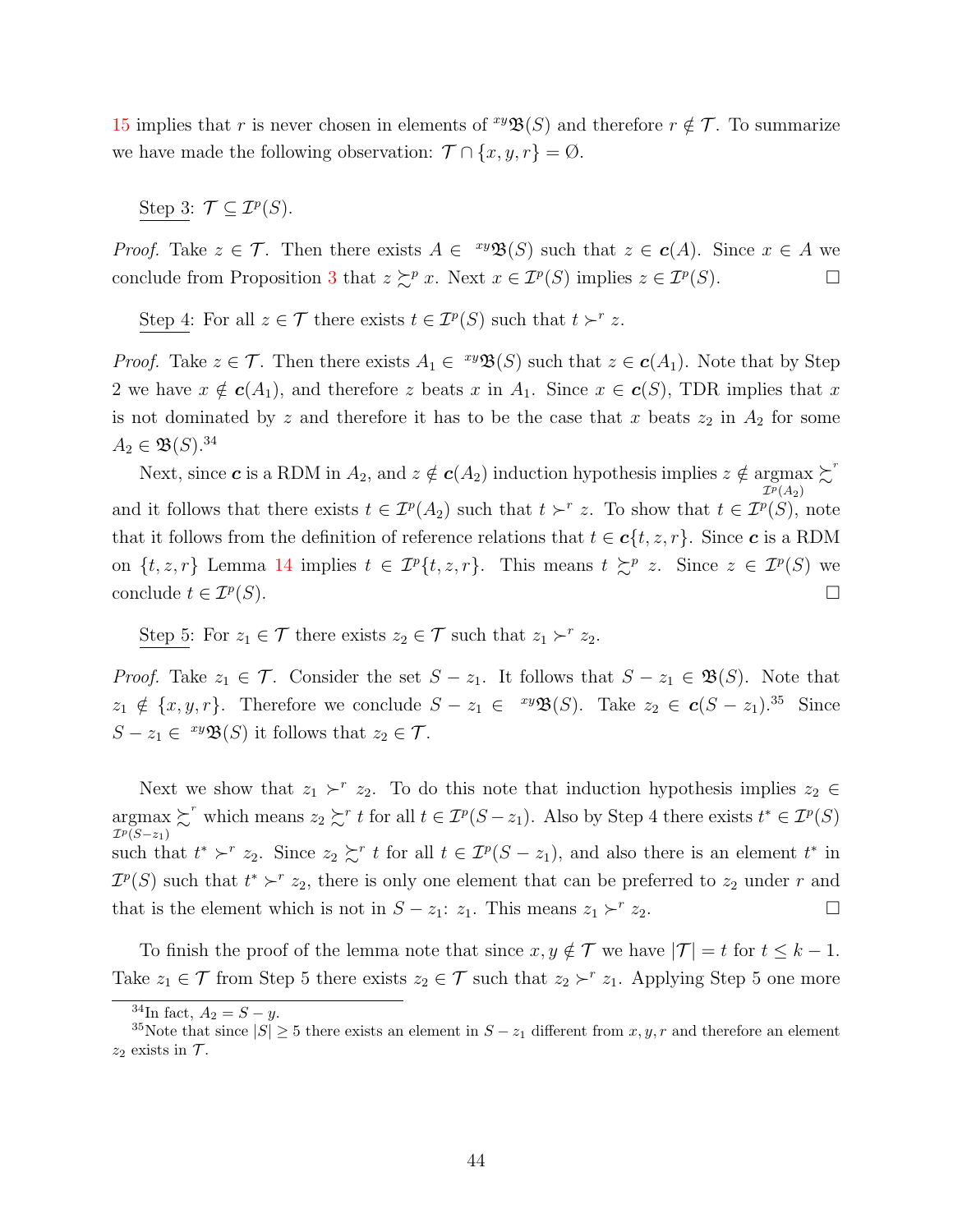15 implies that $r$ is never chosen in elements of ${}^{xy}\mathfrak{B}(S)$ and therefore $r \notin \mathcal{T}$. To summarize we have made the following observation: $\mathcal{T} \cap \{x, y, r\} = \emptyset$.

Step 3: $\mathcal{T} \subseteq \mathcal{I}^p(S)$.

*Proof.* Take $z \in \mathcal{T}$. Then there exists $A \in {}^{xy}\mathfrak{B}(S)$ such that $z \in \boldsymbol{c}(A)$. Since $x \in A$ we conclude from Proposition 3 that $z \succsim^p x$. Next $x \in \mathcal{I}^p(S)$ implies $z \in \mathcal{I}^p(S)$. $\square$

Step 4: For all $z \in \mathcal{T}$ there exists $t \in \mathcal{I}^p(S)$ such that $t \succ^r z$.

*Proof.* Take $z \in \mathcal{T}$. Then there exists $A_1 \in {}^{xy}\mathfrak{B}(S)$ such that $z \in \boldsymbol{c}(A_1)$. Note that by Step 2 we have $x \notin \boldsymbol{c}(A_1)$, and therefore $z$ beats $x$ in $A_1$. Since $x \in \boldsymbol{c}(S)$, TDR implies that $x$ is not dominated by $z$ and therefore it has to be the case that $x$ beats $z_2$ in $A_2$ for some $A_2 \in \mathfrak{B}(S)$.[34]

Next, since $\boldsymbol{c}$ is a RDM in $A_2$, and $z \notin \boldsymbol{c}(A_2)$ induction hypothesis implies $z \notin \underset{\mathcal{I}^p(A_2)}{\operatorname{argmax}} \succsim^r$ and it follows that there exists $t \in \mathcal{I}^p(A_2)$ such that $t \succ^r z$. To show that $t \in \mathcal{I}^p(S)$, note that it follows from the definition of reference relations that $t \in \boldsymbol{c}\{t, z, r\}$. Since $\boldsymbol{c}$ is a RDM on $\{t, z, r\}$ Lemma 14 implies $t \in \mathcal{I}^p\{t, z, r\}$. This means $t \succsim^p z$. Since $z \in \mathcal{I}^p(S)$ we conclude $t \in \mathcal{I}^p(S)$. $\square$

Step 5: For $z_1 \in \mathcal{T}$ there exists $z_2 \in \mathcal{T}$ such that $z_1 \succ^r z_2$.

*Proof.* Take $z_1 \in \mathcal{T}$. Consider the set $S - z_1$. It follows that $S - z_1 \in \mathfrak{B}(S)$. Note that $z_1 \notin \{x, y, r\}$. Therefore we conclude $S - z_1 \in {}^{xy}\mathfrak{B}(S)$. Take $z_2 \in \boldsymbol{c}(S - z_1)$.[35] Since $S - z_1 \in {}^{xy}\mathfrak{B}(S)$ it follows that $z_2 \in \mathcal{T}$.

Next we show that $z_1 \succ^r z_2$. To do this note that induction hypothesis implies $z_2 \in \underset{\mathcal{I}^p(S-z_1)}{\operatorname{argmax}} \succsim^r$ which means $z_2 \succsim^r t$ for all $t \in \mathcal{I}^p(S - z_1)$. Also by Step 4 there exists $t^* \in \mathcal{I}^p(S)$ such that $t^* \succ^r z_2$. Since $z_2 \succsim^r t$ for all $t \in \mathcal{I}^p(S - z_1)$, and also there is an element $t^*$ in $\mathcal{I}^p(S)$ such that $t^* \succ^r z_2$, there is only one element that can be preferred to $z_2$ under $r$ and that is the element which is not in $S - z_1$: $z_1$. This means $z_1 \succ^r z_2$. $\square$

To finish the proof of the lemma note that since $x, y \notin \mathcal{T}$ we have $|\mathcal{T}| = t$ for $t \leq k - 1$. Take $z_1 \in \mathcal{T}$ from Step 5 there exists $z_2 \in \mathcal{T}$ such that $z_2 \succ^r z_1$. Applying Step 5 one more

[34] In fact, $A_2 = S - y$.

[35] Note that since $|S| \geq 5$ there exists an element in $S - z_1$ different from $x, y, r$ and therefore an element $z_2$ exists in $\mathcal{T}$.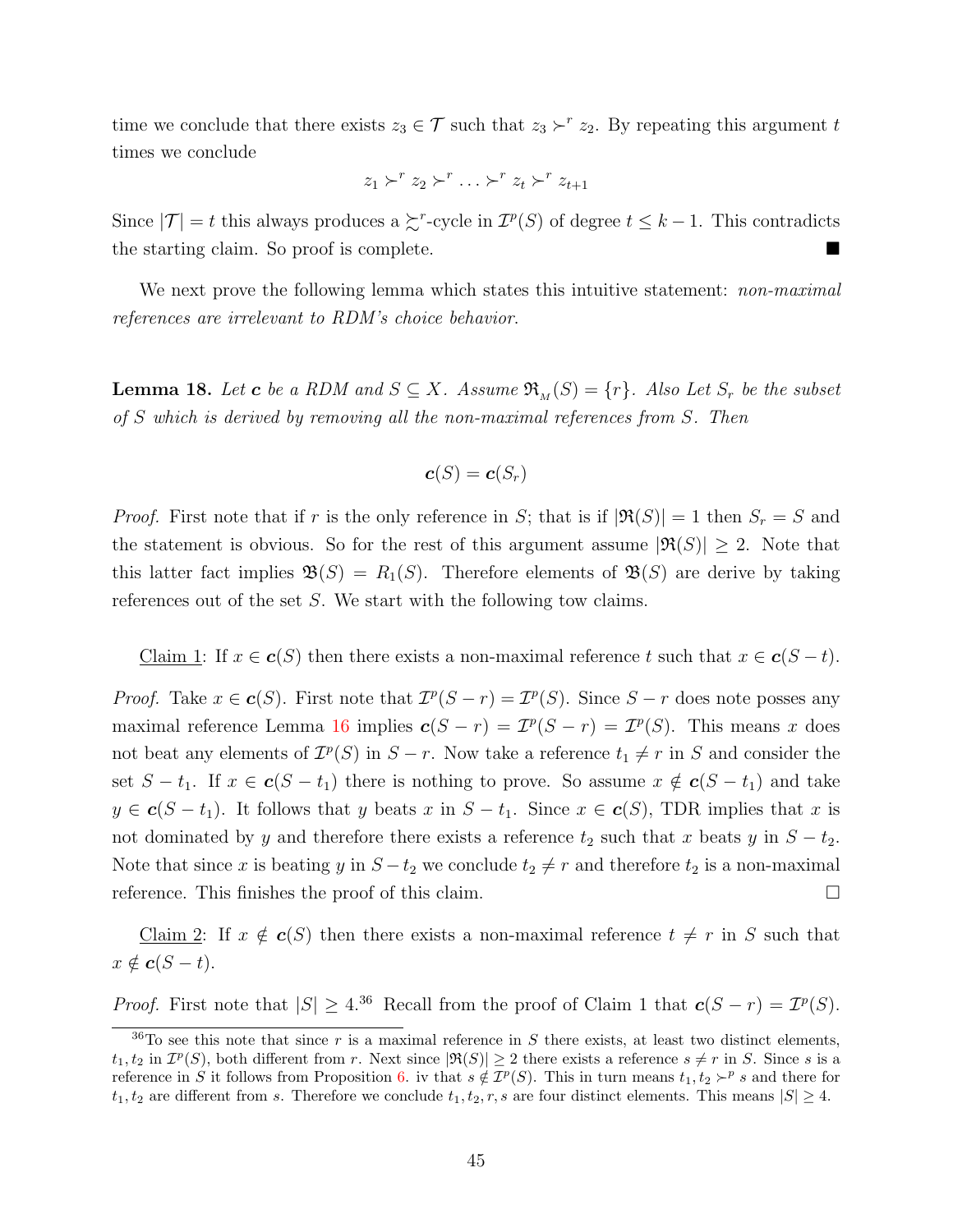time we conclude that there exists $z_3 \in \mathcal{T}$ such that $z_3 \succ^r z_2$. By repeating this argument $t$ times we conclude

$$z_1 \succ^r z_2 \succ^r \ldots \succ^r z_t \succ^r z_{t+1}$$

Since $|\mathcal{T}| = t$ this always produces a $\succsim^r$-cycle in $\mathcal{I}^p(S)$ of degree $t \leq k-1$. This contradicts the starting claim. So proof is complete. ■

We next prove the following lemma which states this intuitive statement: *non-maximal references are irrelevant to RDM's choice behavior.*

**Lemma 18.** *Let $\boldsymbol{c}$ be a RDM and $S \subseteq X$. Assume $\mathfrak{R}_{_M}(S) = \{r\}$. Also Let $S_r$ be the subset of $S$ which is derived by removing all the non-maximal references from $S$. Then*

$$\boldsymbol{c}(S) = \boldsymbol{c}(S_r)$$

*Proof.* First note that if $r$ is the only reference in $S$; that is if $|\mathfrak{R}(S)| = 1$ then $S_r = S$ and the statement is obvious. So for the rest of this argument assume $|\mathfrak{R}(S)| \geq 2$. Note that this latter fact implies $\mathfrak{B}(S) = R_1(S)$. Therefore elements of $\mathfrak{B}(S)$ are derive by taking references out of the set $S$. We start with the following tow claims.

Claim 1: If $x \in \boldsymbol{c}(S)$ then there exists a non-maximal reference $t$ such that $x \in \boldsymbol{c}(S - t)$.

*Proof.* Take $x \in \boldsymbol{c}(S)$. First note that $\mathcal{I}^p(S - r) = \mathcal{I}^p(S)$. Since $S - r$ does note posses any maximal reference Lemma 16 implies $\boldsymbol{c}(S - r) = \mathcal{I}^p(S - r) = \mathcal{I}^p(S)$. This means $x$ does not beat any elements of $\mathcal{I}^p(S)$ in $S - r$. Now take a reference $t_1 \neq r$ in $S$ and consider the set $S - t_1$. If $x \in \boldsymbol{c}(S - t_1)$ there is nothing to prove. So assume $x \notin \boldsymbol{c}(S - t_1)$ and take $y \in \boldsymbol{c}(S - t_1)$. It follows that $y$ beats $x$ in $S - t_1$. Since $x \in \boldsymbol{c}(S)$, TDR implies that $x$ is not dominated by $y$ and therefore there exists a reference $t_2$ such that $x$ beats $y$ in $S - t_2$. Note that since $x$ is beating $y$ in $S - t_2$ we conclude $t_2 \neq r$ and therefore $t_2$ is a non-maximal reference. This finishes the proof of this claim. □

Claim 2: If $x \notin \boldsymbol{c}(S)$ then there exists a non-maximal reference $t \neq r$ in $S$ such that $x \notin \boldsymbol{c}(S - t)$.

*Proof.* First note that $|S| \geq 4$.[36] Recall from the proof of Claim 1 that $\boldsymbol{c}(S - r) = \mathcal{I}^p(S)$.

[36] To see this note that since $r$ is a maximal reference in $S$ there exists, at least two distinct elements, $t_1, t_2$ in $\mathcal{I}^p(S)$, both different from $r$. Next since $|\mathfrak{R}(S)| \geq 2$ there exists a reference $s \neq r$ in $S$. Since $s$ is a reference in $S$ it follows from Proposition 6. iv that $s \notin \mathcal{I}^p(S)$. This in turn means $t_1, t_2 \succ^p s$ and there for $t_1, t_2$ are different from $s$. Therefore we conclude $t_1, t_2, r, s$ are four distinct elements. This means $|S| \geq 4$.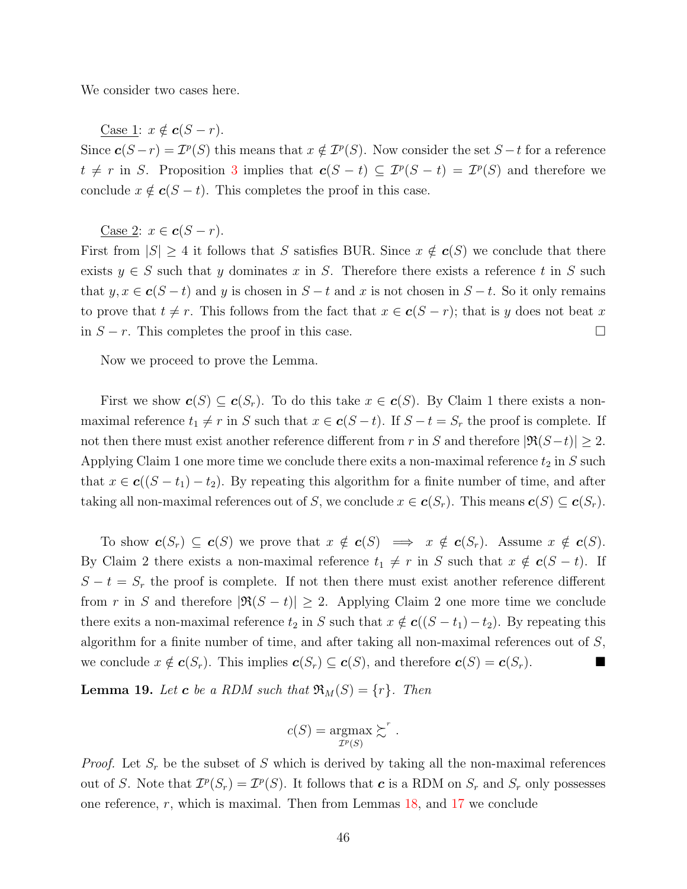We consider two cases here.

Case 1: $x \notin \boldsymbol{c}(S-r)$.
Since $\boldsymbol{c}(S-r) = \mathcal{I}^p(S)$ this means that $x \notin \mathcal{I}^p(S)$. Now consider the set $S-t$ for a reference $t \neq r$ in $S$. Proposition 3 implies that $\boldsymbol{c}(S-t) \subseteq \mathcal{I}^p(S-t) = \mathcal{I}^p(S)$ and therefore we conclude $x \notin \boldsymbol{c}(S-t)$. This completes the proof in this case.

Case 2: $x \in \boldsymbol{c}(S-r)$.
First from $|S| \geq 4$ it follows that $S$ satisfies BUR. Since $x \notin \boldsymbol{c}(S)$ we conclude that there exists $y \in S$ such that $y$ dominates $x$ in $S$. Therefore there exists a reference $t$ in $S$ such that $y, x \in \boldsymbol{c}(S-t)$ and $y$ is chosen in $S-t$ and $x$ is not chosen in $S-t$. So it only remains to prove that $t \neq r$. This follows from the fact that $x \in \boldsymbol{c}(S-r)$; that is $y$ does not beat $x$ in $S-r$. This completes the proof in this case. □

Now we proceed to prove the Lemma.

First we show $\boldsymbol{c}(S) \subseteq \boldsymbol{c}(S_r)$. To do this take $x \in \boldsymbol{c}(S)$. By Claim 1 there exists a non-maximal reference $t_1 \neq r$ in $S$ such that $x \in \boldsymbol{c}(S-t)$. If $S-t = S_r$ the proof is complete. If not then there must exist another reference different from $r$ in $S$ and therefore $|\mathfrak{R}(S-t)| \geq 2$. Applying Claim 1 one more time we conclude there exits a non-maximal reference $t_2$ in $S$ such that $x \in \boldsymbol{c}((S-t_1)-t_2)$. By repeating this algorithm for a finite number of time, and after taking all non-maximal references out of $S$, we conclude $x \in \boldsymbol{c}(S_r)$. This means $\boldsymbol{c}(S) \subseteq \boldsymbol{c}(S_r)$.

To show $\boldsymbol{c}(S_r) \subseteq \boldsymbol{c}(S)$ we prove that $x \notin \boldsymbol{c}(S) \implies x \notin \boldsymbol{c}(S_r)$. Assume $x \notin \boldsymbol{c}(S)$. By Claim 2 there exists a non-maximal reference $t_1 \neq r$ in $S$ such that $x \notin \boldsymbol{c}(S-t)$. If $S-t = S_r$ the proof is complete. If not then there must exist another reference different from $r$ in $S$ and therefore $|\mathfrak{R}(S-t)| \geq 2$. Applying Claim 2 one more time we conclude there exits a non-maximal reference $t_2$ in $S$ such that $x \notin \boldsymbol{c}((S-t_1)-t_2)$. By repeating this algorithm for a finite number of time, and after taking all non-maximal references out of $S$, we conclude $x \notin \boldsymbol{c}(S_r)$. This implies $\boldsymbol{c}(S_r) \subseteq \boldsymbol{c}(S)$, and therefore $\boldsymbol{c}(S) = \boldsymbol{c}(S_r)$. ■

**Lemma 19.** *Let $\boldsymbol{c}$ be a RDM such that $\mathfrak{R}_M(S) = \{r\}$. Then*

$$c(S) = \underset{\mathcal{I}^p(S)}{\operatorname{argmax}} \succsim^r.$$

*Proof.* Let $S_r$ be the subset of $S$ which is derived by taking all the non-maximal references out of $S$. Note that $\mathcal{I}^p(S_r) = \mathcal{I}^p(S)$. It follows that $\boldsymbol{c}$ is a RDM on $S_r$ and $S_r$ only possesses one reference, $r$, which is maximal. Then from Lemmas 18, and 17 we conclude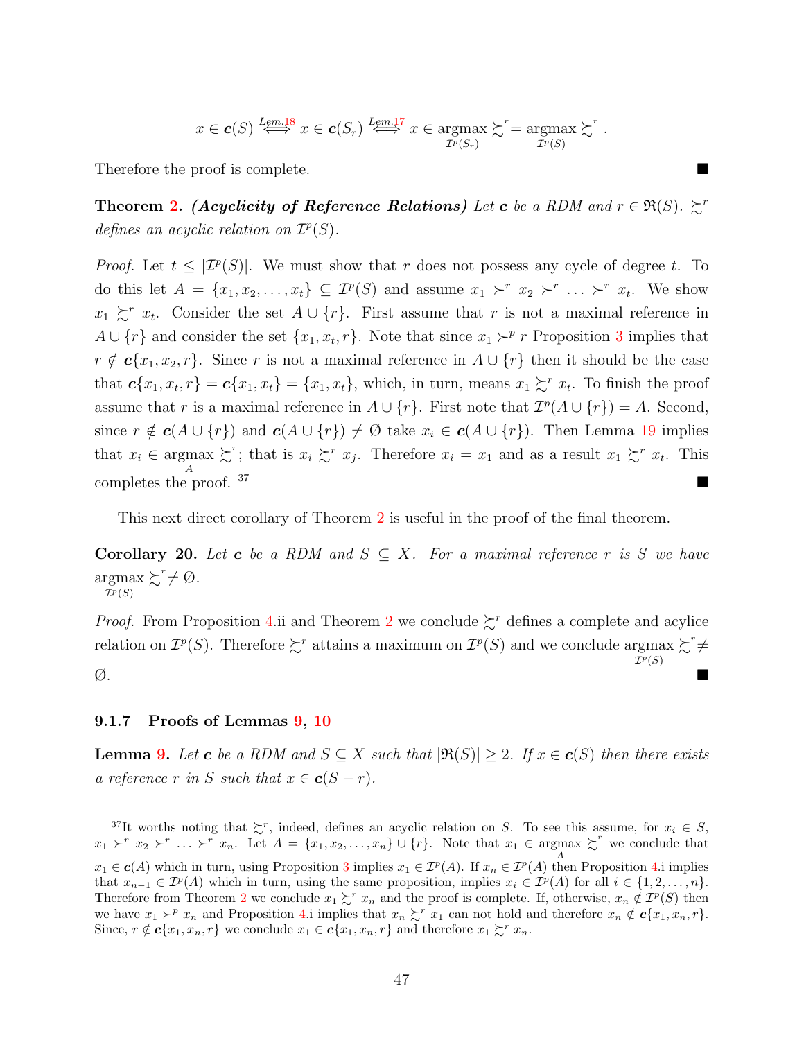$$x \in \boldsymbol{c}(S) \overset{Lem.18}{\Longleftrightarrow} x \in \boldsymbol{c}(S_r) \overset{Lem.17}{\Longleftrightarrow} x \in \underset{\mathcal{I}^p(S_r)}{\operatorname{argmax}} \succsim^r = \underset{\mathcal{I}^p(S)}{\operatorname{argmax}} \succsim^r .$$

Therefore the proof is complete. ■

**Theorem 2.** ***(Acyclicity of Reference Relations)*** *Let $\boldsymbol{c}$ be a RDM and $r \in \mathfrak{R}(S)$. $\succsim^r$ defines an acyclic relation on $\mathcal{I}^p(S)$.*

*Proof.* Let $t \leq |\mathcal{I}^p(S)|$. We must show that $r$ does not possess any cycle of degree $t$. To do this let $A = \{x_1, x_2, \ldots, x_t\} \subseteq \mathcal{I}^p(S)$ and assume $x_1 \succ^r x_2 \succ^r \ldots \succ^r x_t$. We show $x_1 \succsim^r x_t$. Consider the set $A \cup \{r\}$. First assume that $r$ is not a maximal reference in $A \cup \{r\}$ and consider the set $\{x_1, x_t, r\}$. Note that since $x_1 \succ^p r$ Proposition 3 implies that $r \notin \boldsymbol{c}\{x_1, x_2, r\}$. Since $r$ is not a maximal reference in $A \cup \{r\}$ then it should be the case that $\boldsymbol{c}\{x_1, x_t, r\} = \boldsymbol{c}\{x_1, x_t\} = \{x_1, x_t\}$, which, in turn, means $x_1 \succsim^r x_t$. To finish the proof assume that $r$ is a maximal reference in $A \cup \{r\}$. First note that $\mathcal{I}^p(A \cup \{r\}) = A$. Second, since $r \notin \boldsymbol{c}(A \cup \{r\})$ and $\boldsymbol{c}(A \cup \{r\}) \neq \emptyset$ take $x_i \in \boldsymbol{c}(A \cup \{r\})$. Then Lemma 19 implies that $x_i \in \underset{A}{\operatorname{argmax}} \succsim^r$; that is $x_i \succsim^r x_j$. Therefore $x_i = x_1$ and as a result $x_1 \succsim^r x_t$. This completes the proof. [37] ■

This next direct corollary of Theorem 2 is useful in the proof of the final theorem.

**Corollary 20.** *Let $\boldsymbol{c}$ be a RDM and $S \subseteq X$. For a maximal reference $r$ is $S$ we have $\underset{\mathcal{I}^p(S)}{\operatorname{argmax}} \succsim^r \neq \emptyset$.*

*Proof.* From Proposition 4.ii and Theorem 2 we conclude $\succsim^r$ defines a complete and acylice relation on $\mathcal{I}^p(S)$. Therefore $\succsim^r$ attains a maximum on $\mathcal{I}^p(S)$ and we conclude $\underset{\mathcal{I}^p(S)}{\operatorname{argmax}} \succsim^r \neq \emptyset$. ■

### 9.1.7 Proofs of Lemmas 9, 10

**Lemma 9.** *Let $\boldsymbol{c}$ be a RDM and $S \subseteq X$ such that $|\mathfrak{R}(S)| \geq 2$. If $x \in \boldsymbol{c}(S)$ then there exists a reference $r$ in $S$ such that $x \in \boldsymbol{c}(S - r)$.*

---

[37] It worths noting that $\succsim^r$, indeed, defines an acyclic relation on $S$. To see this assume, for $x_i \in S$, $x_1 \succ^r x_2 \succ^r \ldots \succ^r x_n$. Let $A = \{x_1, x_2, \ldots, x_n\} \cup \{r\}$. Note that $x_1 \in \underset{A}{\operatorname{argmax}} \succsim^r$ we conclude that $x_1 \in \boldsymbol{c}(A)$ which in turn, using Proposition 3 implies $x_1 \in \mathcal{I}^p(A)$. If $x_n \in \mathcal{I}^p(A)$ then Proposition 4.i implies that $x_{n-1} \in \mathcal{I}^p(A)$ which in turn, using the same proposition, implies $x_i \in \mathcal{I}^p(A)$ for all $i \in \{1, 2, \ldots, n\}$. Therefore from Theorem 2 we conclude $x_1 \succsim^r x_n$ and the proof is complete. If, otherwise, $x_n \notin \mathcal{I}^p(S)$ then we have $x_1 \succ^p x_n$ and Proposition 4.i implies that $x_n \succsim^r x_1$ can not hold and therefore $x_n \notin \boldsymbol{c}\{x_1, x_n, r\}$. Since, $r \notin \boldsymbol{c}\{x_1, x_n, r\}$ we conclude $x_1 \in \boldsymbol{c}\{x_1, x_n, r\}$ and therefore $x_1 \succsim^r x_n$.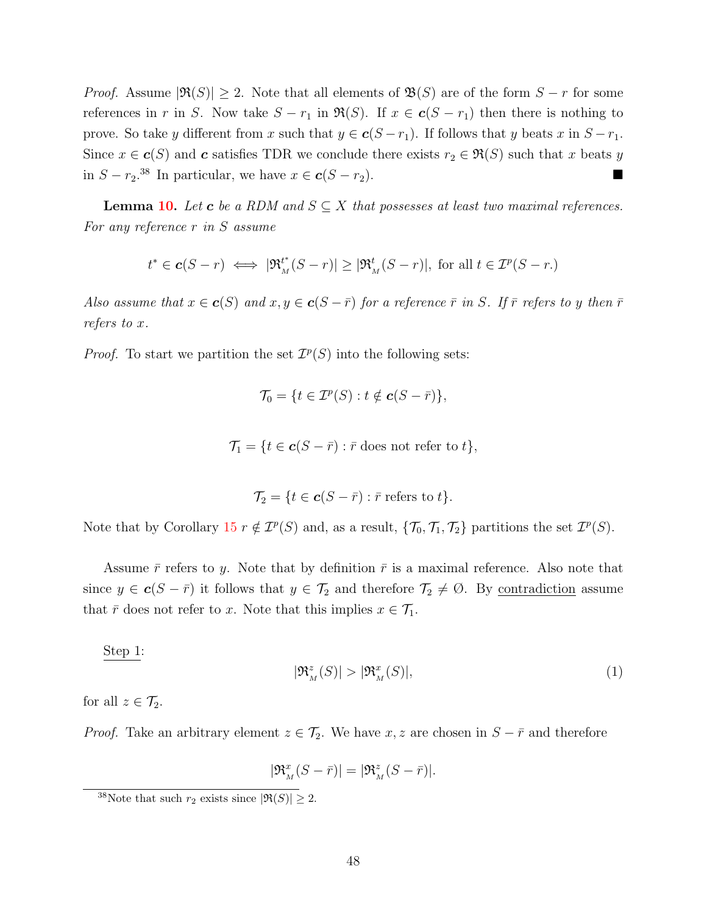*Proof.* Assume $|\mathfrak{R}(S)| \geq 2$. Note that all elements of $\mathfrak{B}(S)$ are of the form $S - r$ for some references in $r$ in $S$. Now take $S - r_1$ in $\mathfrak{R}(S)$. If $x \in \boldsymbol{c}(S - r_1)$ then there is nothing to prove. So take $y$ different from $x$ such that $y \in \boldsymbol{c}(S - r_1)$. If follows that $y$ beats $x$ in $S - r_1$. Since $x \in \boldsymbol{c}(S)$ and $\boldsymbol{c}$ satisfies TDR we conclude there exists $r_2 \in \mathfrak{R}(S)$ such that $x$ beats $y$ in $S - r_2$.[38] In particular, we have $x \in \boldsymbol{c}(S - r_2)$. ■

**Lemma 10.** *Let $\boldsymbol{c}$ be a RDM and $S \subseteq X$ that possesses at least two maximal references. For any reference $r$ in $S$ assume*

$$t^* \in \boldsymbol{c}(S - r) \iff |\mathfrak{R}^{t^*}_{_M}(S - r)| \geq |\mathfrak{R}^{t}_{_M}(S - r)|, \text{ for all } t \in \mathcal{I}^p(S - r.)$$

*Also assume that $x \in \boldsymbol{c}(S)$ and $x, y \in \boldsymbol{c}(S - \bar{r})$ for a reference $\bar{r}$ in $S$. If $\bar{r}$ refers to $y$ then $\bar{r}$ refers to $x$.*

*Proof.* To start we partition the set $\mathcal{I}^p(S)$ into the following sets:

$$\mathcal{T}_0 = \{t \in \mathcal{I}^p(S) : t \notin \boldsymbol{c}(S - \bar{r})\},$$

$$\mathcal{T}_1 = \{t \in \boldsymbol{c}(S - \bar{r}) : \bar{r} \text{ does not refer to } t\},$$

$$\mathcal{T}_2 = \{t \in \boldsymbol{c}(S - \bar{r}) : \bar{r} \text{ refers to } t\}.$$

Note that by Corollary 15 $r \notin \mathcal{I}^p(S)$ and, as a result, $\{\mathcal{T}_0, \mathcal{T}_1, \mathcal{T}_2\}$ partitions the set $\mathcal{I}^p(S)$.

Assume $\bar{r}$ refers to $y$. Note that by definition $\bar{r}$ is a maximal reference. Also note that since $y \in \boldsymbol{c}(S - \bar{r})$ it follows that $y \in \mathcal{T}_2$ and therefore $\mathcal{T}_2 \neq \emptyset$. By contradiction assume that $\bar{r}$ does not refer to $x$. Note that this implies $x \in \mathcal{T}_1$.

Step 1:

$$|\mathfrak{R}^{z}_{_M}(S)| > |\mathfrak{R}^{x}_{_M}(S)|, \tag{1}$$

for all $z \in \mathcal{T}_2$.

*Proof.* Take an arbitrary element $z \in \mathcal{T}_2$. We have $x, z$ are chosen in $S - \bar{r}$ and therefore

$$|\mathfrak{R}^{x}_{_M}(S - \bar{r})| = |\mathfrak{R}^{z}_{_M}(S - \bar{r})|.$$

[38] Note that such $r_2$ exists since $|\mathfrak{R}(S)| \geq 2$.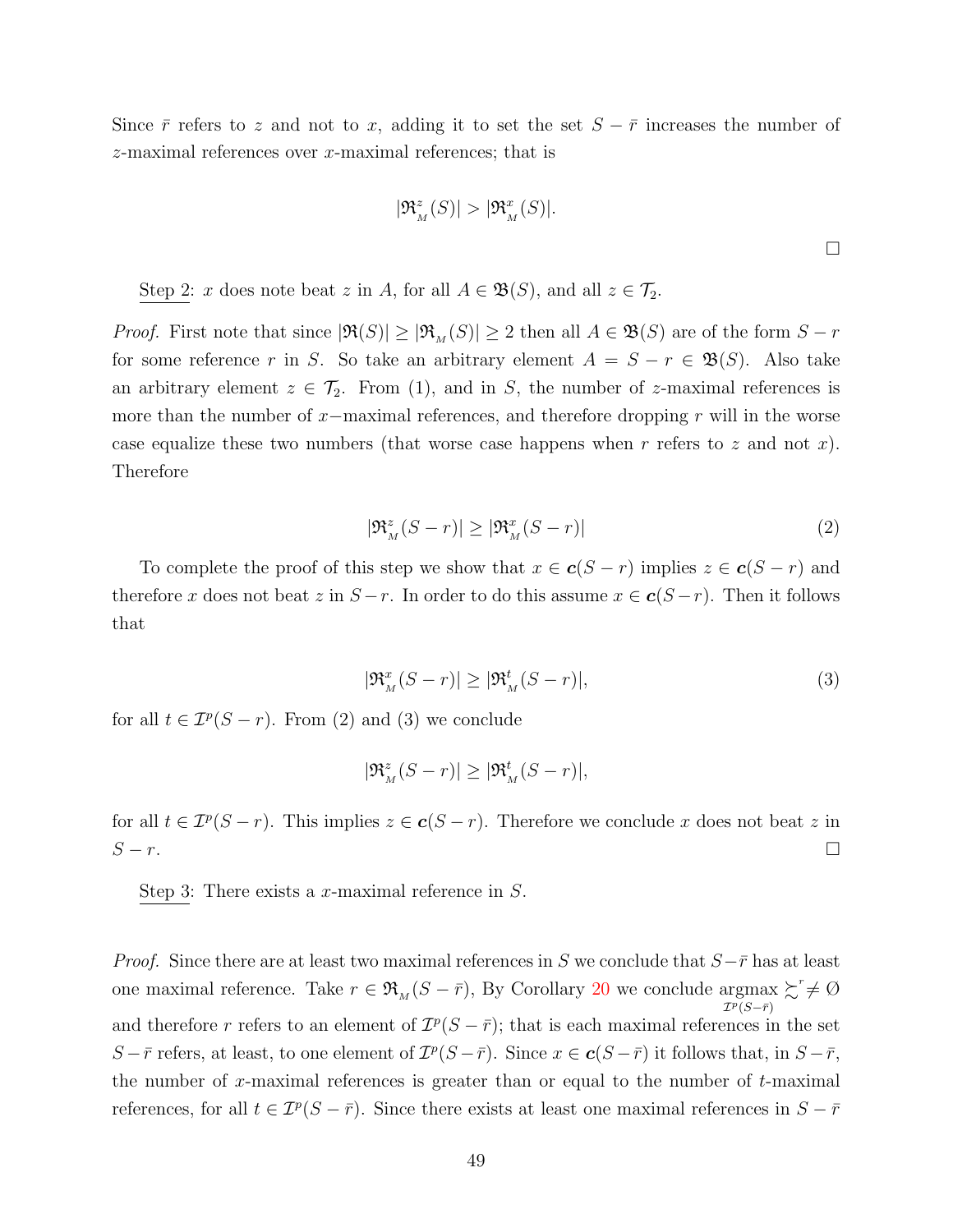Since $\bar{r}$ refers to $z$ and not to $x$, adding it to set the set $S - \bar{r}$ increases the number of $z$-maximal references over $x$-maximal references; that is

$$|\mathfrak{R}^z_{_M}(S)| > |\mathfrak{R}^x_{_M}(S)|.$$

□

<u>Step 2</u>: $x$ does note beat $z$ in $A$, for all $A \in \mathfrak{B}(S)$, and all $z \in \mathcal{T}_2$.

*Proof.* First note that since $|\mathfrak{R}(S)| \geq |\mathfrak{R}_{_M}(S)| \geq 2$ then all $A \in \mathfrak{B}(S)$ are of the form $S - r$ for some reference $r$ in $S$. So take an arbitrary element $A = S - r \in \mathfrak{B}(S)$. Also take an arbitrary element $z \in \mathcal{T}_2$. From (1), and in $S$, the number of $z$-maximal references is more than the number of $x-$maximal references, and therefore dropping $r$ will in the worse case equalize these two numbers (that worse case happens when $r$ refers to $z$ and not $x$). Therefore

$$|\mathfrak{R}^z_{_M}(S - r)| \geq |\mathfrak{R}^x_{_M}(S - r)| \tag{2}$$

To complete the proof of this step we show that $x \in \boldsymbol{c}(S - r)$ implies $z \in \boldsymbol{c}(S - r)$ and therefore $x$ does not beat $z$ in $S - r$. In order to do this assume $x \in \boldsymbol{c}(S - r)$. Then it follows that

$$|\mathfrak{R}^x_{_M}(S - r)| \geq |\mathfrak{R}^t_{_M}(S - r)|, \tag{3}$$

for all $t \in \mathcal{I}^p(S - r)$. From (2) and (3) we conclude

$$|\mathfrak{R}^z_{_M}(S - r)| \geq |\mathfrak{R}^t_{_M}(S - r)|,$$

for all $t \in \mathcal{I}^p(S - r)$. This implies $z \in \boldsymbol{c}(S - r)$. Therefore we conclude $x$ does not beat $z$ in $S - r$. □

<u>Step 3</u>: There exists a $x$-maximal reference in $S$.

*Proof.* Since there are at least two maximal references in $S$ we conclude that $S - \bar{r}$ has at least one maximal reference. Take $r \in \mathfrak{R}_{_M}(S - \bar{r})$, By Corollary 20 we conclude $\underset{\mathcal{I}^p(S-\bar{r})}{\operatorname{argmax}} \succsim^r \neq \emptyset$ and therefore $r$ refers to an element of $\mathcal{I}^p(S - \bar{r})$; that is each maximal references in the set $S - \bar{r}$ refers, at least, to one element of $\mathcal{I}^p(S - \bar{r})$. Since $x \in \boldsymbol{c}(S - \bar{r})$ it follows that, in $S - \bar{r}$, the number of $x$-maximal references is greater than or equal to the number of $t$-maximal references, for all $t \in \mathcal{I}^p(S - \bar{r})$. Since there exists at least one maximal references in $S - \bar{r}$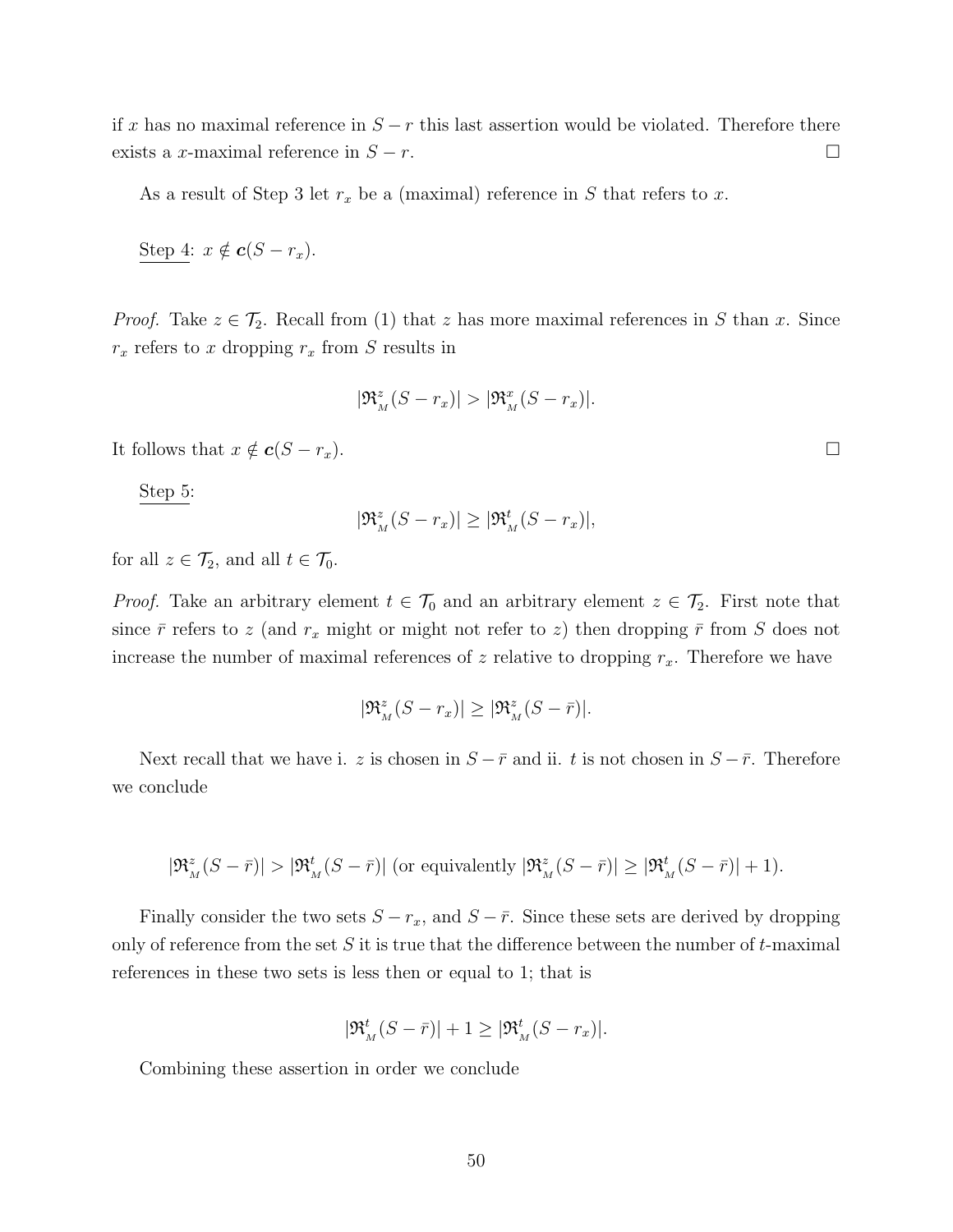if $x$ has no maximal reference in $S - r$ this last assertion would be violated. Therefore there exists a $x$-maximal reference in $S - r$. $\square$

As a result of Step 3 let $r_x$ be a (maximal) reference in $S$ that refers to $x$.

<u>Step 4</u>: $x \notin \boldsymbol{c}(S - r_x)$.

*Proof.* Take $z \in \mathcal{T}_2$. Recall from (1) that $z$ has more maximal references in $S$ than $x$. Since $r_x$ refers to $x$ dropping $r_x$ from $S$ results in

$$|\mathfrak{R}^z_{_M}(S - r_x)| > |\mathfrak{R}^x_{_M}(S - r_x)|.$$

It follows that $x \notin \boldsymbol{c}(S - r_x)$. $\square$

<u>Step 5</u>:

$$|\mathfrak{R}^z_{_M}(S - r_x)| \geq |\mathfrak{R}^t_{_M}(S - r_x)|,$$

for all $z \in \mathcal{T}_2$, and all $t \in \mathcal{T}_0$.

*Proof.* Take an arbitrary element $t \in \mathcal{T}_0$ and an arbitrary element $z \in \mathcal{T}_2$. First note that since $\bar{r}$ refers to $z$ (and $r_x$ might or might not refer to $z$) then dropping $\bar{r}$ from $S$ does not increase the number of maximal references of $z$ relative to dropping $r_x$. Therefore we have

$$|\mathfrak{R}^z_{_M}(S - r_x)| \geq |\mathfrak{R}^z_{_M}(S - \bar{r})|.$$

Next recall that we have i. $z$ is chosen in $S - \bar{r}$ and ii. $t$ is not chosen in $S - \bar{r}$. Therefore we conclude

$$|\mathfrak{R}^z_{_M}(S - \bar{r})| > |\mathfrak{R}^t_{_M}(S - \bar{r})| \text{ (or equivalently } |\mathfrak{R}^z_{_M}(S - \bar{r})| \geq |\mathfrak{R}^t_{_M}(S - \bar{r})| + 1).$$

Finally consider the two sets $S - r_x$, and $S - \bar{r}$. Since these sets are derived by dropping only of reference from the set $S$ it is true that the difference between the number of $t$-maximal references in these two sets is less then or equal to 1; that is

$$|\mathfrak{R}^t_{_M}(S - \bar{r})| + 1 \geq |\mathfrak{R}^t_{_M}(S - r_x)|.$$

Combining these assertion in order we conclude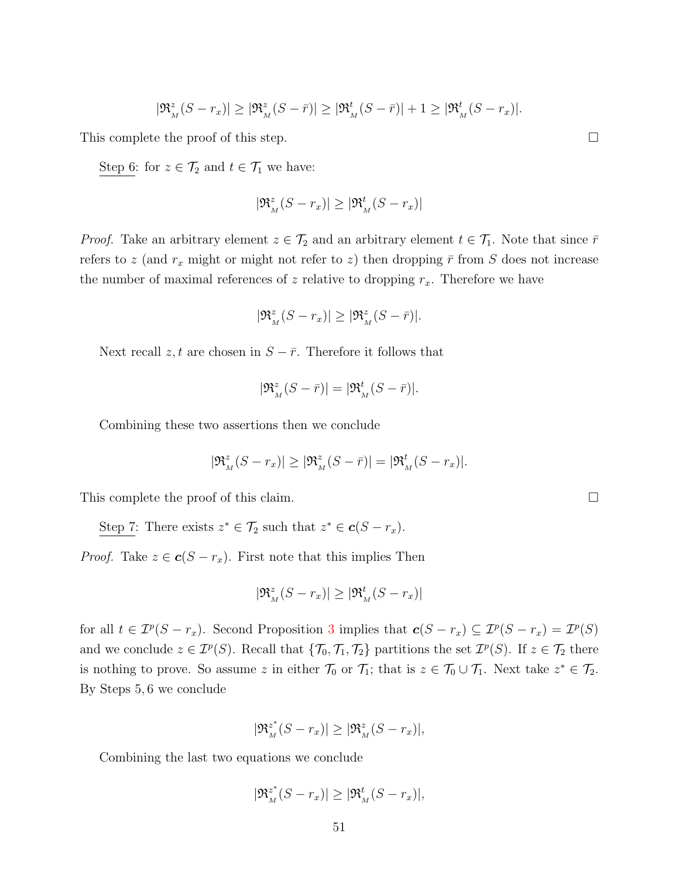$$|\mathfrak{R}^z_{_M}(S - r_x)| \geq |\mathfrak{R}^z_{_M}(S - \bar{r})| \geq |\mathfrak{R}^t_{_M}(S - \bar{r})| + 1 \geq |\mathfrak{R}^t_{_M}(S - r_x)|.$$

This complete the proof of this step. ☐

Step 6: for $z \in \mathcal{T}_2$ and $t \in \mathcal{T}_1$ we have:

$$|\mathfrak{R}^z_{_M}(S - r_x)| \geq |\mathfrak{R}^t_{_M}(S - r_x)|$$

*Proof.* Take an arbitrary element $z \in \mathcal{T}_2$ and an arbitrary element $t \in \mathcal{T}_1$. Note that since $\bar{r}$ refers to $z$ (and $r_x$ might or might not refer to $z$) then dropping $\bar{r}$ from $S$ does not increase the number of maximal references of $z$ relative to dropping $r_x$. Therefore we have

$$|\mathfrak{R}^z_{_M}(S - r_x)| \geq |\mathfrak{R}^z_{_M}(S - \bar{r})|.$$

Next recall $z, t$ are chosen in $S - \bar{r}$. Therefore it follows that

$$|\mathfrak{R}^z_{_M}(S - \bar{r})| = |\mathfrak{R}^t_{_M}(S - \bar{r})|.$$

Combining these two assertions then we conclude

$$|\mathfrak{R}^z_{_M}(S - r_x)| \geq |\mathfrak{R}^z_{_M}(S - \bar{r})| = |\mathfrak{R}^t_{_M}(S - r_x)|.$$

This complete the proof of this claim. ☐

Step 7: There exists $z^* \in \mathcal{T}_2$ such that $z^* \in \boldsymbol{c}(S - r_x)$.

*Proof.* Take $z \in \boldsymbol{c}(S - r_x)$. First note that this implies Then

$$|\mathfrak{R}^z_{_M}(S - r_x)| \geq |\mathfrak{R}^t_{_M}(S - r_x)|$$

for all $t \in \mathcal{I}^p(S - r_x)$. Second Proposition 3 implies that $\boldsymbol{c}(S - r_x) \subseteq \mathcal{I}^p(S - r_x) = \mathcal{I}^p(S)$ and we conclude $z \in \mathcal{I}^p(S)$. Recall that $\{\mathcal{T}_0, \mathcal{T}_1, \mathcal{T}_2\}$ partitions the set $\mathcal{I}^p(S)$. If $z \in \mathcal{T}_2$ there is nothing to prove. So assume $z$ in either $\mathcal{T}_0$ or $\mathcal{T}_1$; that is $z \in \mathcal{T}_0 \cup \mathcal{T}_1$. Next take $z^* \in \mathcal{T}_2$. By Steps 5, 6 we conclude

$$|\mathfrak{R}^{z^*}_{_M}(S - r_x)| \geq |\mathfrak{R}^z_{_M}(S - r_x)|,$$

Combining the last two equations we conclude

$$|\mathfrak{R}^{z^*}_{_M}(S - r_x)| \geq |\mathfrak{R}^t_{_M}(S - r_x)|,$$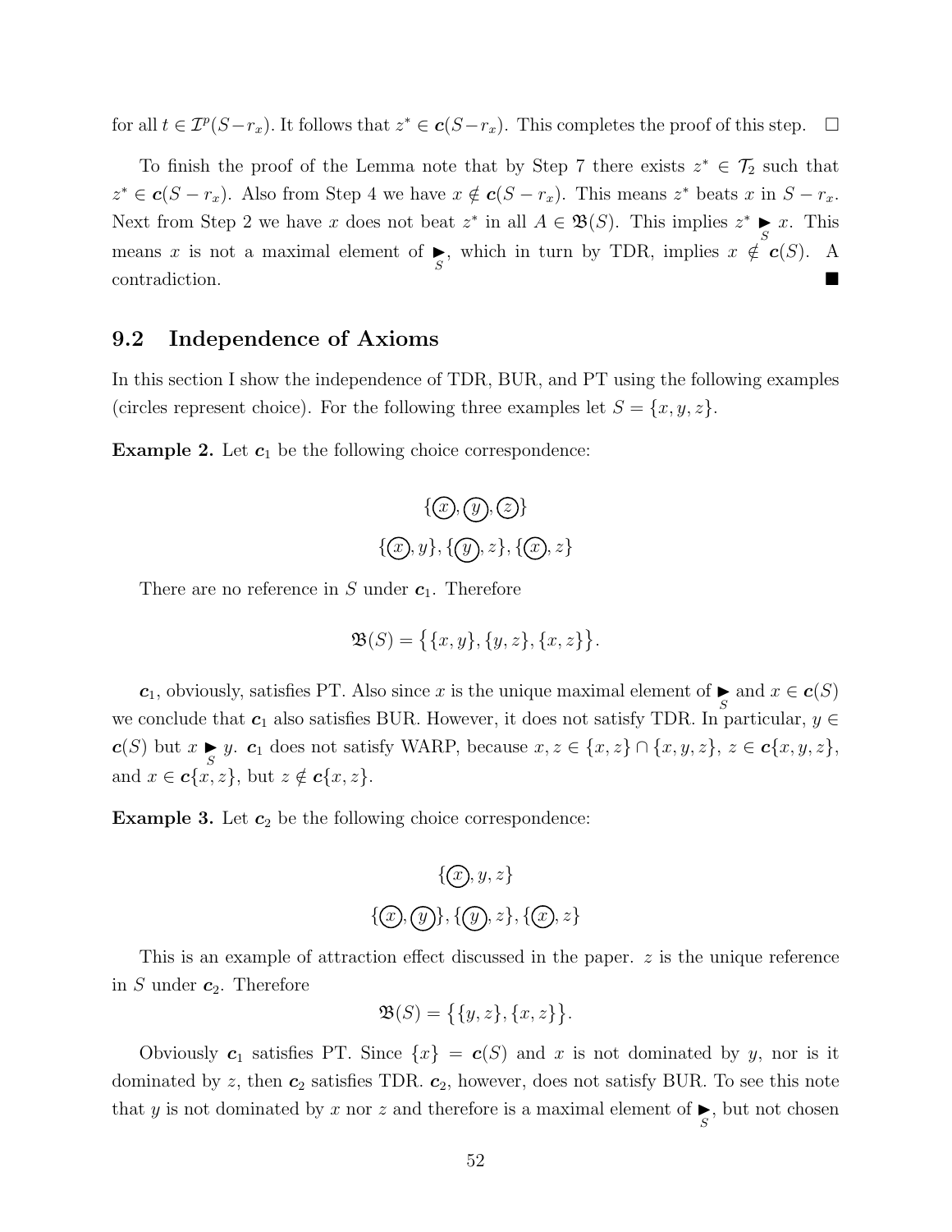for all $t \in \mathcal{I}^p(S - r_x)$. It follows that $z^* \in \boldsymbol{c}(S - r_x)$. This completes the proof of this step. $\square$

To finish the proof of the Lemma note that by Step 7 there exists $z^* \in \mathcal{T}_2$ such that $z^* \in \boldsymbol{c}(S - r_x)$. Also from Step 4 we have $x \notin \boldsymbol{c}(S - r_x)$. This means $z^*$ beats $x$ in $S - r_x$. Next from Step 2 we have $x$ does not beat $z^*$ in all $A \in \mathfrak{B}(S)$. This implies $z^* \underset{S}{\blacktriangleright} x$. This means $x$ is not a maximal element of $\underset{S}{\blacktriangleright}$, which in turn by TDR, implies $x \notin \boldsymbol{c}(S)$. A contradiction. $\blacksquare$

## 9.2 Independence of Axioms

In this section I show the independence of TDR, BUR, and PT using the following examples (circles represent choice). For the following three examples let $S = \{x, y, z\}$.

**Example 2.** Let $\boldsymbol{c}_1$ be the following choice correspondence:

$$\{\textcircled{x}, \textcircled{y}, \textcircled{z}\}$$
$$\{\textcircled{x}, y\}, \{\textcircled{y}, z\}, \{\textcircled{x}, z\}$$

There are no reference in $S$ under $\boldsymbol{c}_1$. Therefore

$$\mathfrak{B}(S) = \big\{\{x, y\}, \{y, z\}, \{x, z\}\big\}.$$

$\boldsymbol{c}_1$, obviously, satisfies PT. Also since $x$ is the unique maximal element of $\underset{S}{\blacktriangleright}$ and $x \in \boldsymbol{c}(S)$ we conclude that $\boldsymbol{c}_1$ also satisfies BUR. However, it does not satisfy TDR. In particular, $y \in \boldsymbol{c}(S)$ but $x \underset{S}{\blacktriangleright} y$. $\boldsymbol{c}_1$ does not satisfy WARP, because $x, z \in \{x, z\} \cap \{x, y, z\}$, $z \in \boldsymbol{c}\{x, y, z\}$, and $x \in \boldsymbol{c}\{x, z\}$, but $z \notin \boldsymbol{c}\{x, z\}$.

**Example 3.** Let $\boldsymbol{c}_2$ be the following choice correspondence:

$$\{\textcircled{x}, y, z\}$$
$$\{\textcircled{x}, \textcircled{y}\}, \{\textcircled{y}, z\}, \{\textcircled{x}, z\}$$

This is an example of attraction effect discussed in the paper. $z$ is the unique reference in $S$ under $\boldsymbol{c}_2$. Therefore

$$\mathfrak{B}(S) = \big\{\{y, z\}, \{x, z\}\big\}.$$

Obviously $\boldsymbol{c}_1$ satisfies PT. Since $\{x\} = \boldsymbol{c}(S)$ and $x$ is not dominated by $y$, nor is it dominated by $z$, then $\boldsymbol{c}_2$ satisfies TDR. $\boldsymbol{c}_2$, however, does not satisfy BUR. To see this note that $y$ is not dominated by $x$ nor $z$ and therefore is a maximal element of $\underset{S}{\blacktriangleright}$, but not chosen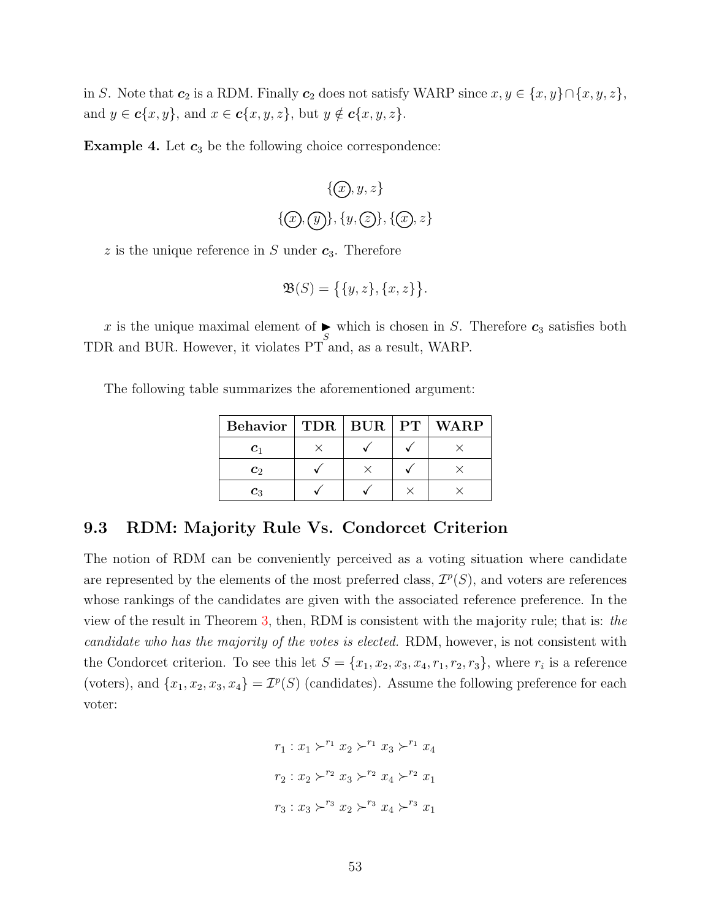in $S$. Note that $\boldsymbol{c}_2$ is a RDM. Finally $\boldsymbol{c}_2$ does not satisfy WARP since $x, y \in \{x, y\} \cap \{x, y, z\}$, and $y \in \boldsymbol{c}\{x, y\}$, and $x \in \boldsymbol{c}\{x, y, z\}$, but $y \notin \boldsymbol{c}\{x, y, z\}$.

**Example 4.** Let $\boldsymbol{c}_3$ be the following choice correspondence:

$$\{\textcircled{x}, y, z\}$$

$$\{\textcircled{x}, \textcircled{y}\}, \{y, \textcircled{z}\}, \{\textcircled{x}, z\}$$

$z$ is the unique reference in $S$ under $\boldsymbol{c}_3$. Therefore

$$\mathfrak{B}(S) = \big\{\{y, z\}, \{x, z\}\big\}.$$

$x$ is the unique maximal element of $\underset{S}{\blacktriangleright}$ which is chosen in $S$. Therefore $\boldsymbol{c}_3$ satisfies both TDR and BUR. However, it violates PT and, as a result, WARP.

The following table summarizes the aforementioned argument:

| Behavior | TDR | BUR | PT | WARP |
|---|---|---|---|---|
| $\boldsymbol{c}_1$ | × | ✓ | ✓ | × |
| $\boldsymbol{c}_2$ | ✓ | × | ✓ | × |
| $\boldsymbol{c}_3$ | ✓ | ✓ | × | × |

## 9.3 RDM: Majority Rule Vs. Condorcet Criterion

The notion of RDM can be conveniently perceived as a voting situation where candidate are represented by the elements of the most preferred class, $\mathcal{I}^p(S)$, and voters are references whose rankings of the candidates are given with the associated reference preference. In the view of the result in Theorem 3, then, RDM is consistent with the majority rule; that is: *the candidate who has the majority of the votes is elected.* RDM, however, is not consistent with the Condorcet criterion. To see this let $S = \{x_1, x_2, x_3, x_4, r_1, r_2, r_3\}$, where $r_i$ is a reference (voters), and $\{x_1, x_2, x_3, x_4\} = \mathcal{I}^p(S)$ (candidates). Assume the following preference for each voter:

$$r_1 : x_1 \succ^{r_1} x_2 \succ^{r_1} x_3 \succ^{r_1} x_4$$

$$r_2 : x_2 \succ^{r_2} x_3 \succ^{r_2} x_4 \succ^{r_2} x_1$$

$$r_3 : x_3 \succ^{r_3} x_2 \succ^{r_3} x_4 \succ^{r_3} x_1$$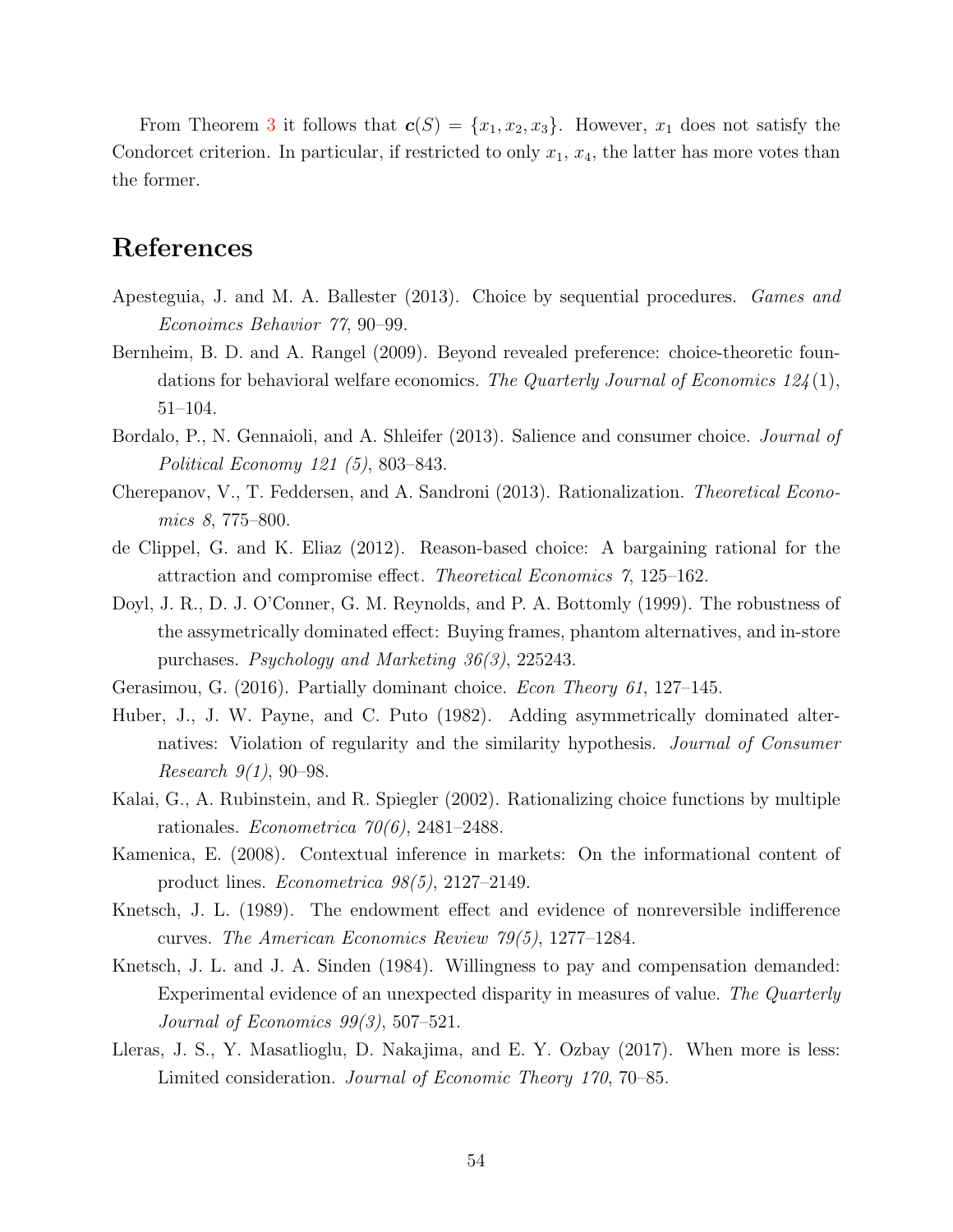From Theorem 3 it follows that $\boldsymbol{c}(S) = \{x_1, x_2, x_3\}$. However, $x_1$ does not satisfy the Condorcet criterion. In particular, if restricted to only $x_1$, $x_4$, the latter has more votes than the former.

# References

Apesteguia, J. and M. A. Ballester (2013). Choice by sequential procedures. *Games and Econoimcs Behavior 77*, 90–99.

Bernheim, B. D. and A. Rangel (2009). Beyond revealed preference: choice-theoretic foundations for behavioral welfare economics. *The Quarterly Journal of Economics 124*(1), 51–104.

Bordalo, P., N. Gennaioli, and A. Shleifer (2013). Salience and consumer choice. *Journal of Political Economy 121 (5)*, 803–843.

Cherepanov, V., T. Feddersen, and A. Sandroni (2013). Rationalization. *Theoretical Economics 8*, 775–800.

de Clippel, G. and K. Eliaz (2012). Reason-based choice: A bargaining rational for the attraction and compromise effect. *Theoretical Economics 7*, 125–162.

Doyl, J. R., D. J. O'Conner, G. M. Reynolds, and P. A. Bottomly (1999). The robustness of the assymetrically dominated effect: Buying frames, phantom alternatives, and in-store purchases. *Psychology and Marketing 36(3)*, 225243.

Gerasimou, G. (2016). Partially dominant choice. *Econ Theory 61*, 127–145.

Huber, J., J. W. Payne, and C. Puto (1982). Adding asymmetrically dominated alternatives: Violation of regularity and the similarity hypothesis. *Journal of Consumer Research 9(1)*, 90–98.

Kalai, G., A. Rubinstein, and R. Spiegler (2002). Rationalizing choice functions by multiple rationales. *Econometrica 70(6)*, 2481–2488.

Kamenica, E. (2008). Contextual inference in markets: On the informational content of product lines. *Econometrica 98(5)*, 2127–2149.

Knetsch, J. L. (1989). The endowment effect and evidence of nonreversible indifference curves. *The American Economics Review 79(5)*, 1277–1284.

Knetsch, J. L. and J. A. Sinden (1984). Willingness to pay and compensation demanded: Experimental evidence of an unexpected disparity in measures of value. *The Quarterly Journal of Economics 99(3)*, 507–521.

Lleras, J. S., Y. Masatlioglu, D. Nakajima, and E. Y. Ozbay (2017). When more is less: Limited consideration. *Journal of Economic Theory 170*, 70–85.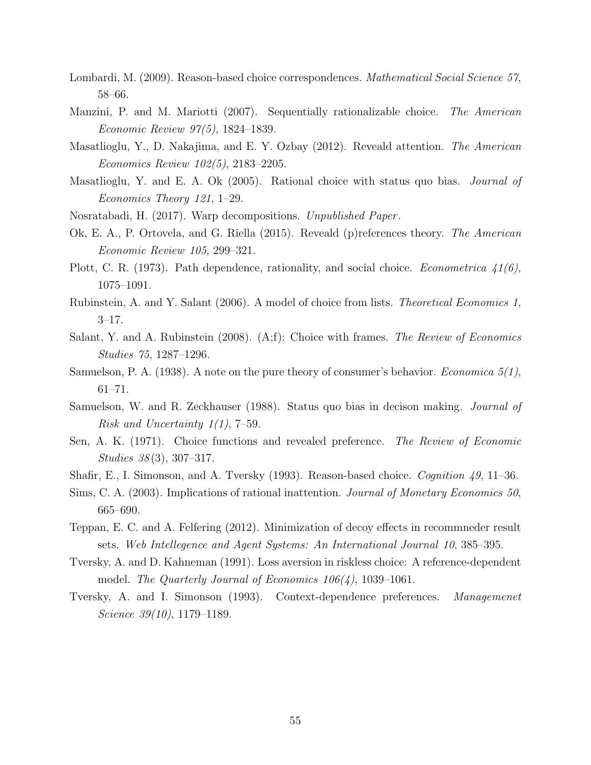Lombardi, M. (2009). Reason-based choice correspondences. *Mathematical Social Science 57*, 58–66.

Manzini, P. and M. Mariotti (2007). Sequentially rationalizable choice. *The American Economic Review 97(5)*, 1824–1839.

Masatlioglu, Y., D. Nakajima, and E. Y. Ozbay (2012). Reveald attention. *The American Economics Review 102(5)*, 2183–2205.

Masatlioglu, Y. and E. A. Ok (2005). Rational choice with status quo bias. *Journal of Economics Theory 121*, 1–29.

Nosratabadi, H. (2017). Warp decompositions. *Unpublished Paper*.

Ok, E. A., P. Ortovela, and G. Riella (2015). Reveald (p)references theory. *The American Economic Review 105*, 299–321.

Plott, C. R. (1973). Path dependence, rationality, and social choice. *Econometrica 41(6)*, 1075–1091.

Rubinstein, A. and Y. Salant (2006). A model of choice from lists. *Theoretical Economics 1*, 3–17.

Salant, Y. and A. Rubinstein (2008). (A;f): Choice with frames. *The Review of Economics Studies 75*, 1287–1296.

Samuelson, P. A. (1938). A note on the pure theory of consumer's behavior. *Economica 5(1)*, 61–71.

Samuelson, W. and R. Zeckhauser (1988). Status quo bias in decison making. *Journal of Risk and Uncertainty 1(1)*, 7–59.

Sen, A. K. (1971). Choice functions and revealed preference. *The Review of Economic Studies 38*(3), 307–317.

Shafir, E., I. Simonson, and A. Tversky (1993). Reason-based choice. *Cognition 49*, 11–36.

Sims, C. A. (2003). Implications of rational inattention. *Journal of Monetary Economics 50*, 665–690.

Teppan, E. C. and A. Felfering (2012). Minimization of decoy effects in recommneder result sets. *Web Intellegence and Agent Systems: An International Journal 10*, 385–395.

Tversky, A. and D. Kahneman (1991). Loss aversion in riskless choice: A reference-dependent model. *The Quarterly Journal of Economics 106(4)*, 1039–1061.

Tversky, A. and I. Simonson (1993). Context-dependence preferences. *Managemenet Science 39(10)*, 1179–1189.